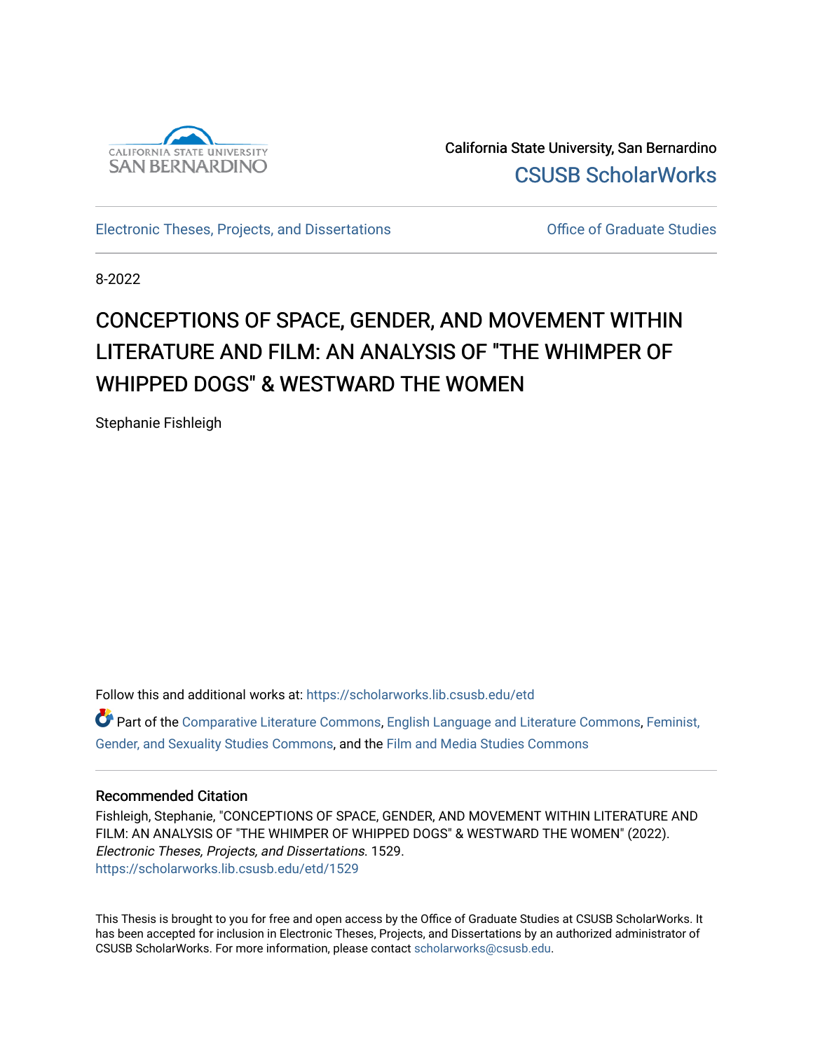California State University, San Bernardino

CSUSB ScholarWorks

Electronic Theses, Projects, and Dissertations

Office of Graduate Studies

8-2022

# CONCEPTIONS OF SPACE, GENDER, AND MOVEMENT WITHIN LITERATURE AND FILM: AN ANALYSIS OF "THE WHIMPER OF WHIPPED DOGS" & WESTWARD THE WOMEN

Stephanie Fishleigh

Follow this and additional works at: https://scholarworks.lib.csusb.edu/etd

Part of the Comparative Literature Commons, English Language and Literature Commons, Feminist, Gender, and Sexuality Studies Commons, and the Film and Media Studies Commons

## Recommended Citation

Fishleigh, Stephanie, "CONCEPTIONS OF SPACE, GENDER, AND MOVEMENT WITHIN LITERATURE AND FILM: AN ANALYSIS OF "THE WHIMPER OF WHIPPED DOGS" & WESTWARD THE WOMEN" (2022). *Electronic Theses, Projects, and Dissertations*. 1529.
https://scholarworks.lib.csusb.edu/etd/1529

This Thesis is brought to you for free and open access by the Office of Graduate Studies at CSUSB ScholarWorks. It has been accepted for inclusion in Electronic Theses, Projects, and Dissertations by an authorized administrator of CSUSB ScholarWorks. For more information, please contact scholarworks@csusb.edu.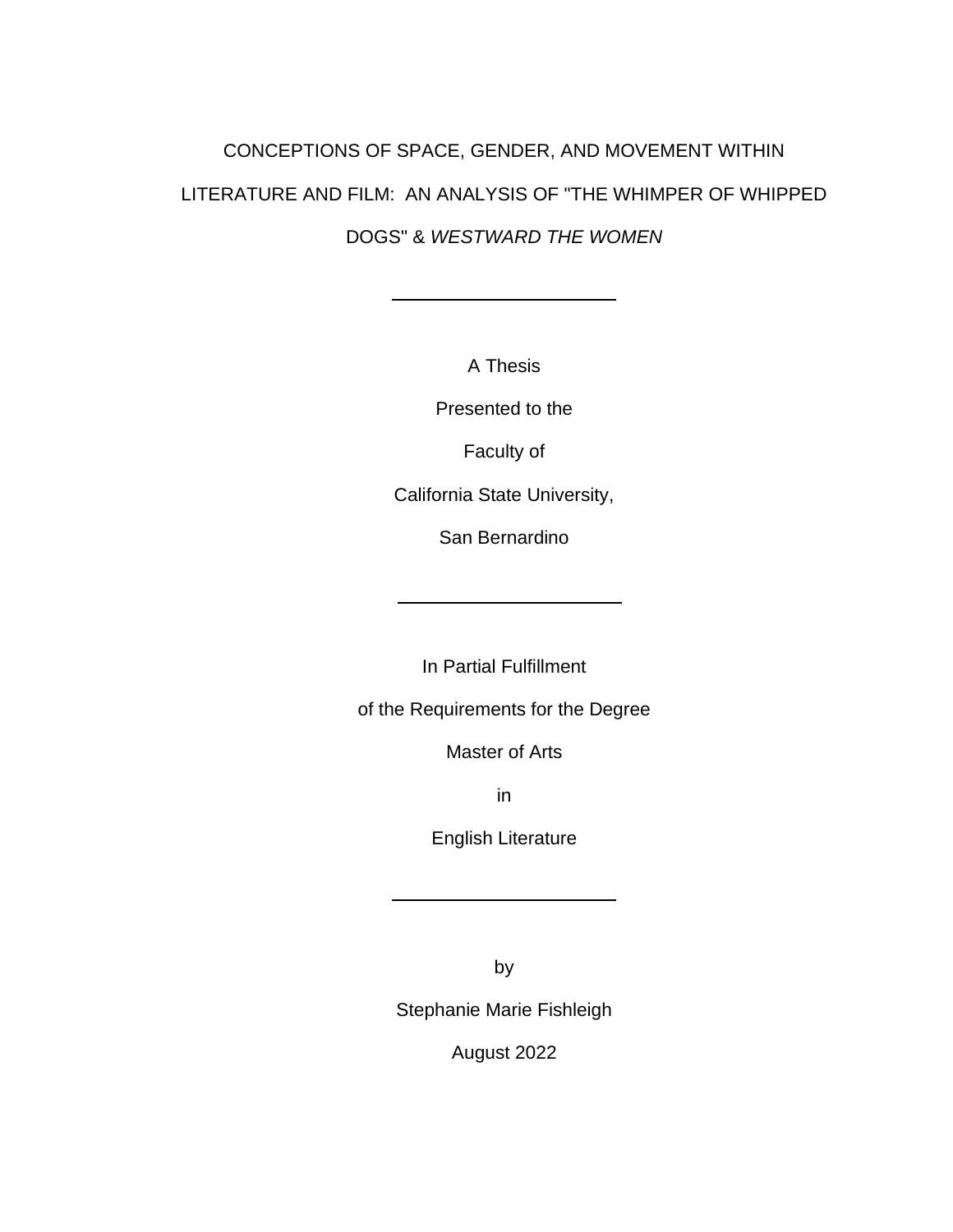# CONCEPTIONS OF SPACE, GENDER, AND MOVEMENT WITHIN LITERATURE AND FILM: AN ANALYSIS OF "THE WHIMPER OF WHIPPED DOGS" & *WESTWARD THE WOMEN*

---

A Thesis

Presented to the

Faculty of

California State University,

San Bernardino

---

In Partial Fulfillment

of the Requirements for the Degree

Master of Arts

in

English Literature

---

by

Stephanie Marie Fishleigh

August 2022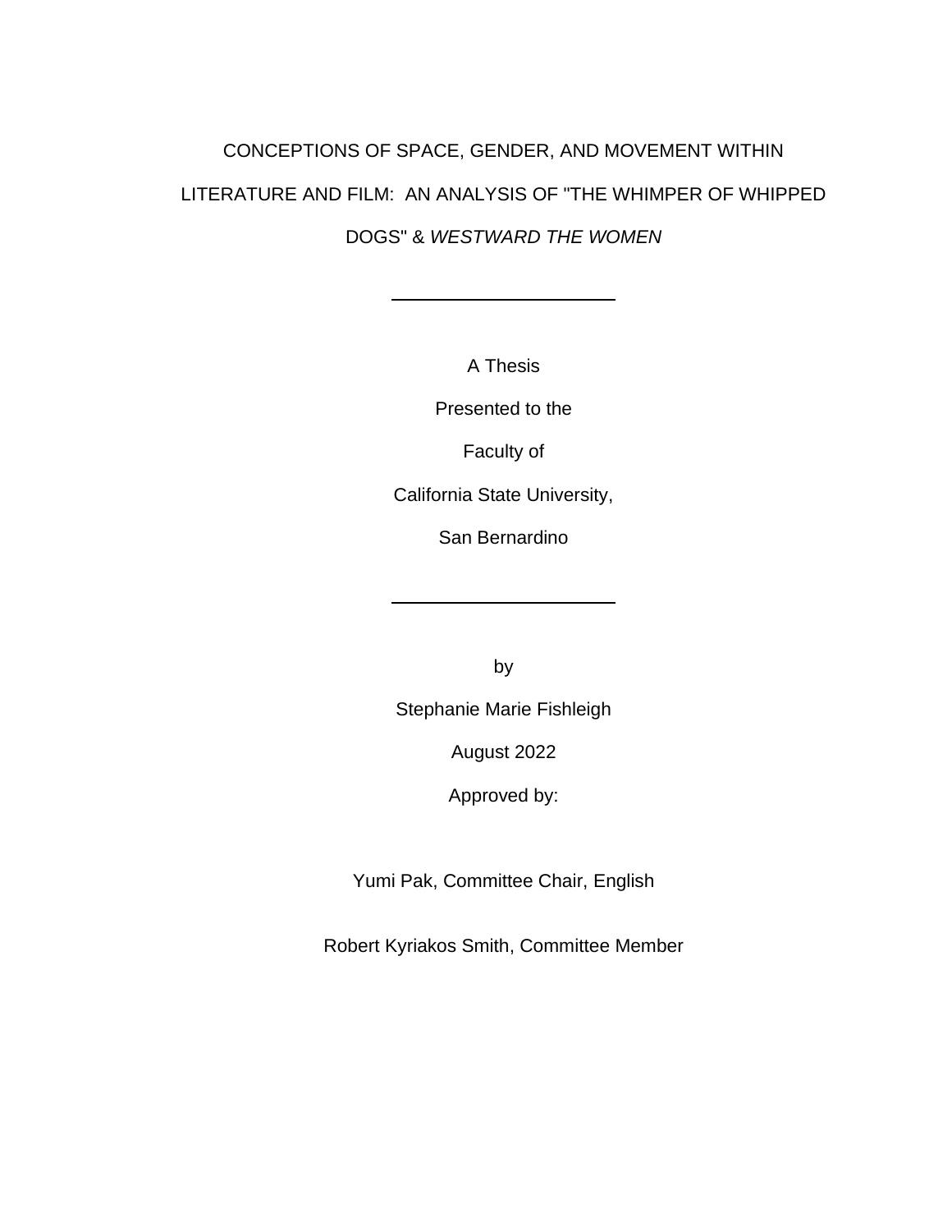CONCEPTIONS OF SPACE, GENDER, AND MOVEMENT WITHIN LITERATURE AND FILM: AN ANALYSIS OF "THE WHIMPER OF WHIPPED DOGS" & *WESTWARD THE WOMEN*

---

A Thesis

Presented to the

Faculty of

California State University,

San Bernardino

---

by

Stephanie Marie Fishleigh

August 2022

Approved by:

Yumi Pak, Committee Chair, English

Robert Kyriakos Smith, Committee Member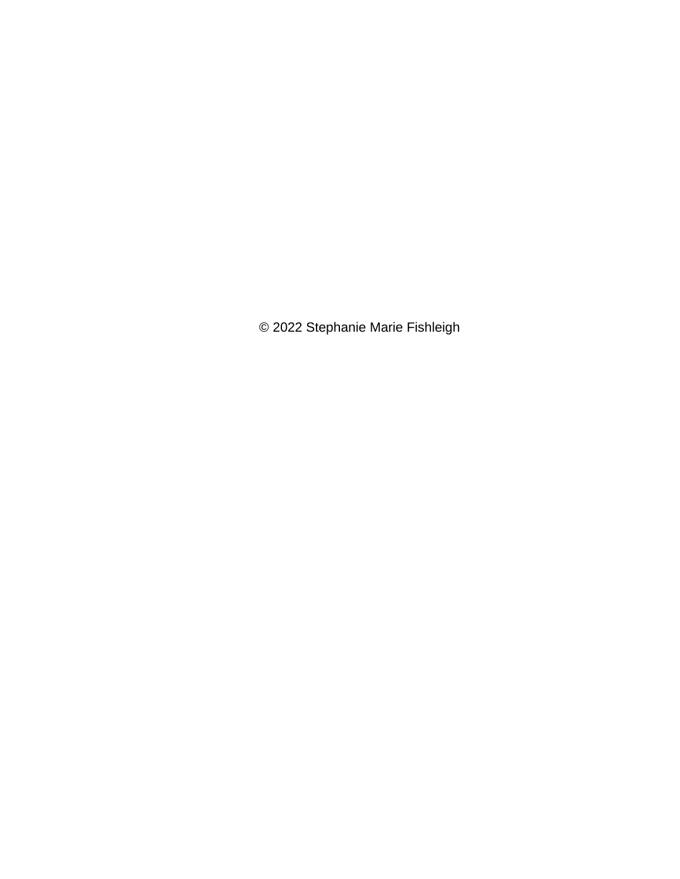© 2022 Stephanie Marie Fishleigh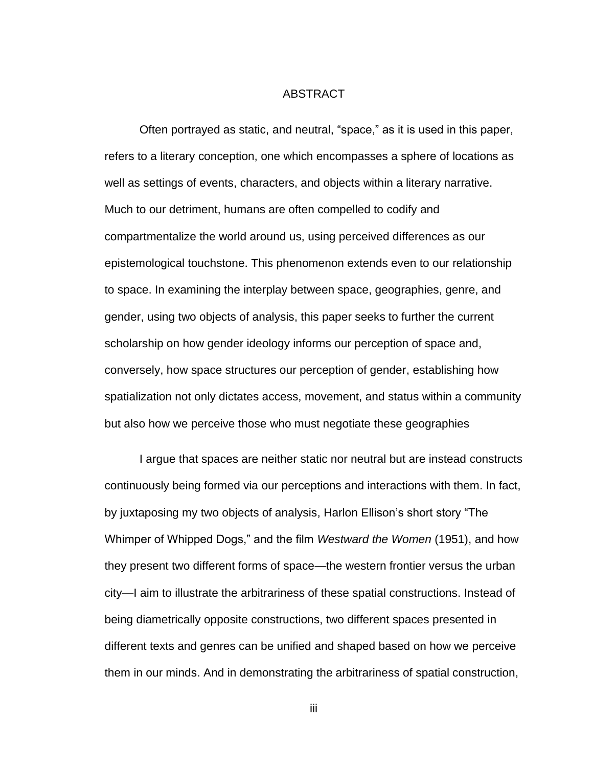# ABSTRACT

Often portrayed as static, and neutral, “space,” as it is used in this paper, refers to a literary conception, one which encompasses a sphere of locations as well as settings of events, characters, and objects within a literary narrative. Much to our detriment, humans are often compelled to codify and compartmentalize the world around us, using perceived differences as our epistemological touchstone. This phenomenon extends even to our relationship to space. In examining the interplay between space, geographies, genre, and gender, using two objects of analysis, this paper seeks to further the current scholarship on how gender ideology informs our perception of space and, conversely, how space structures our perception of gender, establishing how spatialization not only dictates access, movement, and status within a community but also how we perceive those who must negotiate these geographies

I argue that spaces are neither static nor neutral but are instead constructs continuously being formed via our perceptions and interactions with them. In fact, by juxtaposing my two objects of analysis, Harlon Ellison’s short story “The Whimper of Whipped Dogs,” and the film *Westward the Women* (1951), and how they present two different forms of space—the western frontier versus the urban city—I aim to illustrate the arbitrariness of these spatial constructions. Instead of being diametrically opposite constructions, two different spaces presented in different texts and genres can be unified and shaped based on how we perceive them in our minds. And in demonstrating the arbitrariness of spatial construction,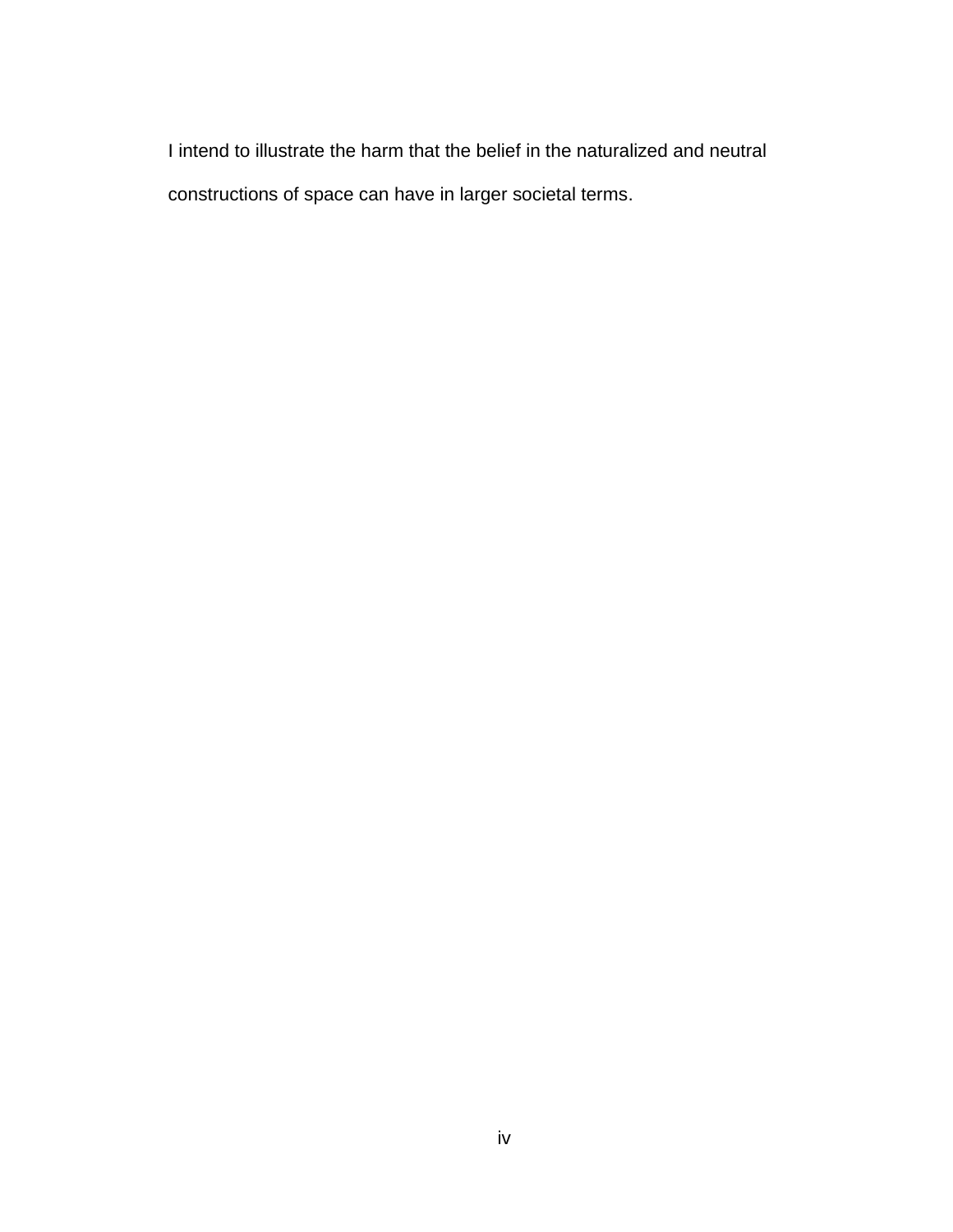I intend to illustrate the harm that the belief in the naturalized and neutral constructions of space can have in larger societal terms.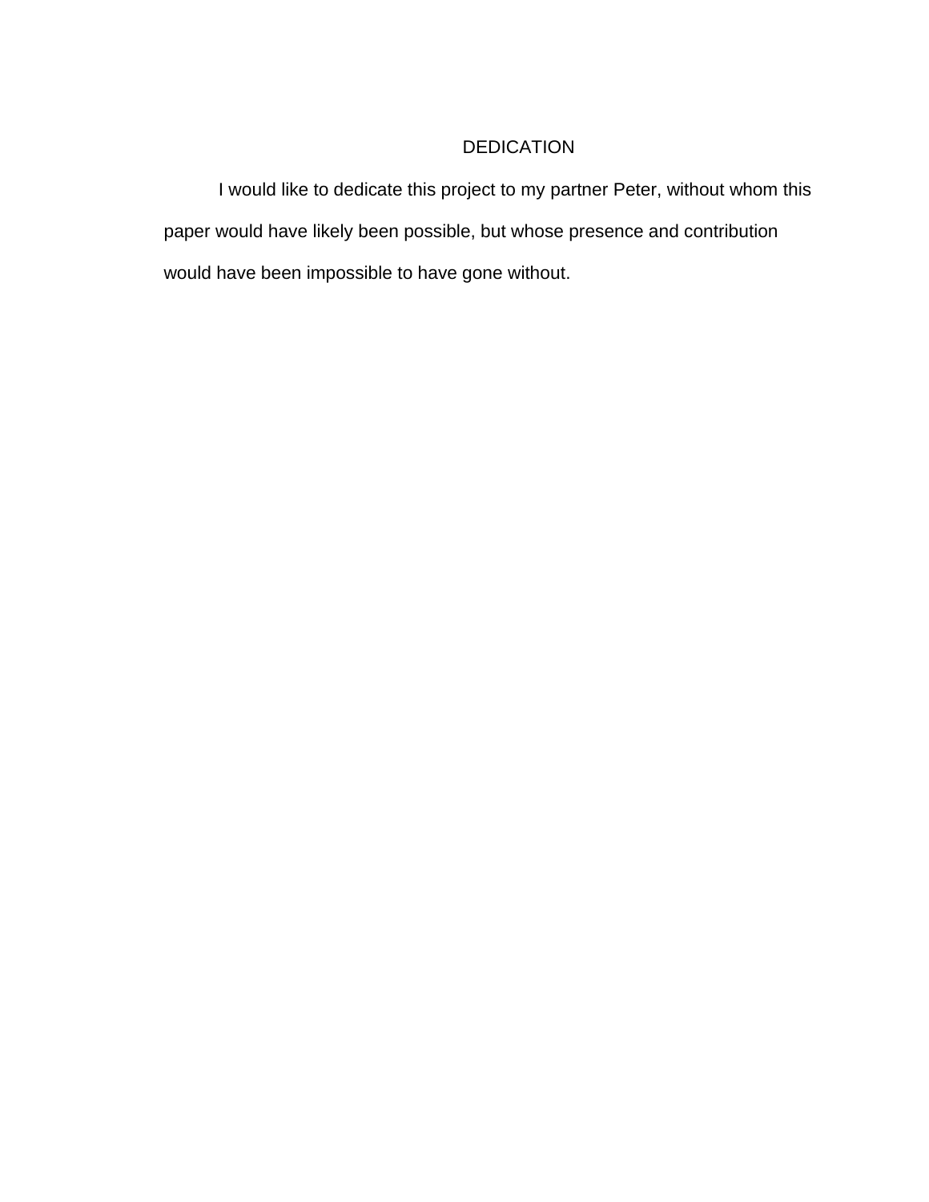# DEDICATION

I would like to dedicate this project to my partner Peter, without whom this paper would have likely been possible, but whose presence and contribution would have been impossible to have gone without.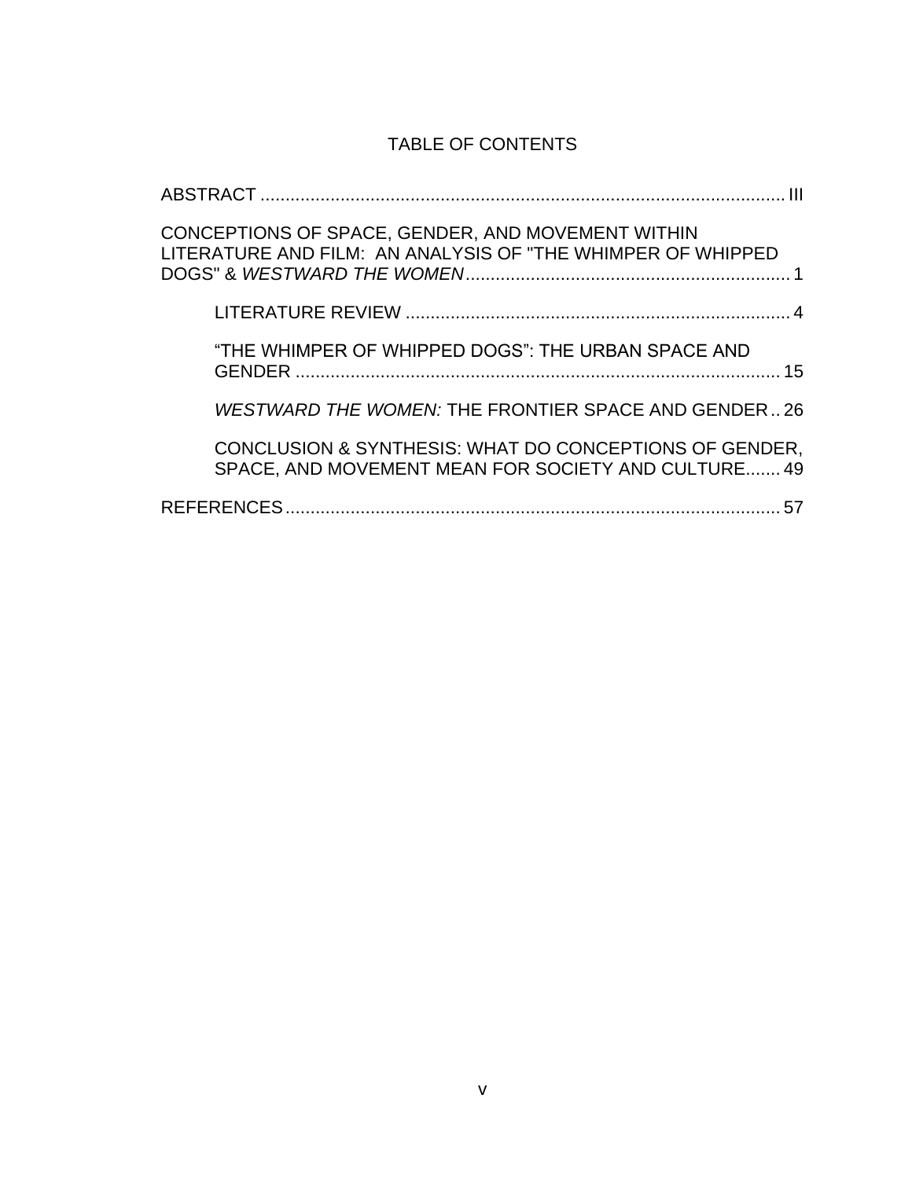# TABLE OF CONTENTS

ABSTRACT .......................................................................................................... III

CONCEPTIONS OF SPACE, GENDER, AND MOVEMENT WITHIN LITERATURE AND FILM: AN ANALYSIS OF "THE WHIMPER OF WHIPPED DOGS" & *WESTWARD THE WOMEN* ................................................................. 1

  LITERATURE REVIEW ............................................................................. 4

  “THE WHIMPER OF WHIPPED DOGS”: THE URBAN SPACE AND GENDER ................................................................................................. 15

  *WESTWARD THE WOMEN:* THE FRONTIER SPACE AND GENDER .. 26

  CONCLUSION & SYNTHESIS: WHAT DO CONCEPTIONS OF GENDER, SPACE, AND MOVEMENT MEAN FOR SOCIETY AND CULTURE....... 49

REFERENCES.................................................................................................... 57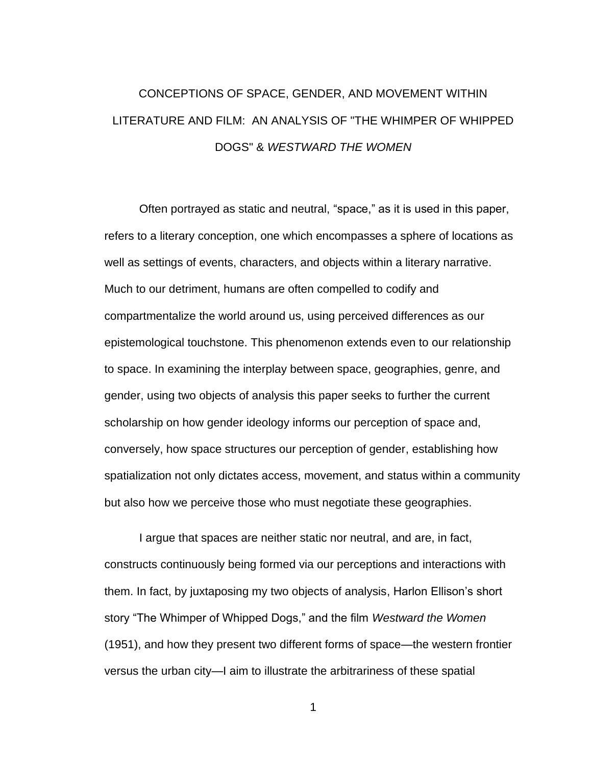# CONCEPTIONS OF SPACE, GENDER, AND MOVEMENT WITHIN LITERATURE AND FILM: AN ANALYSIS OF "THE WHIMPER OF WHIPPED DOGS" & *WESTWARD THE WOMEN*

Often portrayed as static and neutral, "space," as it is used in this paper, refers to a literary conception, one which encompasses a sphere of locations as well as settings of events, characters, and objects within a literary narrative. Much to our detriment, humans are often compelled to codify and compartmentalize the world around us, using perceived differences as our epistemological touchstone. This phenomenon extends even to our relationship to space. In examining the interplay between space, geographies, genre, and gender, using two objects of analysis this paper seeks to further the current scholarship on how gender ideology informs our perception of space and, conversely, how space structures our perception of gender, establishing how spatialization not only dictates access, movement, and status within a community but also how we perceive those who must negotiate these geographies.

I argue that spaces are neither static nor neutral, and are, in fact, constructs continuously being formed via our perceptions and interactions with them. In fact, by juxtaposing my two objects of analysis, Harlon Ellison's short story "The Whimper of Whipped Dogs," and the film *Westward the Women* (1951), and how they present two different forms of space—the western frontier versus the urban city—I aim to illustrate the arbitrariness of these spatial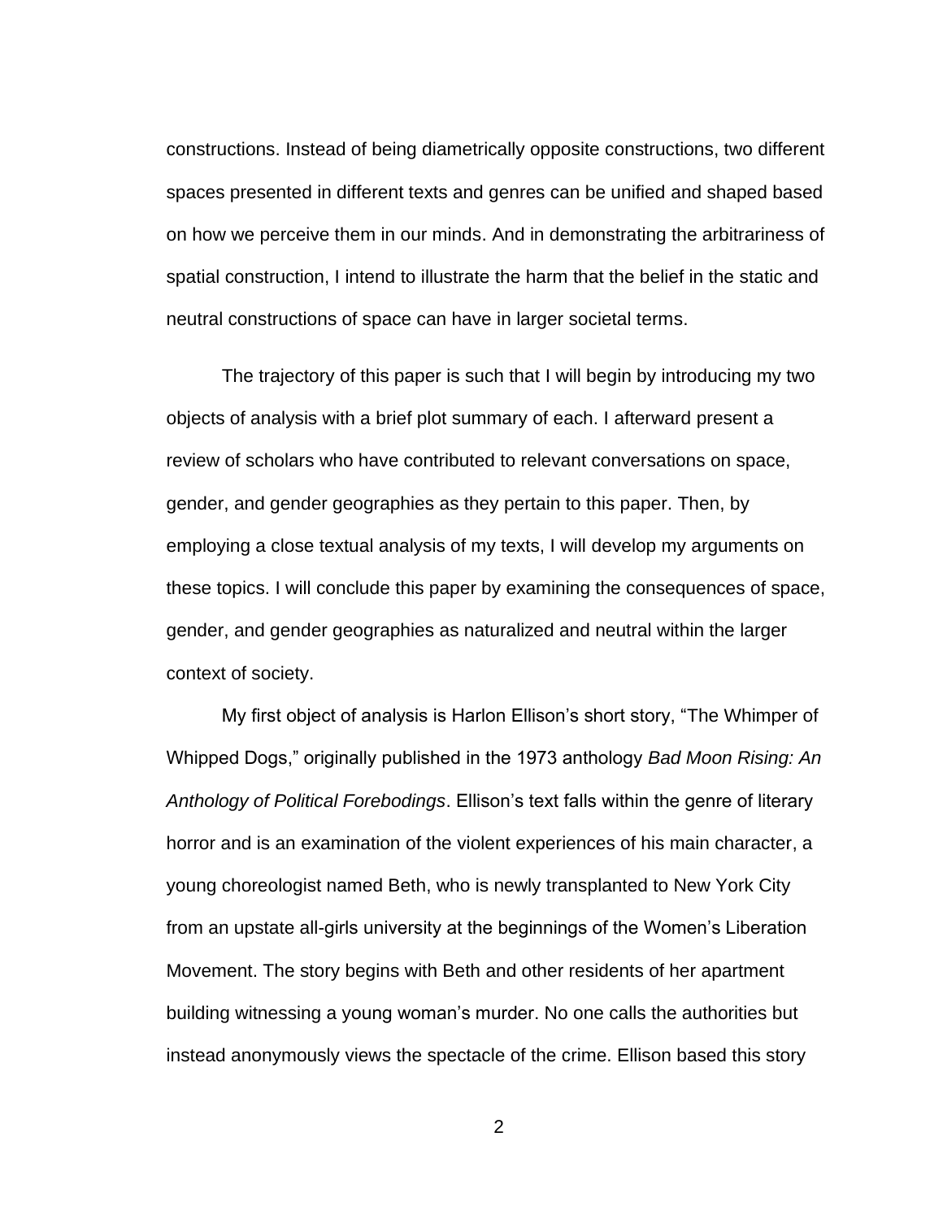constructions. Instead of being diametrically opposite constructions, two different spaces presented in different texts and genres can be unified and shaped based on how we perceive them in our minds. And in demonstrating the arbitrariness of spatial construction, I intend to illustrate the harm that the belief in the static and neutral constructions of space can have in larger societal terms.

The trajectory of this paper is such that I will begin by introducing my two objects of analysis with a brief plot summary of each. I afterward present a review of scholars who have contributed to relevant conversations on space, gender, and gender geographies as they pertain to this paper. Then, by employing a close textual analysis of my texts, I will develop my arguments on these topics. I will conclude this paper by examining the consequences of space, gender, and gender geographies as naturalized and neutral within the larger context of society.

My first object of analysis is Harlon Ellison's short story, "The Whimper of Whipped Dogs," originally published in the 1973 anthology *Bad Moon Rising: An Anthology of Political Forebodings*. Ellison's text falls within the genre of literary horror and is an examination of the violent experiences of his main character, a young choreologist named Beth, who is newly transplanted to New York City from an upstate all-girls university at the beginnings of the Women's Liberation Movement. The story begins with Beth and other residents of her apartment building witnessing a young woman's murder. No one calls the authorities but instead anonymously views the spectacle of the crime. Ellison based this story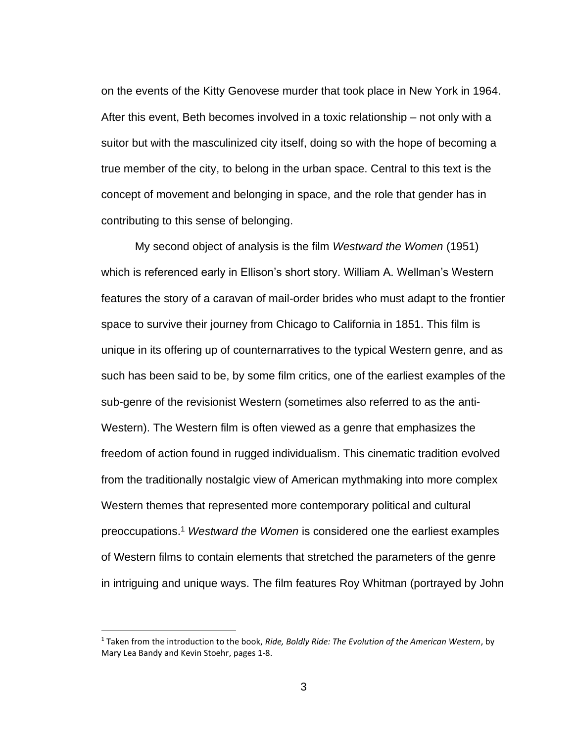on the events of the Kitty Genovese murder that took place in New York in 1964. After this event, Beth becomes involved in a toxic relationship – not only with a suitor but with the masculinized city itself, doing so with the hope of becoming a true member of the city, to belong in the urban space. Central to this text is the concept of movement and belonging in space, and the role that gender has in contributing to this sense of belonging.

My second object of analysis is the film *Westward the Women* (1951) which is referenced early in Ellison's short story. William A. Wellman's Western features the story of a caravan of mail-order brides who must adapt to the frontier space to survive their journey from Chicago to California in 1851. This film is unique in its offering up of counternarratives to the typical Western genre, and as such has been said to be, by some film critics, one of the earliest examples of the sub-genre of the revisionist Western (sometimes also referred to as the anti-Western). The Western film is often viewed as a genre that emphasizes the freedom of action found in rugged individualism. This cinematic tradition evolved from the traditionally nostalgic view of American mythmaking into more complex Western themes that represented more contemporary political and cultural preoccupations.[1] *Westward the Women* is considered one the earliest examples of Western films to contain elements that stretched the parameters of the genre in intriguing and unique ways. The film features Roy Whitman (portrayed by John

[1] Taken from the introduction to the book, *Ride, Boldly Ride: The Evolution of the American Western*, by Mary Lea Bandy and Kevin Stoehr, pages 1-8.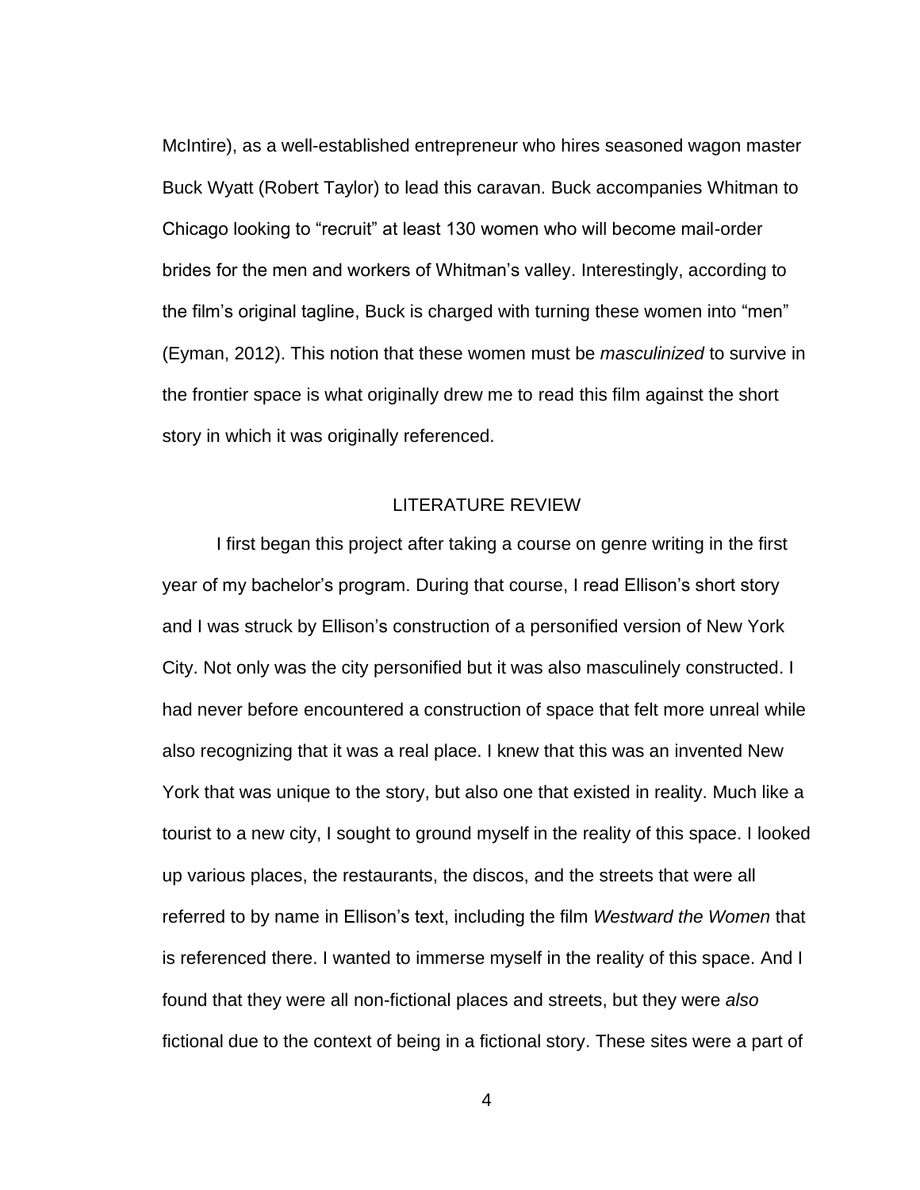McIntire), as a well-established entrepreneur who hires seasoned wagon master Buck Wyatt (Robert Taylor) to lead this caravan. Buck accompanies Whitman to Chicago looking to "recruit" at least 130 women who will become mail-order brides for the men and workers of Whitman's valley. Interestingly, according to the film's original tagline, Buck is charged with turning these women into "men" (Eyman, 2012). This notion that these women must be *masculinized* to survive in the frontier space is what originally drew me to read this film against the short story in which it was originally referenced.

## LITERATURE REVIEW

I first began this project after taking a course on genre writing in the first year of my bachelor's program. During that course, I read Ellison's short story and I was struck by Ellison's construction of a personified version of New York City. Not only was the city personified but it was also masculinely constructed. I had never before encountered a construction of space that felt more unreal while also recognizing that it was a real place. I knew that this was an invented New York that was unique to the story, but also one that existed in reality. Much like a tourist to a new city, I sought to ground myself in the reality of this space. I looked up various places, the restaurants, the discos, and the streets that were all referred to by name in Ellison's text, including the film *Westward the Women* that is referenced there. I wanted to immerse myself in the reality of this space. And I found that they were all non-fictional places and streets, but they were *also* fictional due to the context of being in a fictional story. These sites were a part of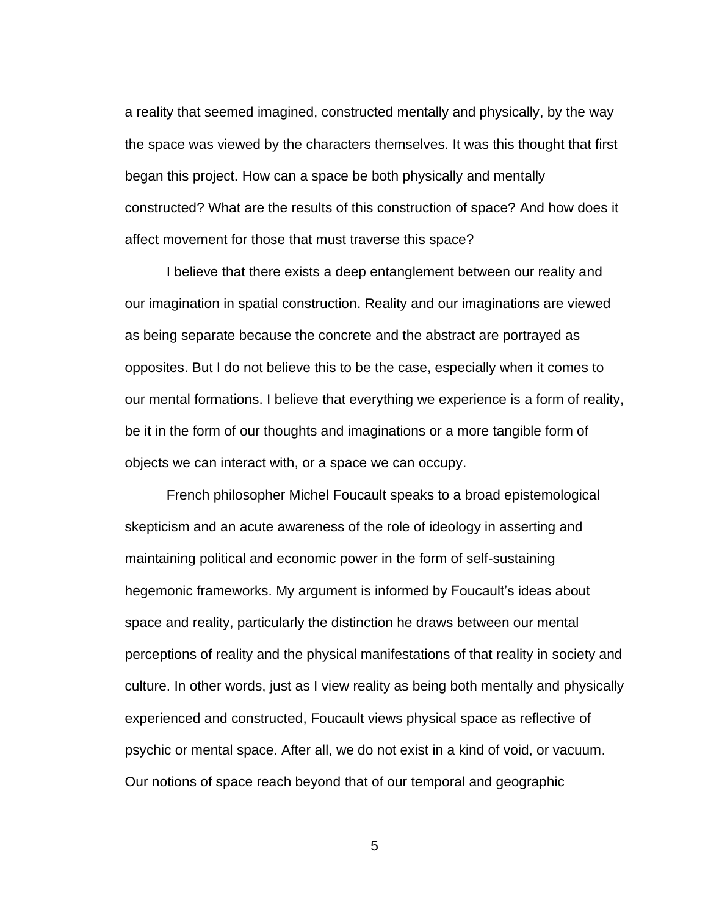a reality that seemed imagined, constructed mentally and physically, by the way the space was viewed by the characters themselves. It was this thought that first began this project. How can a space be both physically and mentally constructed? What are the results of this construction of space? And how does it affect movement for those that must traverse this space?

I believe that there exists a deep entanglement between our reality and our imagination in spatial construction. Reality and our imaginations are viewed as being separate because the concrete and the abstract are portrayed as opposites. But I do not believe this to be the case, especially when it comes to our mental formations. I believe that everything we experience is a form of reality, be it in the form of our thoughts and imaginations or a more tangible form of objects we can interact with, or a space we can occupy.

French philosopher Michel Foucault speaks to a broad epistemological skepticism and an acute awareness of the role of ideology in asserting and maintaining political and economic power in the form of self-sustaining hegemonic frameworks. My argument is informed by Foucault's ideas about space and reality, particularly the distinction he draws between our mental perceptions of reality and the physical manifestations of that reality in society and culture. In other words, just as I view reality as being both mentally and physically experienced and constructed, Foucault views physical space as reflective of psychic or mental space. After all, we do not exist in a kind of void, or vacuum. Our notions of space reach beyond that of our temporal and geographic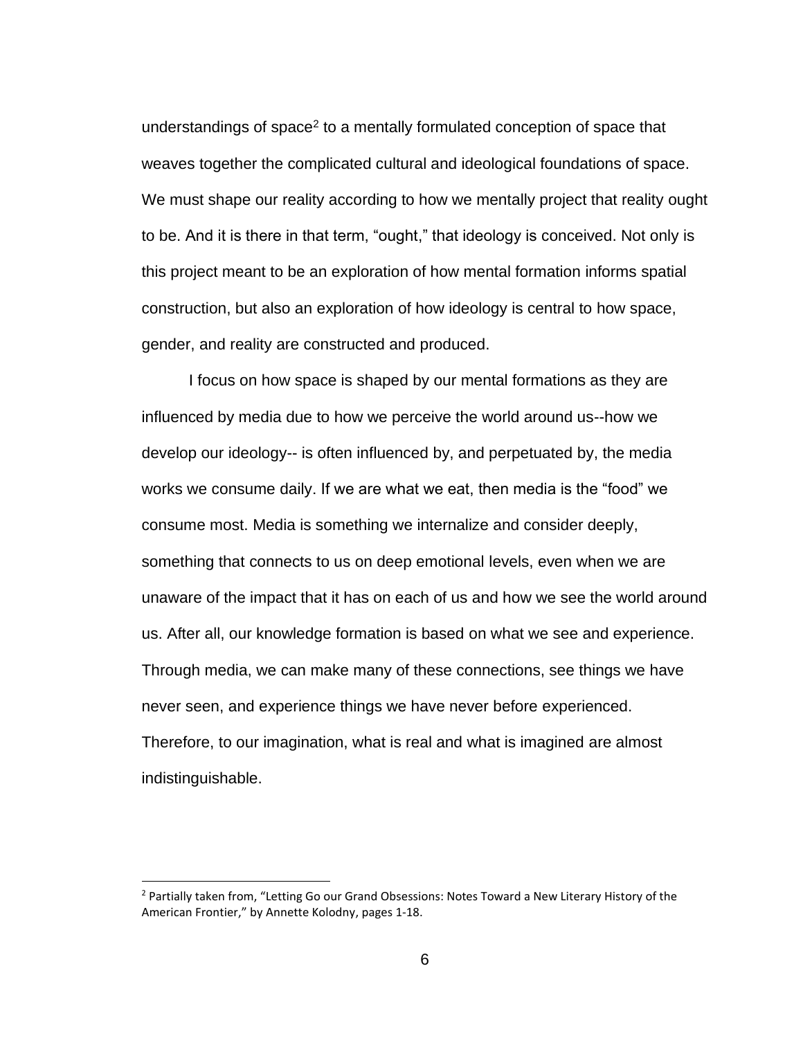understandings of space[2] to a mentally formulated conception of space that weaves together the complicated cultural and ideological foundations of space. We must shape our reality according to how we mentally project that reality ought to be. And it is there in that term, "ought," that ideology is conceived. Not only is this project meant to be an exploration of how mental formation informs spatial construction, but also an exploration of how ideology is central to how space, gender, and reality are constructed and produced.

I focus on how space is shaped by our mental formations as they are influenced by media due to how we perceive the world around us--how we develop our ideology-- is often influenced by, and perpetuated by, the media works we consume daily. If we are what we eat, then media is the "food" we consume most. Media is something we internalize and consider deeply, something that connects to us on deep emotional levels, even when we are unaware of the impact that it has on each of us and how we see the world around us. After all, our knowledge formation is based on what we see and experience. Through media, we can make many of these connections, see things we have never seen, and experience things we have never before experienced. Therefore, to our imagination, what is real and what is imagined are almost indistinguishable.

---

[2] Partially taken from, "Letting Go our Grand Obsessions: Notes Toward a New Literary History of the American Frontier," by Annette Kolodny, pages 1-18.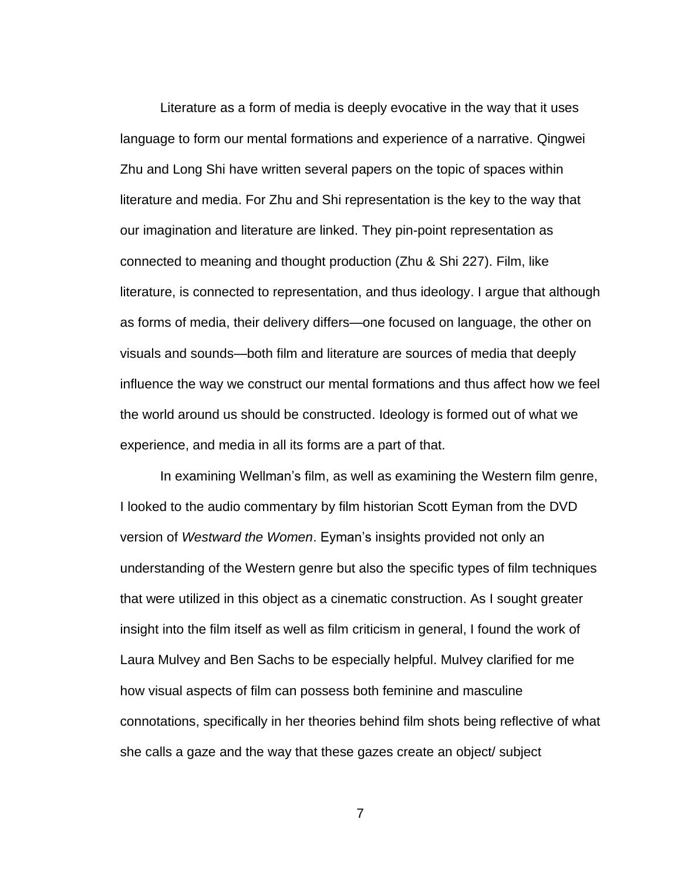Literature as a form of media is deeply evocative in the way that it uses language to form our mental formations and experience of a narrative. Qingwei Zhu and Long Shi have written several papers on the topic of spaces within literature and media. For Zhu and Shi representation is the key to the way that our imagination and literature are linked. They pin-point representation as connected to meaning and thought production (Zhu & Shi 227). Film, like literature, is connected to representation, and thus ideology. I argue that although as forms of media, their delivery differs—one focused on language, the other on visuals and sounds—both film and literature are sources of media that deeply influence the way we construct our mental formations and thus affect how we feel the world around us should be constructed. Ideology is formed out of what we experience, and media in all its forms are a part of that.

In examining Wellman's film, as well as examining the Western film genre, I looked to the audio commentary by film historian Scott Eyman from the DVD version of *Westward the Women*. Eyman's insights provided not only an understanding of the Western genre but also the specific types of film techniques that were utilized in this object as a cinematic construction. As I sought greater insight into the film itself as well as film criticism in general, I found the work of Laura Mulvey and Ben Sachs to be especially helpful. Mulvey clarified for me how visual aspects of film can possess both feminine and masculine connotations, specifically in her theories behind film shots being reflective of what she calls a gaze and the way that these gazes create an object/ subject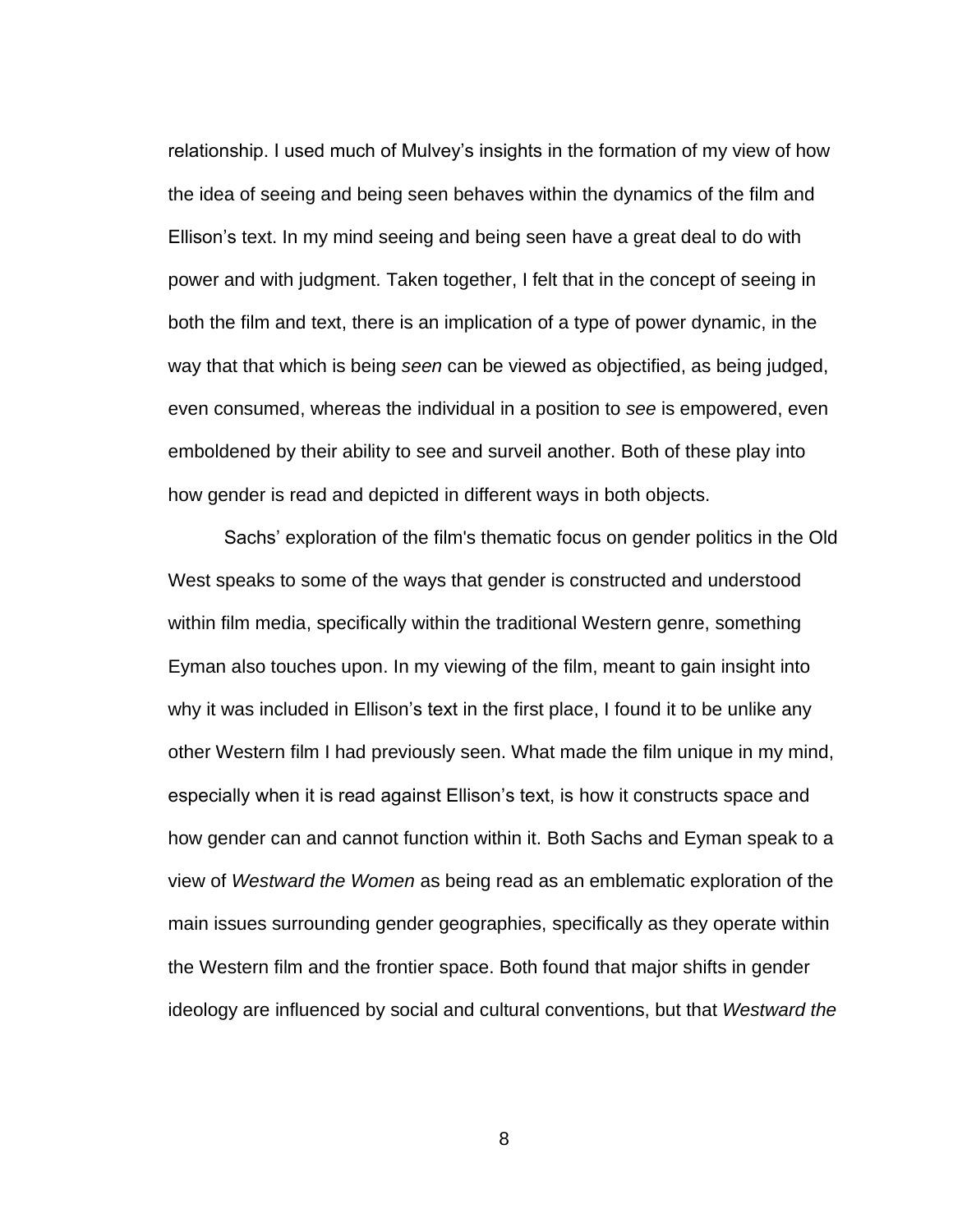relationship. I used much of Mulvey's insights in the formation of my view of how the idea of seeing and being seen behaves within the dynamics of the film and Ellison's text. In my mind seeing and being seen have a great deal to do with power and with judgment. Taken together, I felt that in the concept of seeing in both the film and text, there is an implication of a type of power dynamic, in the way that that which is being *seen* can be viewed as objectified, as being judged, even consumed, whereas the individual in a position to *see* is empowered, even emboldened by their ability to see and surveil another. Both of these play into how gender is read and depicted in different ways in both objects.

Sachs' exploration of the film's thematic focus on gender politics in the Old West speaks to some of the ways that gender is constructed and understood within film media, specifically within the traditional Western genre, something Eyman also touches upon. In my viewing of the film, meant to gain insight into why it was included in Ellison's text in the first place, I found it to be unlike any other Western film I had previously seen. What made the film unique in my mind, especially when it is read against Ellison's text, is how it constructs space and how gender can and cannot function within it. Both Sachs and Eyman speak to a view of *Westward the Women* as being read as an emblematic exploration of the main issues surrounding gender geographies, specifically as they operate within the Western film and the frontier space. Both found that major shifts in gender ideology are influenced by social and cultural conventions, but that *Westward the*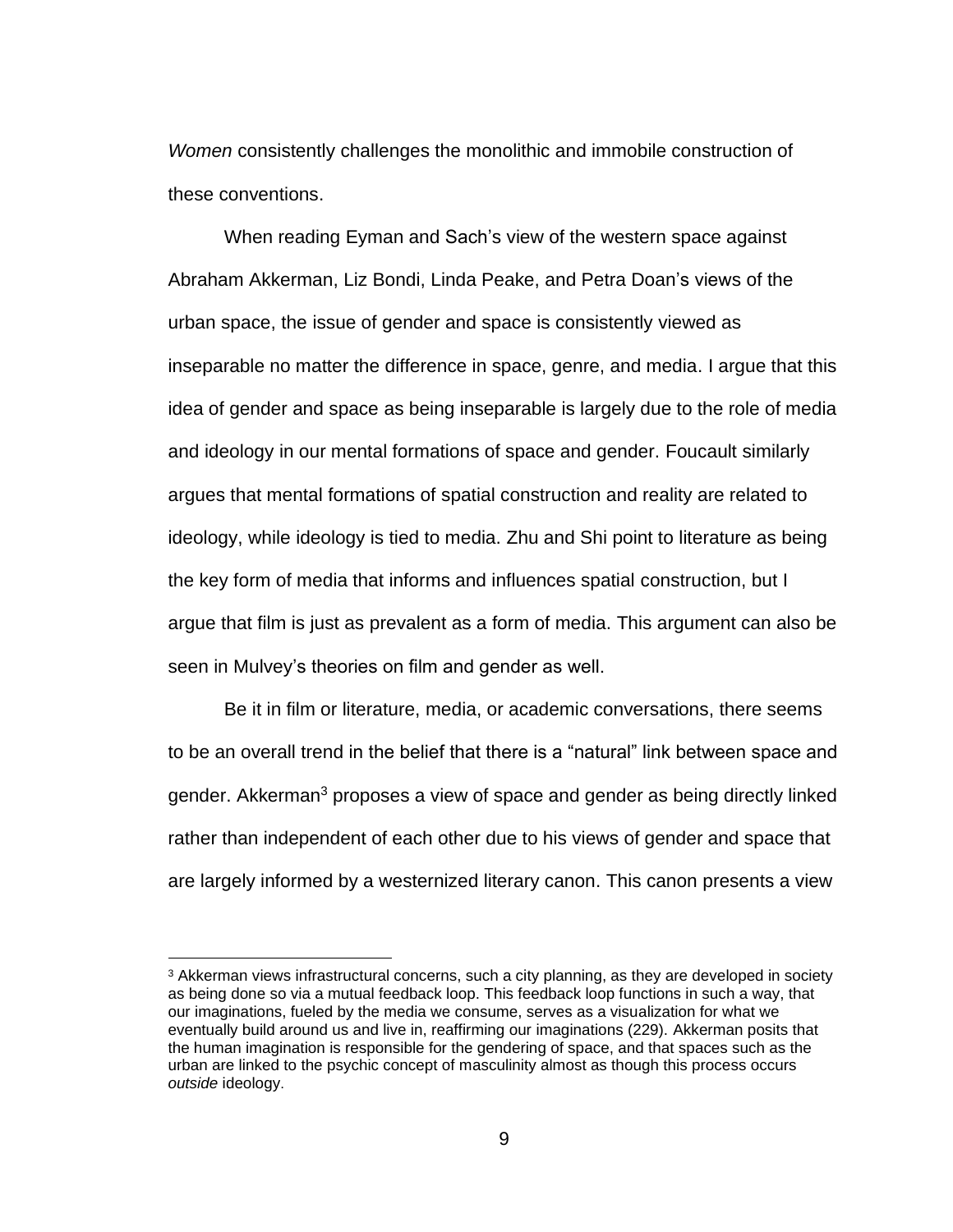*Women* consistently challenges the monolithic and immobile construction of these conventions.

When reading Eyman and Sach's view of the western space against Abraham Akkerman, Liz Bondi, Linda Peake, and Petra Doan's views of the urban space, the issue of gender and space is consistently viewed as inseparable no matter the difference in space, genre, and media. I argue that this idea of gender and space as being inseparable is largely due to the role of media and ideology in our mental formations of space and gender. Foucault similarly argues that mental formations of spatial construction and reality are related to ideology, while ideology is tied to media. Zhu and Shi point to literature as being the key form of media that informs and influences spatial construction, but I argue that film is just as prevalent as a form of media. This argument can also be seen in Mulvey's theories on film and gender as well.

Be it in film or literature, media, or academic conversations, there seems to be an overall trend in the belief that there is a "natural" link between space and gender. Akkerman[3] proposes a view of space and gender as being directly linked rather than independent of each other due to his views of gender and space that are largely informed by a westernized literary canon. This canon presents a view

[3] Akkerman views infrastructural concerns, such a city planning, as they are developed in society as being done so via a mutual feedback loop. This feedback loop functions in such a way, that our imaginations, fueled by the media we consume, serves as a visualization for what we eventually build around us and live in, reaffirming our imaginations (229). Akkerman posits that the human imagination is responsible for the gendering of space, and that spaces such as the urban are linked to the psychic concept of masculinity almost as though this process occurs *outside* ideology.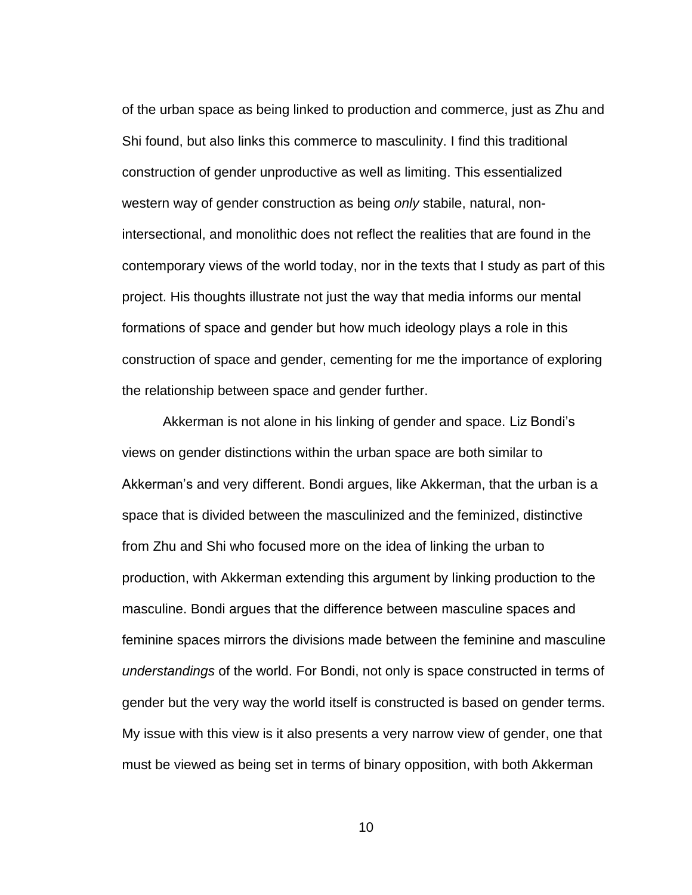of the urban space as being linked to production and commerce, just as Zhu and Shi found, but also links this commerce to masculinity. I find this traditional construction of gender unproductive as well as limiting. This essentialized western way of gender construction as being *only* stabile, natural, non-intersectional, and monolithic does not reflect the realities that are found in the contemporary views of the world today, nor in the texts that I study as part of this project. His thoughts illustrate not just the way that media informs our mental formations of space and gender but how much ideology plays a role in this construction of space and gender, cementing for me the importance of exploring the relationship between space and gender further.

Akkerman is not alone in his linking of gender and space. Liz Bondi's views on gender distinctions within the urban space are both similar to Akkerman's and very different. Bondi argues, like Akkerman, that the urban is a space that is divided between the masculinized and the feminized, distinctive from Zhu and Shi who focused more on the idea of linking the urban to production, with Akkerman extending this argument by linking production to the masculine. Bondi argues that the difference between masculine spaces and feminine spaces mirrors the divisions made between the feminine and masculine *understandings* of the world. For Bondi, not only is space constructed in terms of gender but the very way the world itself is constructed is based on gender terms. My issue with this view is it also presents a very narrow view of gender, one that must be viewed as being set in terms of binary opposition, with both Akkerman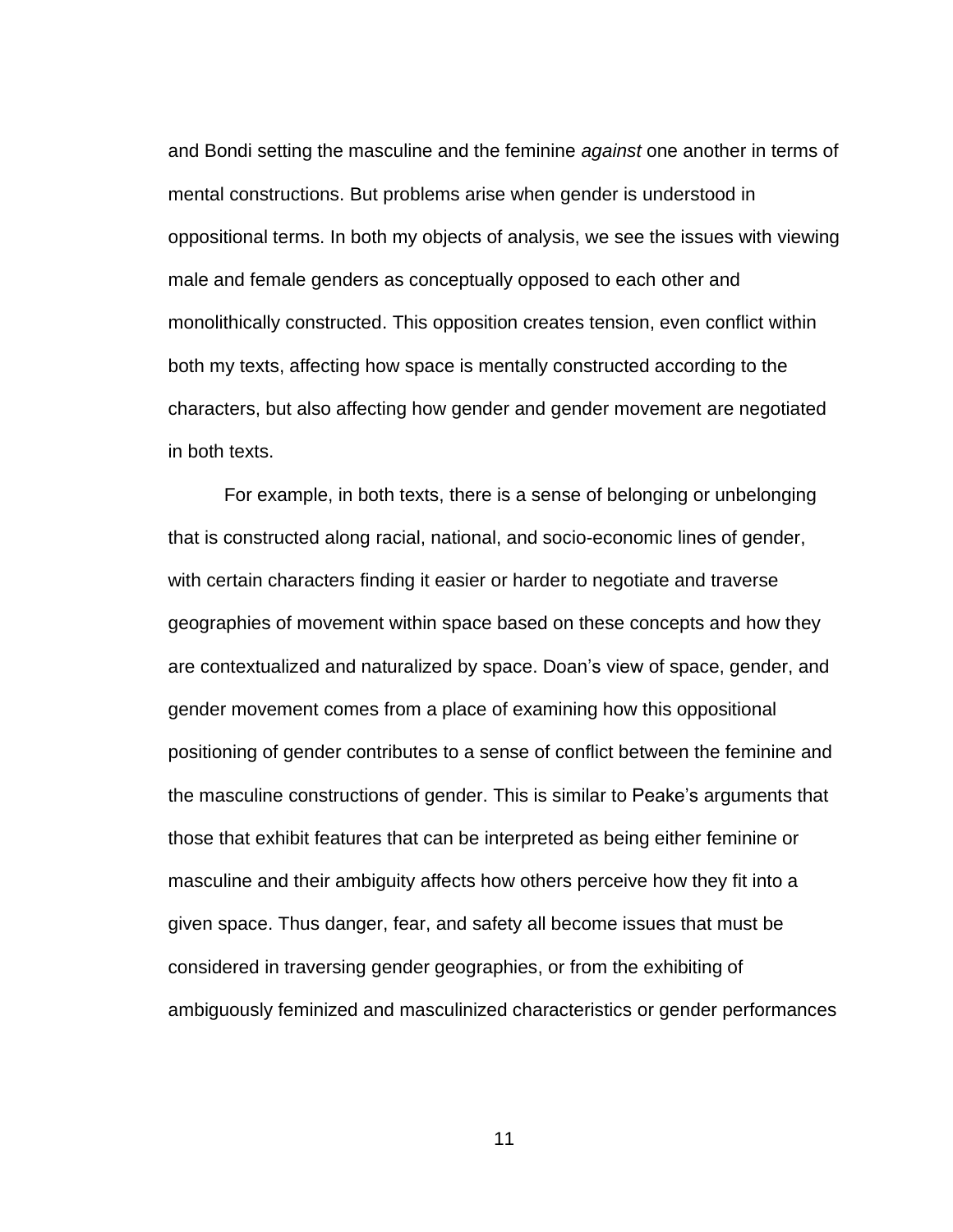and Bondi setting the masculine and the feminine *against* one another in terms of mental constructions. But problems arise when gender is understood in oppositional terms. In both my objects of analysis, we see the issues with viewing male and female genders as conceptually opposed to each other and monolithically constructed. This opposition creates tension, even conflict within both my texts, affecting how space is mentally constructed according to the characters, but also affecting how gender and gender movement are negotiated in both texts.

For example, in both texts, there is a sense of belonging or unbelonging that is constructed along racial, national, and socio-economic lines of gender, with certain characters finding it easier or harder to negotiate and traverse geographies of movement within space based on these concepts and how they are contextualized and naturalized by space. Doan's view of space, gender, and gender movement comes from a place of examining how this oppositional positioning of gender contributes to a sense of conflict between the feminine and the masculine constructions of gender. This is similar to Peake's arguments that those that exhibit features that can be interpreted as being either feminine or masculine and their ambiguity affects how others perceive how they fit into a given space. Thus danger, fear, and safety all become issues that must be considered in traversing gender geographies, or from the exhibiting of ambiguously feminized and masculinized characteristics or gender performances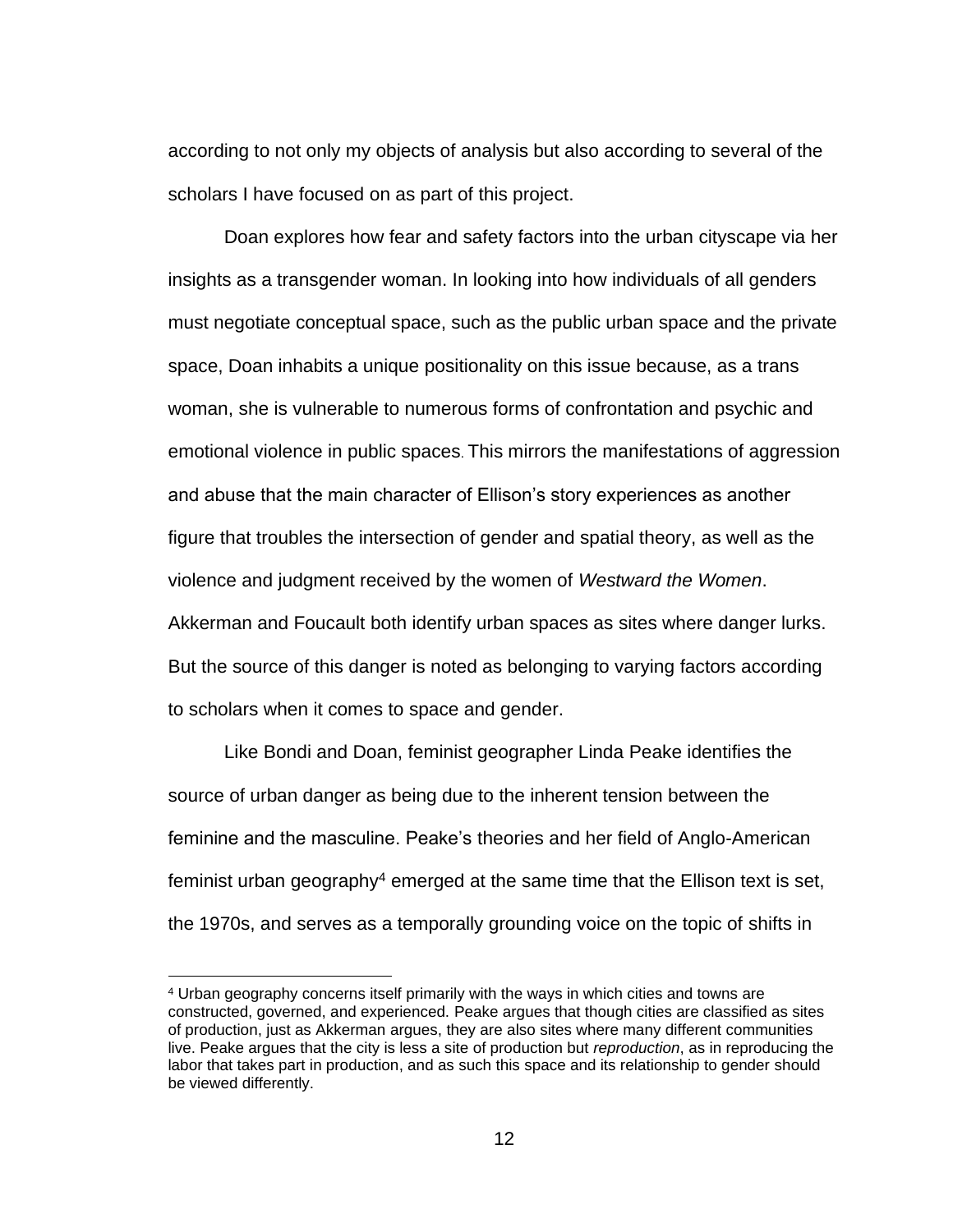according to not only my objects of analysis but also according to several of the scholars I have focused on as part of this project.

Doan explores how fear and safety factors into the urban cityscape via her insights as a transgender woman. In looking into how individuals of all genders must negotiate conceptual space, such as the public urban space and the private space, Doan inhabits a unique positionality on this issue because, as a trans woman, she is vulnerable to numerous forms of confrontation and psychic and emotional violence in public spaces. This mirrors the manifestations of aggression and abuse that the main character of Ellison's story experiences as another figure that troubles the intersection of gender and spatial theory, as well as the violence and judgment received by the women of *Westward the Women*. Akkerman and Foucault both identify urban spaces as sites where danger lurks. But the source of this danger is noted as belonging to varying factors according to scholars when it comes to space and gender.

Like Bondi and Doan, feminist geographer Linda Peake identifies the source of urban danger as being due to the inherent tension between the feminine and the masculine. Peake's theories and her field of Anglo-American feminist urban geography[4] emerged at the same time that the Ellison text is set, the 1970s, and serves as a temporally grounding voice on the topic of shifts in

---

[4] Urban geography concerns itself primarily with the ways in which cities and towns are constructed, governed, and experienced. Peake argues that though cities are classified as sites of production, just as Akkerman argues, they are also sites where many different communities live. Peake argues that the city is less a site of production but *reproduction*, as in reproducing the labor that takes part in production, and as such this space and its relationship to gender should be viewed differently.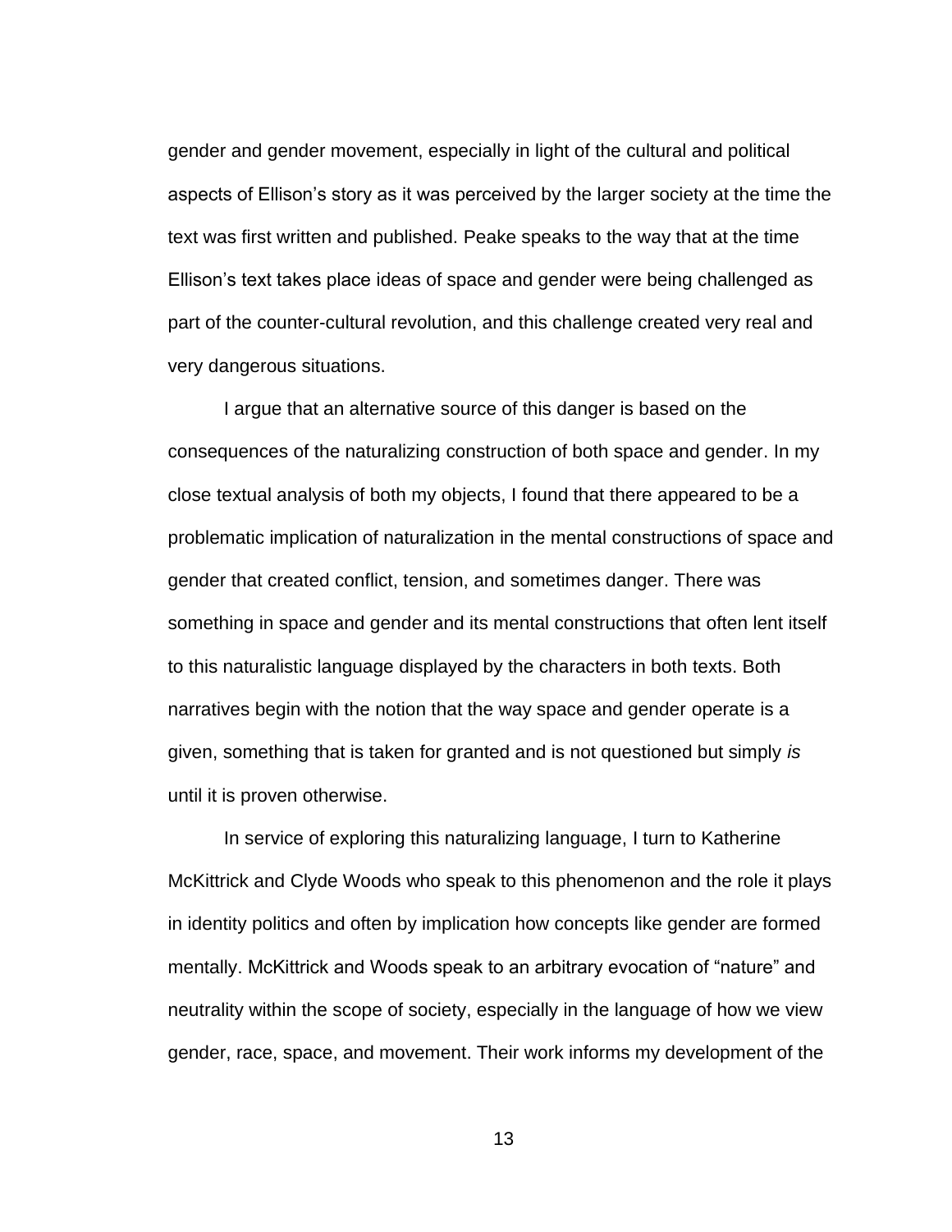gender and gender movement, especially in light of the cultural and political aspects of Ellison's story as it was perceived by the larger society at the time the text was first written and published. Peake speaks to the way that at the time Ellison's text takes place ideas of space and gender were being challenged as part of the counter-cultural revolution, and this challenge created very real and very dangerous situations.

I argue that an alternative source of this danger is based on the consequences of the naturalizing construction of both space and gender. In my close textual analysis of both my objects, I found that there appeared to be a problematic implication of naturalization in the mental constructions of space and gender that created conflict, tension, and sometimes danger. There was something in space and gender and its mental constructions that often lent itself to this naturalistic language displayed by the characters in both texts. Both narratives begin with the notion that the way space and gender operate is a given, something that is taken for granted and is not questioned but simply *is* until it is proven otherwise.

In service of exploring this naturalizing language, I turn to Katherine McKittrick and Clyde Woods who speak to this phenomenon and the role it plays in identity politics and often by implication how concepts like gender are formed mentally. McKittrick and Woods speak to an arbitrary evocation of "nature" and neutrality within the scope of society, especially in the language of how we view gender, race, space, and movement. Their work informs my development of the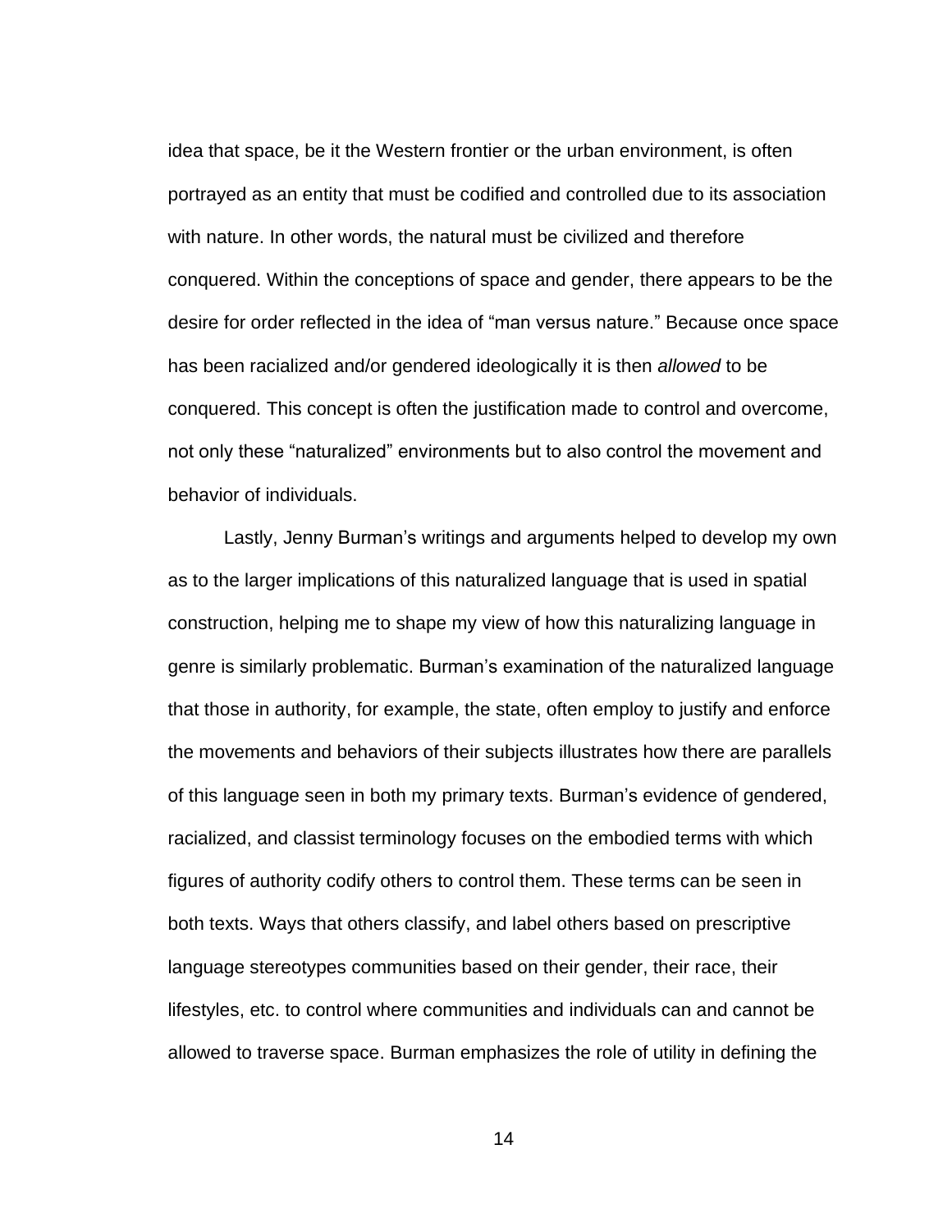idea that space, be it the Western frontier or the urban environment, is often portrayed as an entity that must be codified and controlled due to its association with nature. In other words, the natural must be civilized and therefore conquered. Within the conceptions of space and gender, there appears to be the desire for order reflected in the idea of "man versus nature." Because once space has been racialized and/or gendered ideologically it is then *allowed* to be conquered. This concept is often the justification made to control and overcome, not only these "naturalized" environments but to also control the movement and behavior of individuals.

Lastly, Jenny Burman's writings and arguments helped to develop my own as to the larger implications of this naturalized language that is used in spatial construction, helping me to shape my view of how this naturalizing language in genre is similarly problematic. Burman's examination of the naturalized language that those in authority, for example, the state, often employ to justify and enforce the movements and behaviors of their subjects illustrates how there are parallels of this language seen in both my primary texts. Burman's evidence of gendered, racialized, and classist terminology focuses on the embodied terms with which figures of authority codify others to control them. These terms can be seen in both texts. Ways that others classify, and label others based on prescriptive language stereotypes communities based on their gender, their race, their lifestyles, etc. to control where communities and individuals can and cannot be allowed to traverse space. Burman emphasizes the role of utility in defining the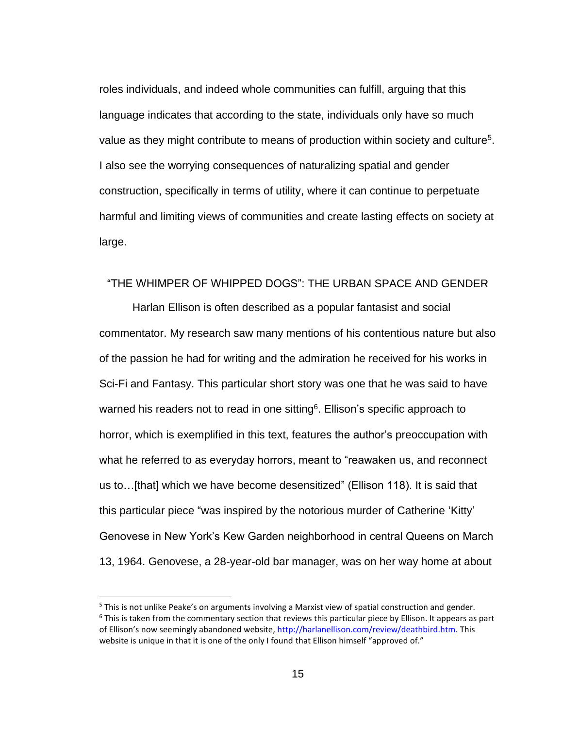roles individuals, and indeed whole communities can fulfill, arguing that this language indicates that according to the state, individuals only have so much value as they might contribute to means of production within society and culture[5]. I also see the worrying consequences of naturalizing spatial and gender construction, specifically in terms of utility, where it can continue to perpetuate harmful and limiting views of communities and create lasting effects on society at large.

## "THE WHIMPER OF WHIPPED DOGS": THE URBAN SPACE AND GENDER

Harlan Ellison is often described as a popular fantasist and social commentator. My research saw many mentions of his contentious nature but also of the passion he had for writing and the admiration he received for his works in Sci-Fi and Fantasy. This particular short story was one that he was said to have warned his readers not to read in one sitting[6]. Ellison's specific approach to horror, which is exemplified in this text, features the author's preoccupation with what he referred to as everyday horrors, meant to "reawaken us, and reconnect us to…[that] which we have become desensitized" (Ellison 118). It is said that this particular piece "was inspired by the notorious murder of Catherine 'Kitty' Genovese in New York's Kew Garden neighborhood in central Queens on March 13, 1964. Genovese, a 28-year-old bar manager, was on her way home at about

[5] This is not unlike Peake's on arguments involving a Marxist view of spatial construction and gender.

[6] This is taken from the commentary section that reviews this particular piece by Ellison. It appears as part of Ellison's now seemingly abandoned website, http://harlanellison.com/review/deathbird.htm. This website is unique in that it is one of the only I found that Ellison himself "approved of."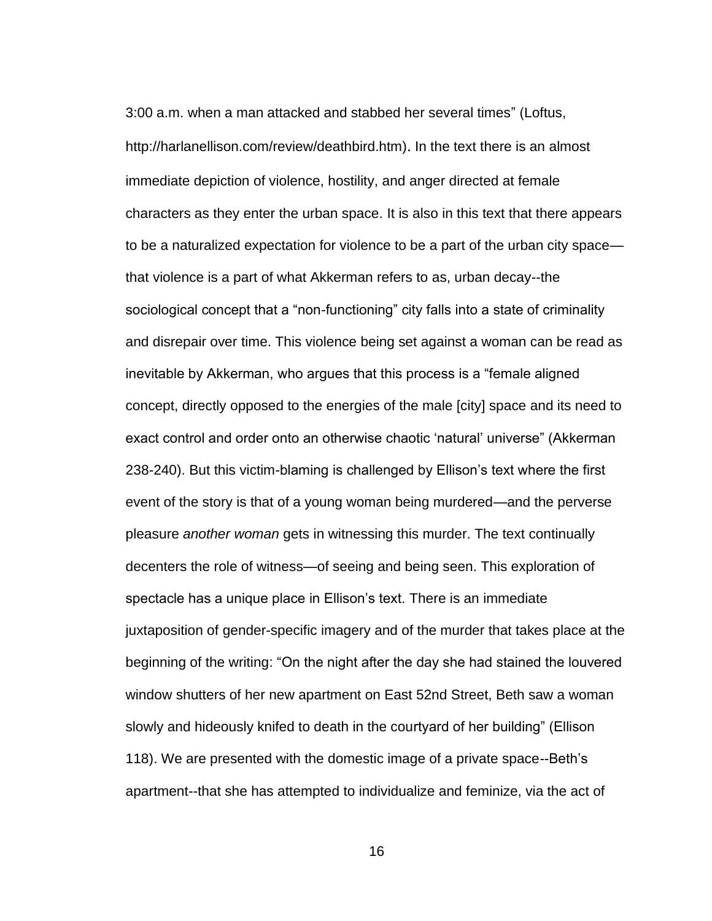3:00 a.m. when a man attacked and stabbed her several times" (Loftus, http://harlanellison.com/review/deathbird.htm). In the text there is an almost immediate depiction of violence, hostility, and anger directed at female characters as they enter the urban space. It is also in this text that there appears to be a naturalized expectation for violence to be a part of the urban city space—that violence is a part of what Akkerman refers to as, urban decay--the sociological concept that a "non-functioning" city falls into a state of criminality and disrepair over time. This violence being set against a woman can be read as inevitable by Akkerman, who argues that this process is a "female aligned concept, directly opposed to the energies of the male [city] space and its need to exact control and order onto an otherwise chaotic 'natural' universe" (Akkerman 238-240). But this victim-blaming is challenged by Ellison's text where the first event of the story is that of a young woman being murdered—and the perverse pleasure *another woman* gets in witnessing this murder. The text continually decenters the role of witness—of seeing and being seen. This exploration of spectacle has a unique place in Ellison's text. There is an immediate juxtaposition of gender-specific imagery and of the murder that takes place at the beginning of the writing: "On the night after the day she had stained the louvered window shutters of her new apartment on East 52nd Street, Beth saw a woman slowly and hideously knifed to death in the courtyard of her building" (Ellison 118). We are presented with the domestic image of a private space--Beth's apartment--that she has attempted to individualize and feminize, via the act of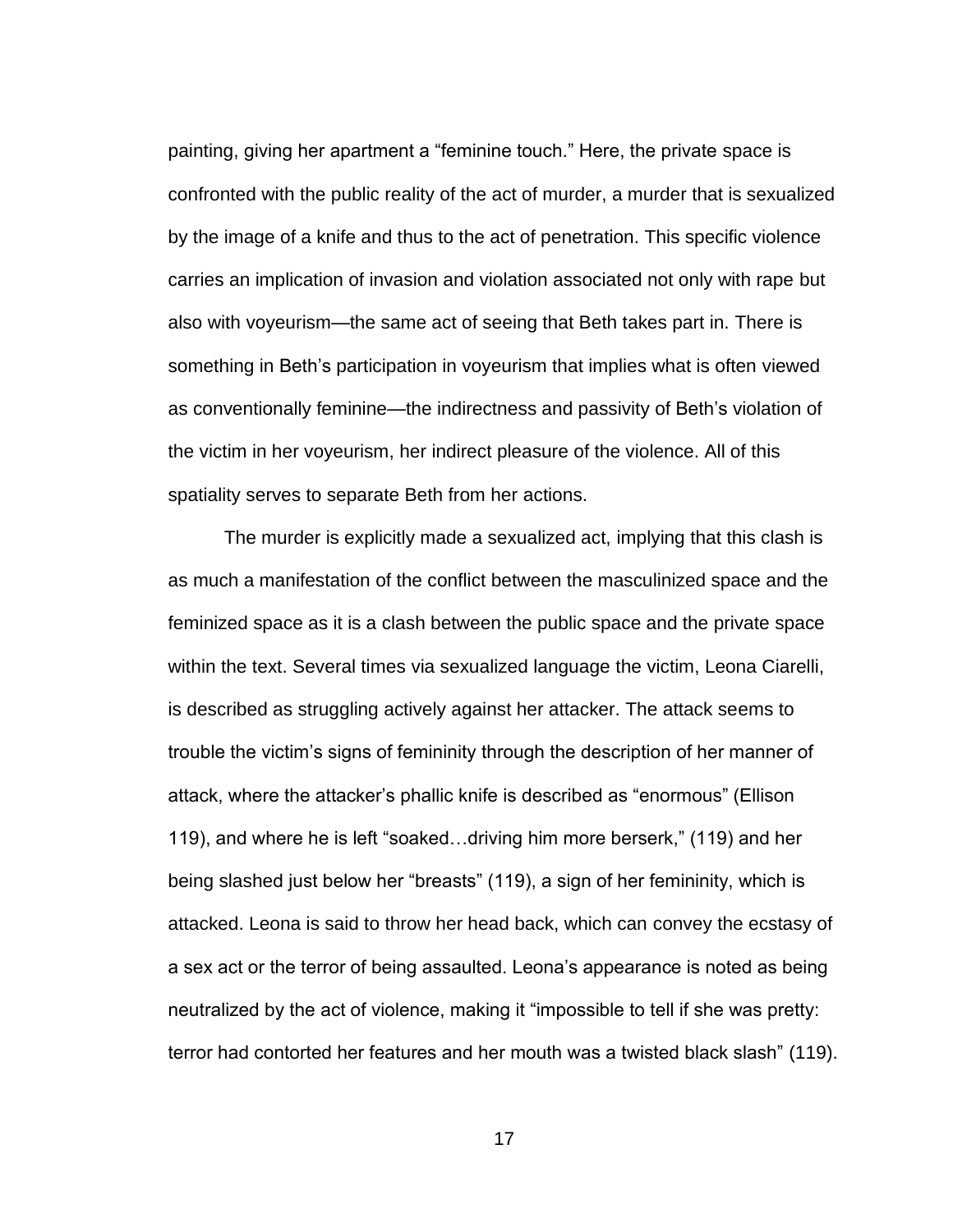painting, giving her apartment a "feminine touch." Here, the private space is confronted with the public reality of the act of murder, a murder that is sexualized by the image of a knife and thus to the act of penetration. This specific violence carries an implication of invasion and violation associated not only with rape but also with voyeurism—the same act of seeing that Beth takes part in. There is something in Beth's participation in voyeurism that implies what is often viewed as conventionally feminine—the indirectness and passivity of Beth's violation of the victim in her voyeurism, her indirect pleasure of the violence. All of this spatiality serves to separate Beth from her actions.

The murder is explicitly made a sexualized act, implying that this clash is as much a manifestation of the conflict between the masculinized space and the feminized space as it is a clash between the public space and the private space within the text. Several times via sexualized language the victim, Leona Ciarelli, is described as struggling actively against her attacker. The attack seems to trouble the victim's signs of femininity through the description of her manner of attack, where the attacker's phallic knife is described as "enormous" (Ellison 119), and where he is left "soaked…driving him more berserk," (119) and her being slashed just below her "breasts" (119), a sign of her femininity, which is attacked. Leona is said to throw her head back, which can convey the ecstasy of a sex act or the terror of being assaulted. Leona's appearance is noted as being neutralized by the act of violence, making it "impossible to tell if she was pretty: terror had contorted her features and her mouth was a twisted black slash" (119).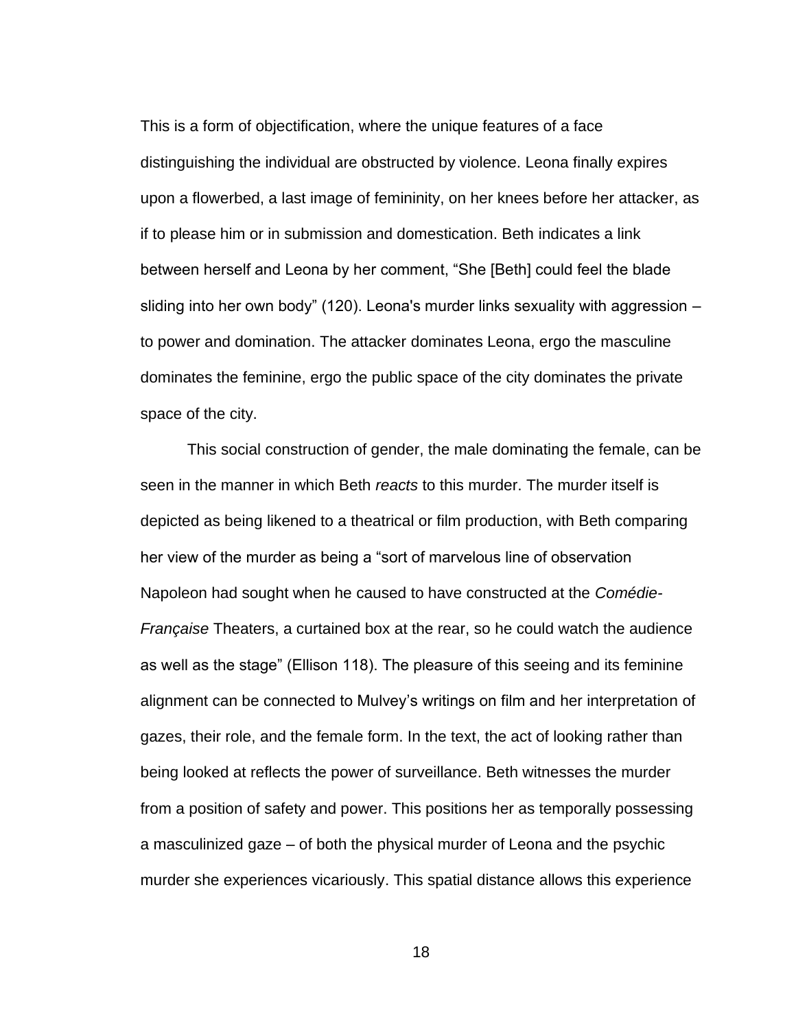This is a form of objectification, where the unique features of a face distinguishing the individual are obstructed by violence. Leona finally expires upon a flowerbed, a last image of femininity, on her knees before her attacker, as if to please him or in submission and domestication. Beth indicates a link between herself and Leona by her comment, "She [Beth] could feel the blade sliding into her own body" (120). Leona's murder links sexuality with aggression – to power and domination. The attacker dominates Leona, ergo the masculine dominates the feminine, ergo the public space of the city dominates the private space of the city.

This social construction of gender, the male dominating the female, can be seen in the manner in which Beth *reacts* to this murder. The murder itself is depicted as being likened to a theatrical or film production, with Beth comparing her view of the murder as being a "sort of marvelous line of observation Napoleon had sought when he caused to have constructed at the *Comédie-Française* Theaters, a curtained box at the rear, so he could watch the audience as well as the stage" (Ellison 118). The pleasure of this seeing and its feminine alignment can be connected to Mulvey's writings on film and her interpretation of gazes, their role, and the female form. In the text, the act of looking rather than being looked at reflects the power of surveillance. Beth witnesses the murder from a position of safety and power. This positions her as temporally possessing a masculinized gaze – of both the physical murder of Leona and the psychic murder she experiences vicariously. This spatial distance allows this experience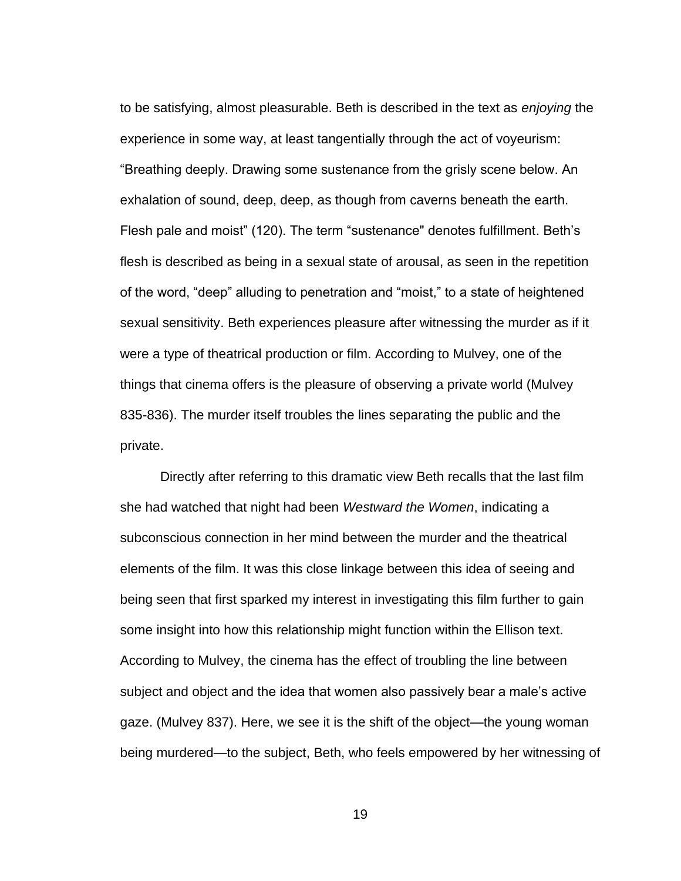to be satisfying, almost pleasurable. Beth is described in the text as *enjoying* the experience in some way, at least tangentially through the act of voyeurism: "Breathing deeply. Drawing some sustenance from the grisly scene below. An exhalation of sound, deep, deep, as though from caverns beneath the earth. Flesh pale and moist" (120). The term "sustenance" denotes fulfillment. Beth's flesh is described as being in a sexual state of arousal, as seen in the repetition of the word, "deep" alluding to penetration and "moist," to a state of heightened sexual sensitivity. Beth experiences pleasure after witnessing the murder as if it were a type of theatrical production or film. According to Mulvey, one of the things that cinema offers is the pleasure of observing a private world (Mulvey 835-836). The murder itself troubles the lines separating the public and the private.

Directly after referring to this dramatic view Beth recalls that the last film she had watched that night had been *Westward the Women*, indicating a subconscious connection in her mind between the murder and the theatrical elements of the film. It was this close linkage between this idea of seeing and being seen that first sparked my interest in investigating this film further to gain some insight into how this relationship might function within the Ellison text. According to Mulvey, the cinema has the effect of troubling the line between subject and object and the idea that women also passively bear a male's active gaze. (Mulvey 837). Here, we see it is the shift of the object—the young woman being murdered—to the subject, Beth, who feels empowered by her witnessing of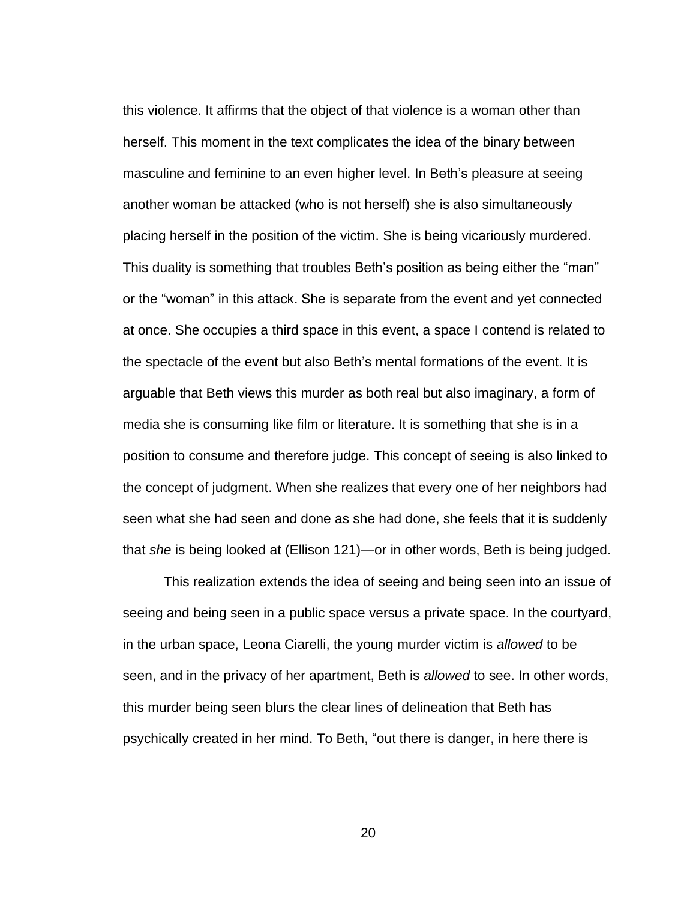this violence. It affirms that the object of that violence is a woman other than herself. This moment in the text complicates the idea of the binary between masculine and feminine to an even higher level. In Beth's pleasure at seeing another woman be attacked (who is not herself) she is also simultaneously placing herself in the position of the victim. She is being vicariously murdered. This duality is something that troubles Beth's position as being either the "man" or the "woman" in this attack. She is separate from the event and yet connected at once. She occupies a third space in this event, a space I contend is related to the spectacle of the event but also Beth's mental formations of the event. It is arguable that Beth views this murder as both real but also imaginary, a form of media she is consuming like film or literature. It is something that she is in a position to consume and therefore judge. This concept of seeing is also linked to the concept of judgment. When she realizes that every one of her neighbors had seen what she had seen and done as she had done, she feels that it is suddenly that *she* is being looked at (Ellison 121)—or in other words, Beth is being judged.

This realization extends the idea of seeing and being seen into an issue of seeing and being seen in a public space versus a private space. In the courtyard, in the urban space, Leona Ciarelli, the young murder victim is *allowed* to be seen, and in the privacy of her apartment, Beth is *allowed* to see. In other words, this murder being seen blurs the clear lines of delineation that Beth has psychically created in her mind. To Beth, "out there is danger, in here there is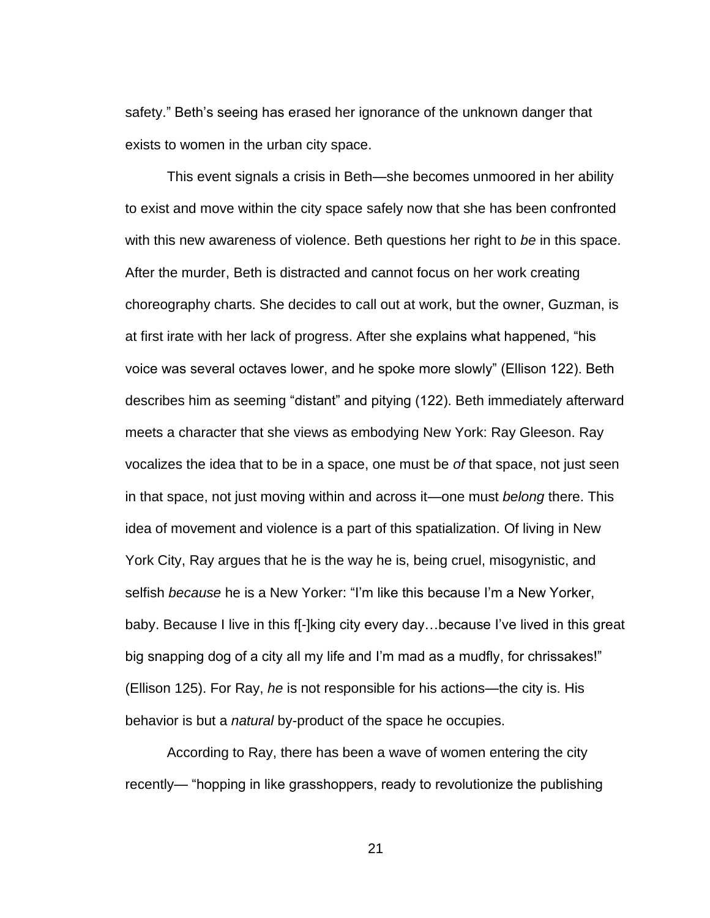safety." Beth's seeing has erased her ignorance of the unknown danger that exists to women in the urban city space.

This event signals a crisis in Beth—she becomes unmoored in her ability to exist and move within the city space safely now that she has been confronted with this new awareness of violence. Beth questions her right to *be* in this space. After the murder, Beth is distracted and cannot focus on her work creating choreography charts. She decides to call out at work, but the owner, Guzman, is at first irate with her lack of progress. After she explains what happened, "his voice was several octaves lower, and he spoke more slowly" (Ellison 122). Beth describes him as seeming "distant" and pitying (122). Beth immediately afterward meets a character that she views as embodying New York: Ray Gleeson. Ray vocalizes the idea that to be in a space, one must be *of* that space, not just seen in that space, not just moving within and across it—one must *belong* there. This idea of movement and violence is a part of this spatialization. Of living in New York City, Ray argues that he is the way he is, being cruel, misogynistic, and selfish *because* he is a New Yorker: "I'm like this because I'm a New Yorker, baby. Because I live in this f[-]king city every day…because I've lived in this great big snapping dog of a city all my life and I'm mad as a mudfly, for chrissakes!" (Ellison 125). For Ray, *he* is not responsible for his actions—the city is. His behavior is but a *natural* by-product of the space he occupies.

According to Ray, there has been a wave of women entering the city recently— "hopping in like grasshoppers, ready to revolutionize the publishing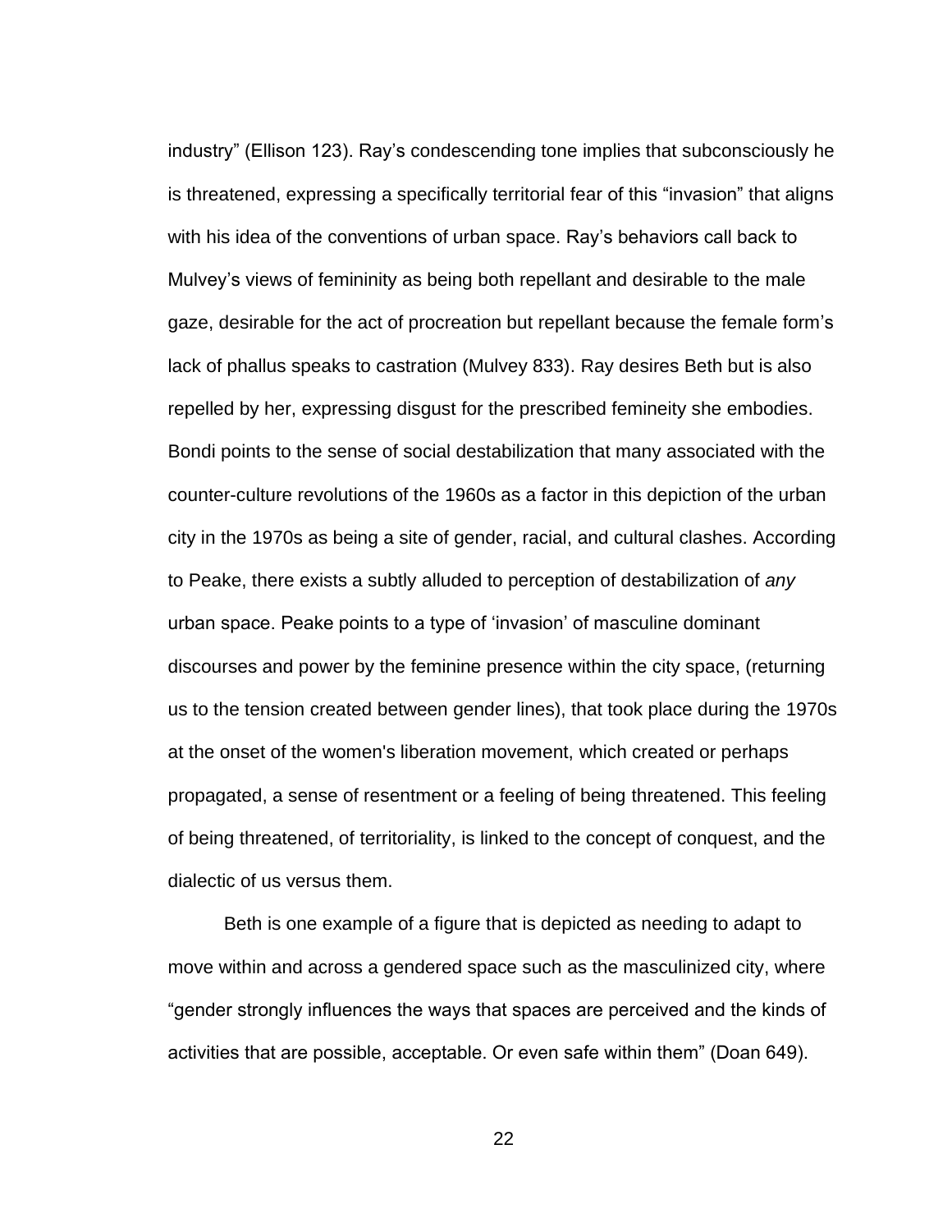industry" (Ellison 123). Ray's condescending tone implies that subconsciously he is threatened, expressing a specifically territorial fear of this "invasion" that aligns with his idea of the conventions of urban space. Ray's behaviors call back to Mulvey's views of femininity as being both repellant and desirable to the male gaze, desirable for the act of procreation but repellant because the female form's lack of phallus speaks to castration (Mulvey 833). Ray desires Beth but is also repelled by her, expressing disgust for the prescribed femineity she embodies. Bondi points to the sense of social destabilization that many associated with the counter-culture revolutions of the 1960s as a factor in this depiction of the urban city in the 1970s as being a site of gender, racial, and cultural clashes. According to Peake, there exists a subtly alluded to perception of destabilization of *any* urban space. Peake points to a type of 'invasion' of masculine dominant discourses and power by the feminine presence within the city space, (returning us to the tension created between gender lines), that took place during the 1970s at the onset of the women's liberation movement, which created or perhaps propagated, a sense of resentment or a feeling of being threatened. This feeling of being threatened, of territoriality, is linked to the concept of conquest, and the dialectic of us versus them.

Beth is one example of a figure that is depicted as needing to adapt to move within and across a gendered space such as the masculinized city, where "gender strongly influences the ways that spaces are perceived and the kinds of activities that are possible, acceptable. Or even safe within them" (Doan 649).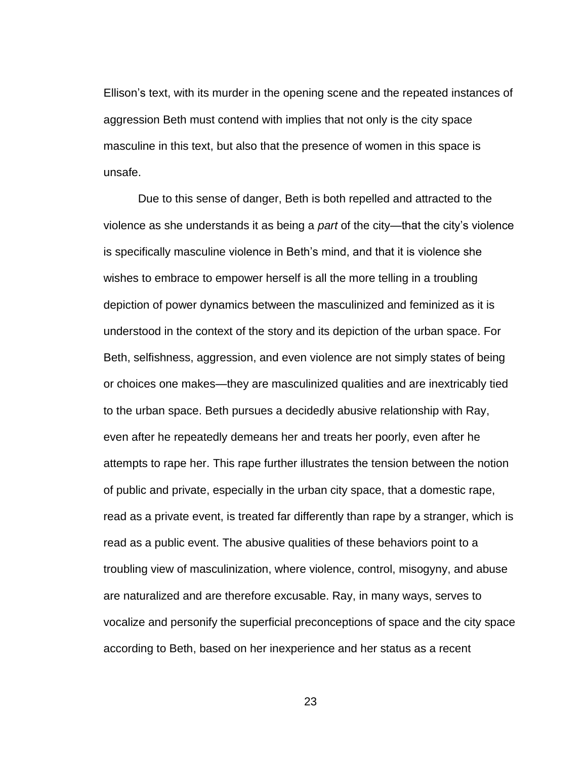Ellison's text, with its murder in the opening scene and the repeated instances of aggression Beth must contend with implies that not only is the city space masculine in this text, but also that the presence of women in this space is unsafe.

Due to this sense of danger, Beth is both repelled and attracted to the violence as she understands it as being a *part* of the city—that the city's violence is specifically masculine violence in Beth's mind, and that it is violence she wishes to embrace to empower herself is all the more telling in a troubling depiction of power dynamics between the masculinized and feminized as it is understood in the context of the story and its depiction of the urban space. For Beth, selfishness, aggression, and even violence are not simply states of being or choices one makes—they are masculinized qualities and are inextricably tied to the urban space. Beth pursues a decidedly abusive relationship with Ray, even after he repeatedly demeans her and treats her poorly, even after he attempts to rape her. This rape further illustrates the tension between the notion of public and private, especially in the urban city space, that a domestic rape, read as a private event, is treated far differently than rape by a stranger, which is read as a public event. The abusive qualities of these behaviors point to a troubling view of masculinization, where violence, control, misogyny, and abuse are naturalized and are therefore excusable. Ray, in many ways, serves to vocalize and personify the superficial preconceptions of space and the city space according to Beth, based on her inexperience and her status as a recent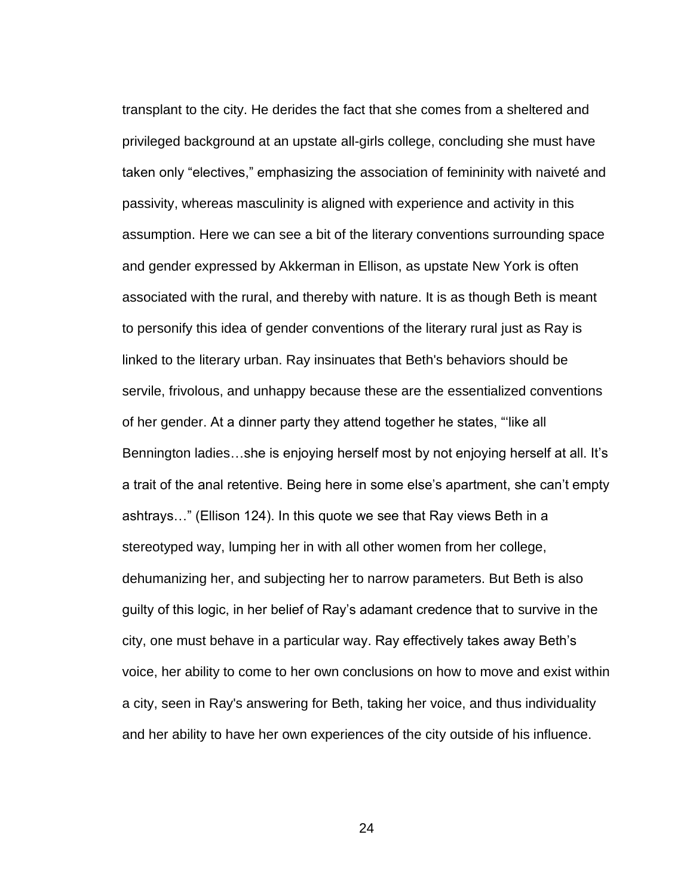transplant to the city. He derides the fact that she comes from a sheltered and privileged background at an upstate all-girls college, concluding she must have taken only "electives," emphasizing the association of femininity with naiveté and passivity, whereas masculinity is aligned with experience and activity in this assumption. Here we can see a bit of the literary conventions surrounding space and gender expressed by Akkerman in Ellison, as upstate New York is often associated with the rural, and thereby with nature. It is as though Beth is meant to personify this idea of gender conventions of the literary rural just as Ray is linked to the literary urban. Ray insinuates that Beth's behaviors should be servile, frivolous, and unhappy because these are the essentialized conventions of her gender. At a dinner party they attend together he states, "'like all Bennington ladies…she is enjoying herself most by not enjoying herself at all. It's a trait of the anal retentive. Being here in some else's apartment, she can't empty ashtrays…" (Ellison 124). In this quote we see that Ray views Beth in a stereotyped way, lumping her in with all other women from her college, dehumanizing her, and subjecting her to narrow parameters. But Beth is also guilty of this logic, in her belief of Ray's adamant credence that to survive in the city, one must behave in a particular way. Ray effectively takes away Beth's voice, her ability to come to her own conclusions on how to move and exist within a city, seen in Ray's answering for Beth, taking her voice, and thus individuality and her ability to have her own experiences of the city outside of his influence.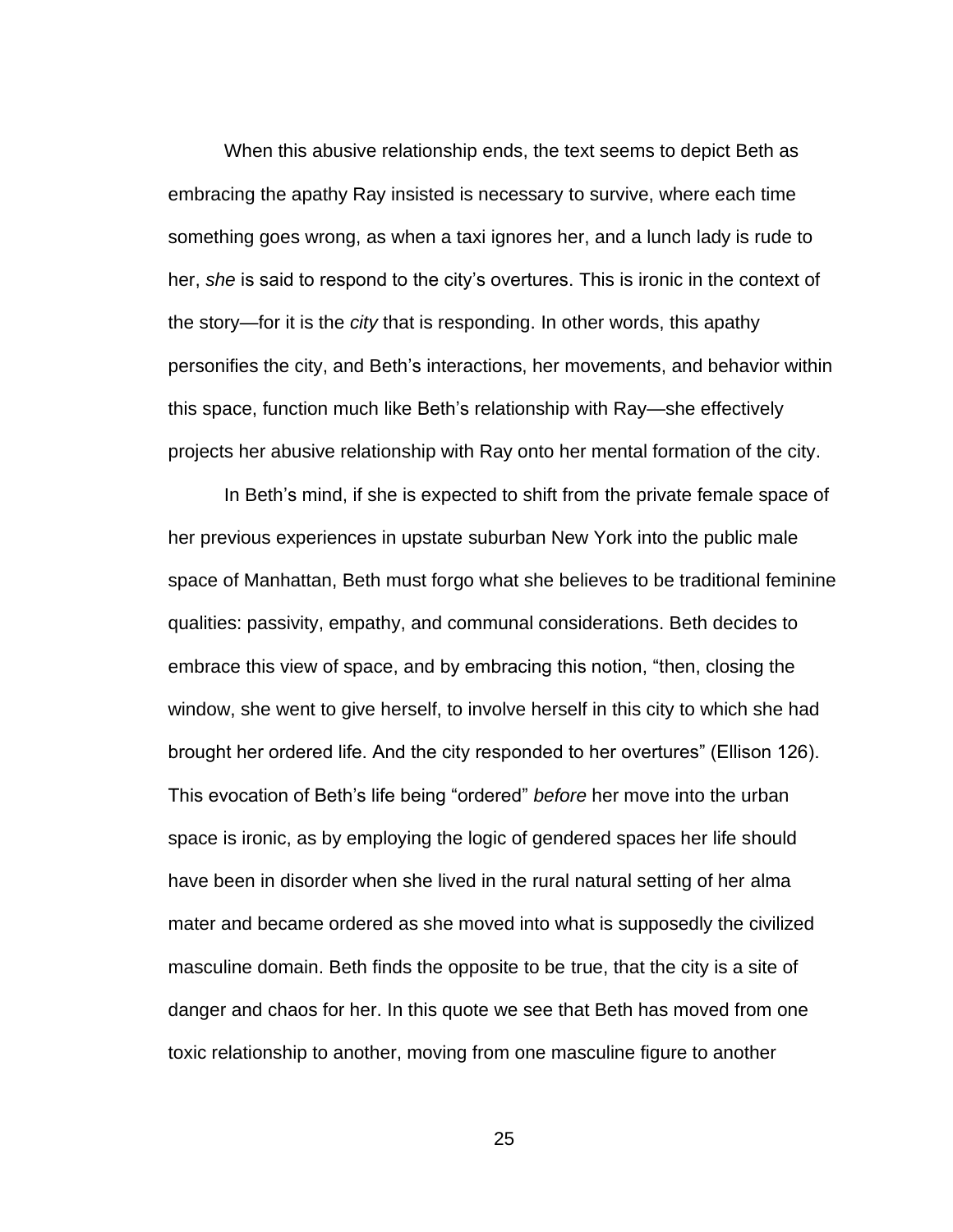When this abusive relationship ends, the text seems to depict Beth as embracing the apathy Ray insisted is necessary to survive, where each time something goes wrong, as when a taxi ignores her, and a lunch lady is rude to her, *she* is said to respond to the city's overtures. This is ironic in the context of the story—for it is the *city* that is responding. In other words, this apathy personifies the city, and Beth's interactions, her movements, and behavior within this space, function much like Beth's relationship with Ray—she effectively projects her abusive relationship with Ray onto her mental formation of the city.

In Beth's mind, if she is expected to shift from the private female space of her previous experiences in upstate suburban New York into the public male space of Manhattan, Beth must forgo what she believes to be traditional feminine qualities: passivity, empathy, and communal considerations. Beth decides to embrace this view of space, and by embracing this notion, "then, closing the window, she went to give herself, to involve herself in this city to which she had brought her ordered life. And the city responded to her overtures" (Ellison 126). This evocation of Beth's life being "ordered" *before* her move into the urban space is ironic, as by employing the logic of gendered spaces her life should have been in disorder when she lived in the rural natural setting of her alma mater and became ordered as she moved into what is supposedly the civilized masculine domain. Beth finds the opposite to be true, that the city is a site of danger and chaos for her. In this quote we see that Beth has moved from one toxic relationship to another, moving from one masculine figure to another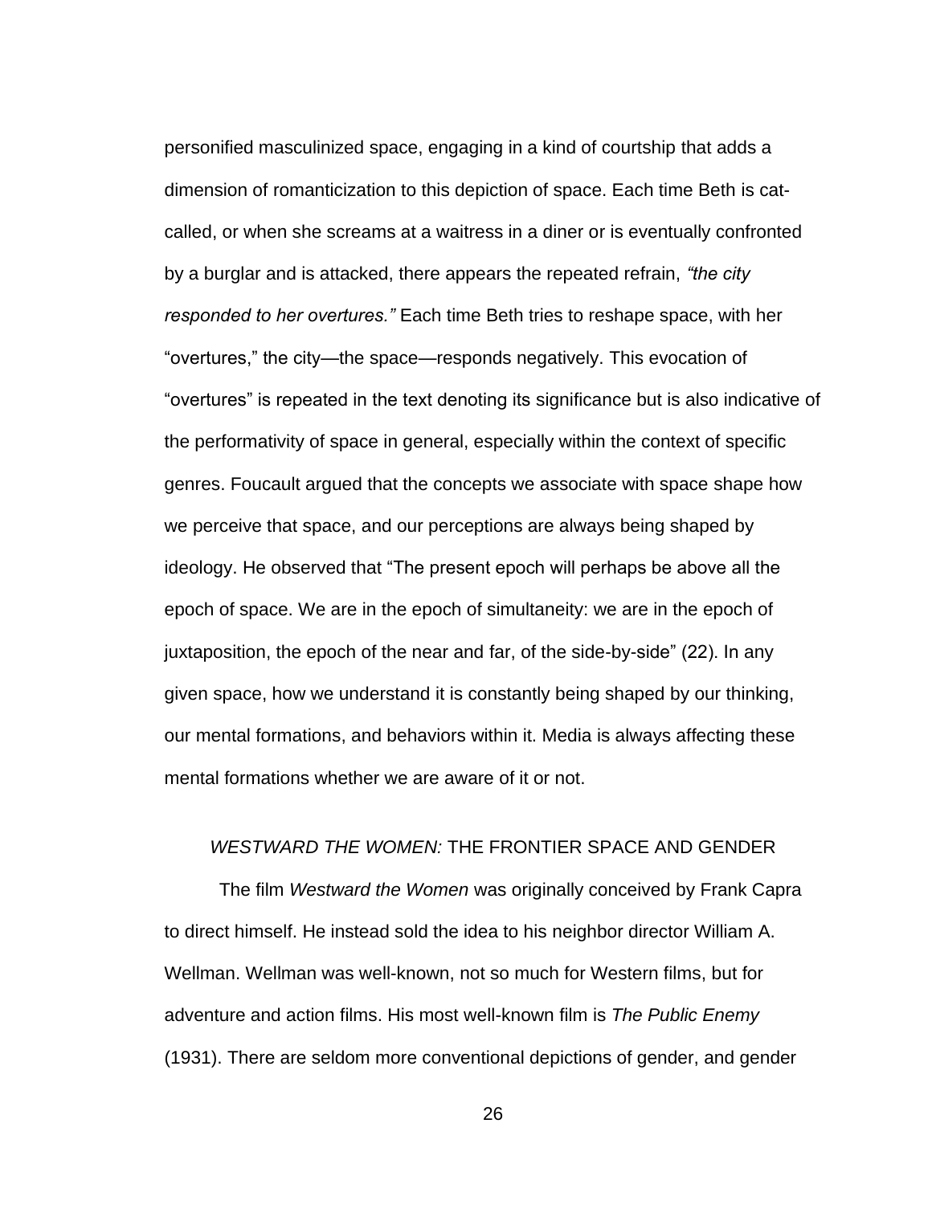personified masculinized space, engaging in a kind of courtship that adds a dimension of romanticization to this depiction of space. Each time Beth is cat-called, or when she screams at a waitress in a diner or is eventually confronted by a burglar and is attacked, there appears the repeated refrain, *"the city responded to her overtures."* Each time Beth tries to reshape space, with her "overtures," the city—the space—responds negatively. This evocation of "overtures" is repeated in the text denoting its significance but is also indicative of the performativity of space in general, especially within the context of specific genres. Foucault argued that the concepts we associate with space shape how we perceive that space, and our perceptions are always being shaped by ideology. He observed that "The present epoch will perhaps be above all the epoch of space. We are in the epoch of simultaneity: we are in the epoch of juxtaposition, the epoch of the near and far, of the side-by-side" (22). In any given space, how we understand it is constantly being shaped by our thinking, our mental formations, and behaviors within it. Media is always affecting these mental formations whether we are aware of it or not.

## *WESTWARD THE WOMEN:* THE FRONTIER SPACE AND GENDER

The film *Westward the Women* was originally conceived by Frank Capra to direct himself. He instead sold the idea to his neighbor director William A. Wellman. Wellman was well-known, not so much for Western films, but for adventure and action films. His most well-known film is *The Public Enemy* (1931). There are seldom more conventional depictions of gender, and gender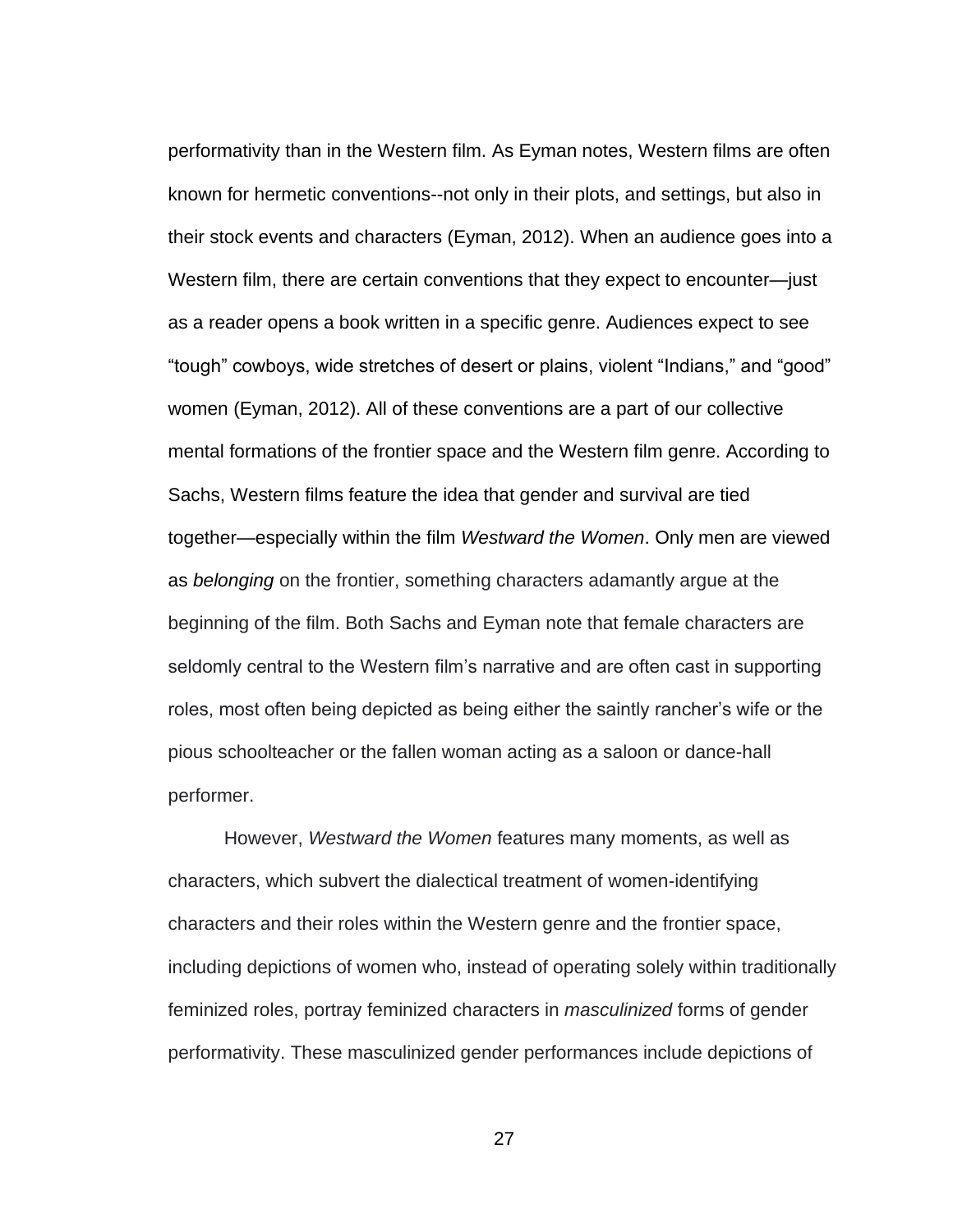performativity than in the Western film. As Eyman notes, Western films are often known for hermetic conventions--not only in their plots, and settings, but also in their stock events and characters (Eyman, 2012). When an audience goes into a Western film, there are certain conventions that they expect to encounter—just as a reader opens a book written in a specific genre. Audiences expect to see "tough" cowboys, wide stretches of desert or plains, violent "Indians," and "good" women (Eyman, 2012). All of these conventions are a part of our collective mental formations of the frontier space and the Western film genre. According to Sachs, Western films feature the idea that gender and survival are tied together—especially within the film *Westward the Women*. Only men are viewed as *belonging* on the frontier, something characters adamantly argue at the beginning of the film. Both Sachs and Eyman note that female characters are seldomly central to the Western film's narrative and are often cast in supporting roles, most often being depicted as being either the saintly rancher's wife or the pious schoolteacher or the fallen woman acting as a saloon or dance-hall performer.

However, *Westward the Women* features many moments, as well as characters, which subvert the dialectical treatment of women-identifying characters and their roles within the Western genre and the frontier space, including depictions of women who, instead of operating solely within traditionally feminized roles, portray feminized characters in *masculinized* forms of gender performativity. These masculinized gender performances include depictions of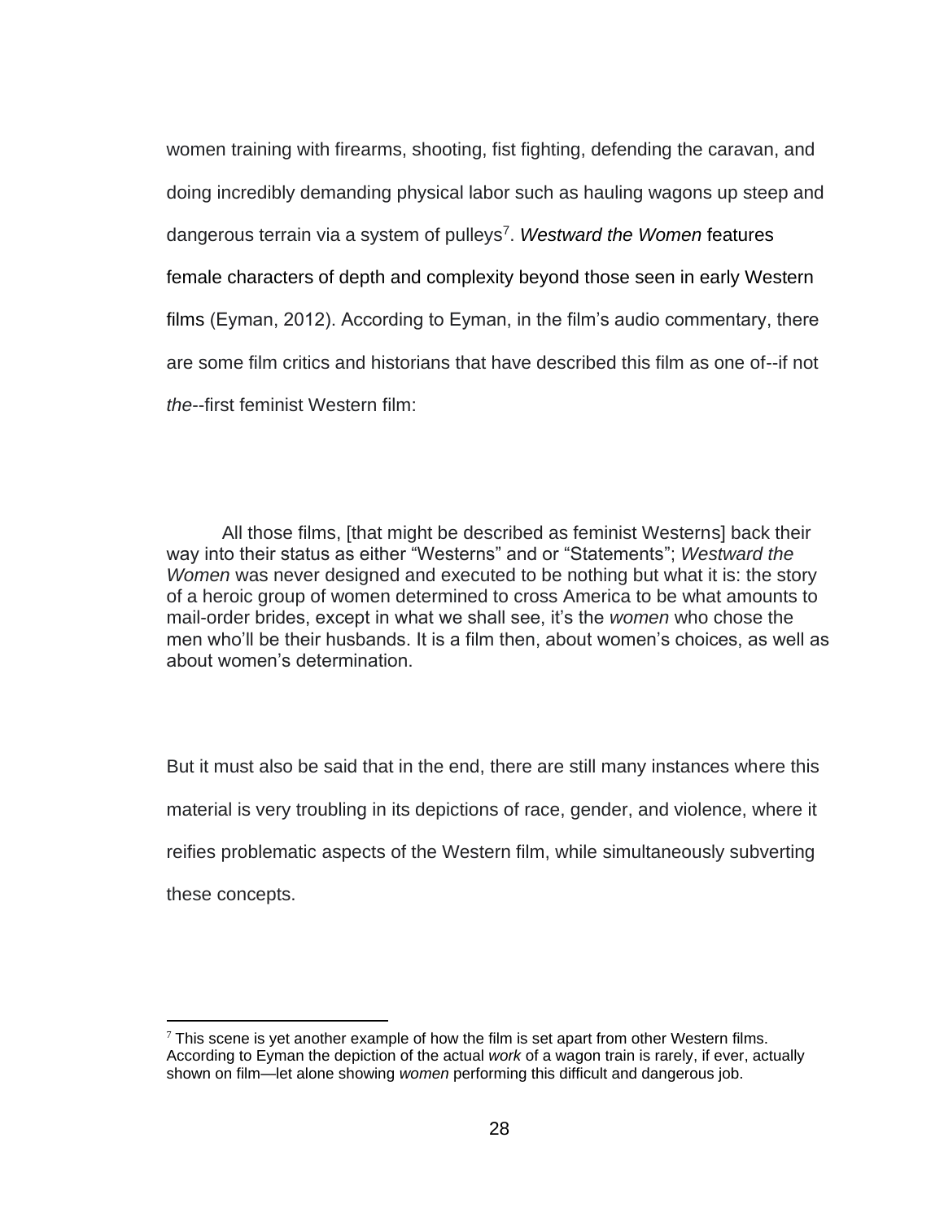women training with firearms, shooting, fist fighting, defending the caravan, and doing incredibly demanding physical labor such as hauling wagons up steep and dangerous terrain via a system of pulleys[7]. *Westward the Women* features female characters of depth and complexity beyond those seen in early Western films (Eyman, 2012). According to Eyman, in the film's audio commentary, there are some film critics and historians that have described this film as one of--if not *the*--first feminist Western film:

> All those films, [that might be described as feminist Westerns] back their way into their status as either "Westerns" and or "Statements"; *Westward the Women* was never designed and executed to be nothing but what it is: the story of a heroic group of women determined to cross America to be what amounts to mail-order brides, except in what we shall see, it's the *women* who chose the men who'll be their husbands. It is a film then, about women's choices, as well as about women's determination.

But it must also be said that in the end, there are still many instances where this material is very troubling in its depictions of race, gender, and violence, where it reifies problematic aspects of the Western film, while simultaneously subverting these concepts.

---

[7] This scene is yet another example of how the film is set apart from other Western films. According to Eyman the depiction of the actual *work* of a wagon train is rarely, if ever, actually shown on film—let alone showing *women* performing this difficult and dangerous job.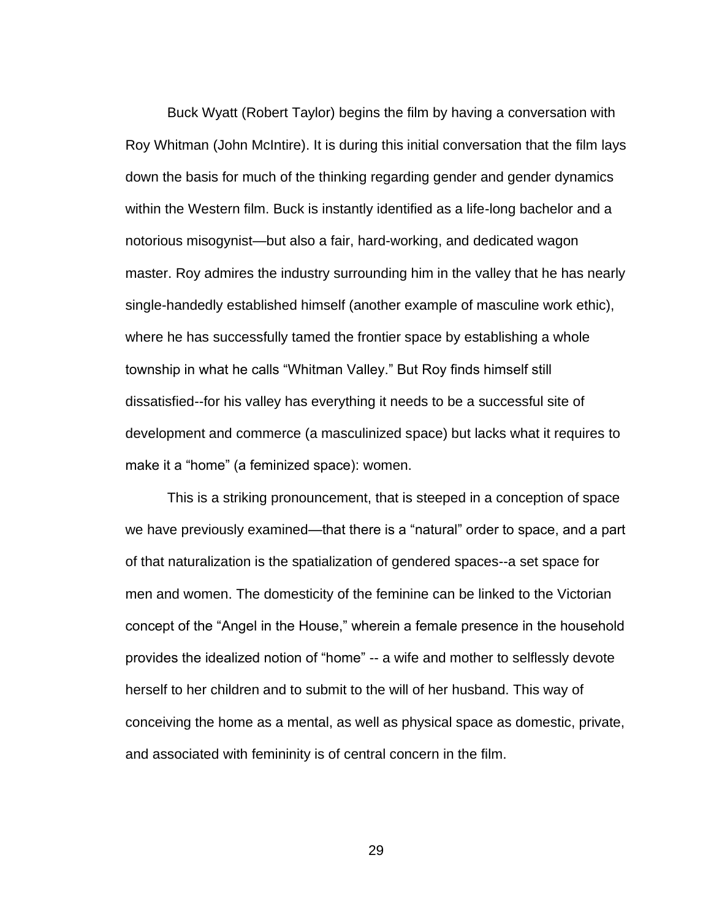Buck Wyatt (Robert Taylor) begins the film by having a conversation with Roy Whitman (John McIntire). It is during this initial conversation that the film lays down the basis for much of the thinking regarding gender and gender dynamics within the Western film. Buck is instantly identified as a life-long bachelor and a notorious misogynist—but also a fair, hard-working, and dedicated wagon master. Roy admires the industry surrounding him in the valley that he has nearly single-handedly established himself (another example of masculine work ethic), where he has successfully tamed the frontier space by establishing a whole township in what he calls "Whitman Valley." But Roy finds himself still dissatisfied--for his valley has everything it needs to be a successful site of development and commerce (a masculinized space) but lacks what it requires to make it a "home" (a feminized space): women.

This is a striking pronouncement, that is steeped in a conception of space we have previously examined—that there is a "natural" order to space, and a part of that naturalization is the spatialization of gendered spaces--a set space for men and women. The domesticity of the feminine can be linked to the Victorian concept of the "Angel in the House," wherein a female presence in the household provides the idealized notion of "home" -- a wife and mother to selflessly devote herself to her children and to submit to the will of her husband. This way of conceiving the home as a mental, as well as physical space as domestic, private, and associated with femininity is of central concern in the film.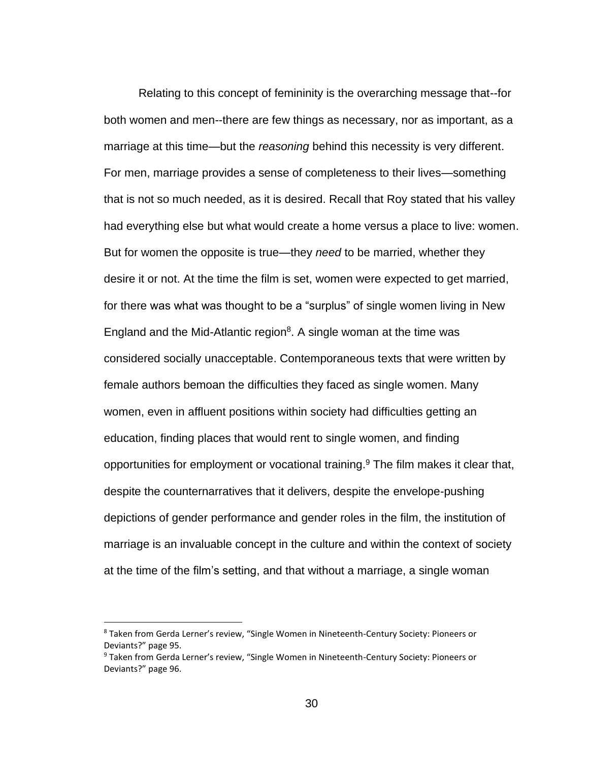Relating to this concept of femininity is the overarching message that--for both women and men--there are few things as necessary, nor as important, as a marriage at this time—but the *reasoning* behind this necessity is very different. For men, marriage provides a sense of completeness to their lives—something that is not so much needed, as it is desired. Recall that Roy stated that his valley had everything else but what would create a home versus a place to live: women. But for women the opposite is true—they *need* to be married, whether they desire it or not. At the time the film is set, women were expected to get married, for there was what was thought to be a "surplus" of single women living in New England and the Mid-Atlantic region[8]. A single woman at the time was considered socially unacceptable. Contemporaneous texts that were written by female authors bemoan the difficulties they faced as single women. Many women, even in affluent positions within society had difficulties getting an education, finding places that would rent to single women, and finding opportunities for employment or vocational training.[9] The film makes it clear that, despite the counternarratives that it delivers, despite the envelope-pushing depictions of gender performance and gender roles in the film, the institution of marriage is an invaluable concept in the culture and within the context of society at the time of the film's setting, and that without a marriage, a single woman

[8] Taken from Gerda Lerner's review, "Single Women in Nineteenth-Century Society: Pioneers or Deviants?" page 95.

[9] Taken from Gerda Lerner's review, "Single Women in Nineteenth-Century Society: Pioneers or Deviants?" page 96.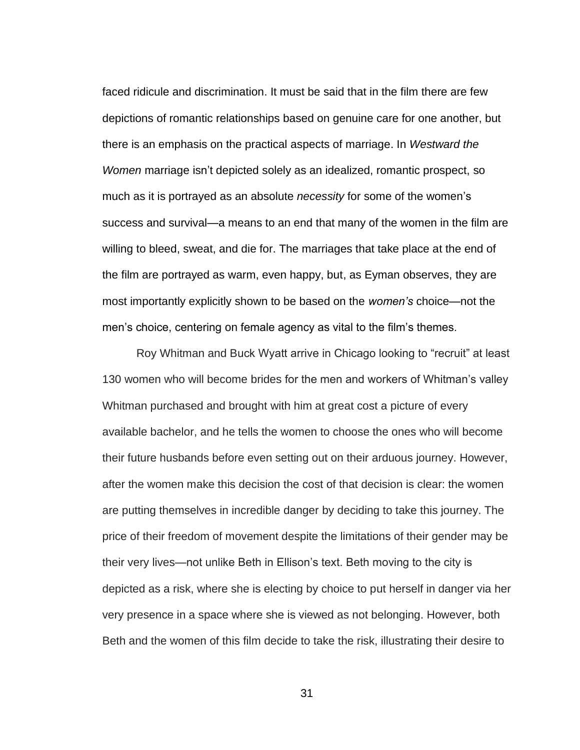faced ridicule and discrimination. It must be said that in the film there are few depictions of romantic relationships based on genuine care for one another, but there is an emphasis on the practical aspects of marriage. In *Westward the Women* marriage isn't depicted solely as an idealized, romantic prospect, so much as it is portrayed as an absolute *necessity* for some of the women's success and survival—a means to an end that many of the women in the film are willing to bleed, sweat, and die for. The marriages that take place at the end of the film are portrayed as warm, even happy, but, as Eyman observes, they are most importantly explicitly shown to be based on the *women's* choice—not the men's choice, centering on female agency as vital to the film's themes.

Roy Whitman and Buck Wyatt arrive in Chicago looking to "recruit" at least 130 women who will become brides for the men and workers of Whitman's valley Whitman purchased and brought with him at great cost a picture of every available bachelor, and he tells the women to choose the ones who will become their future husbands before even setting out on their arduous journey. However, after the women make this decision the cost of that decision is clear: the women are putting themselves in incredible danger by deciding to take this journey. The price of their freedom of movement despite the limitations of their gender may be their very lives—not unlike Beth in Ellison's text. Beth moving to the city is depicted as a risk, where she is electing by choice to put herself in danger via her very presence in a space where she is viewed as not belonging. However, both Beth and the women of this film decide to take the risk, illustrating their desire to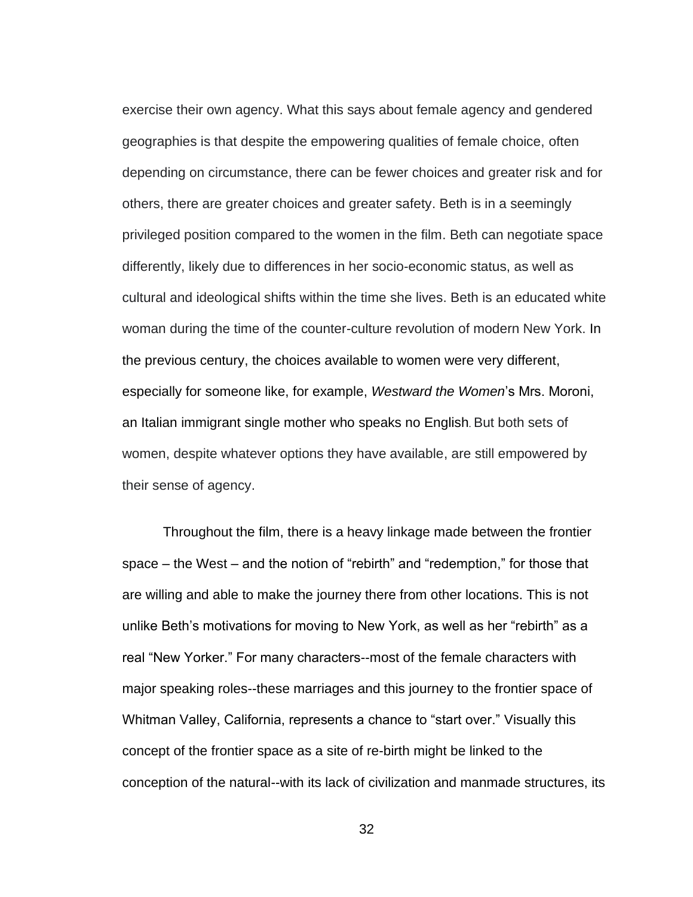exercise their own agency. What this says about female agency and gendered geographies is that despite the empowering qualities of female choice, often depending on circumstance, there can be fewer choices and greater risk and for others, there are greater choices and greater safety. Beth is in a seemingly privileged position compared to the women in the film. Beth can negotiate space differently, likely due to differences in her socio-economic status, as well as cultural and ideological shifts within the time she lives. Beth is an educated white woman during the time of the counter-culture revolution of modern New York. In the previous century, the choices available to women were very different, especially for someone like, for example, *Westward the Women*'s Mrs. Moroni, an Italian immigrant single mother who speaks no English. But both sets of women, despite whatever options they have available, are still empowered by their sense of agency.

Throughout the film, there is a heavy linkage made between the frontier space – the West – and the notion of "rebirth" and "redemption," for those that are willing and able to make the journey there from other locations. This is not unlike Beth's motivations for moving to New York, as well as her "rebirth" as a real "New Yorker." For many characters--most of the female characters with major speaking roles--these marriages and this journey to the frontier space of Whitman Valley, California, represents a chance to "start over." Visually this concept of the frontier space as a site of re-birth might be linked to the conception of the natural--with its lack of civilization and manmade structures, its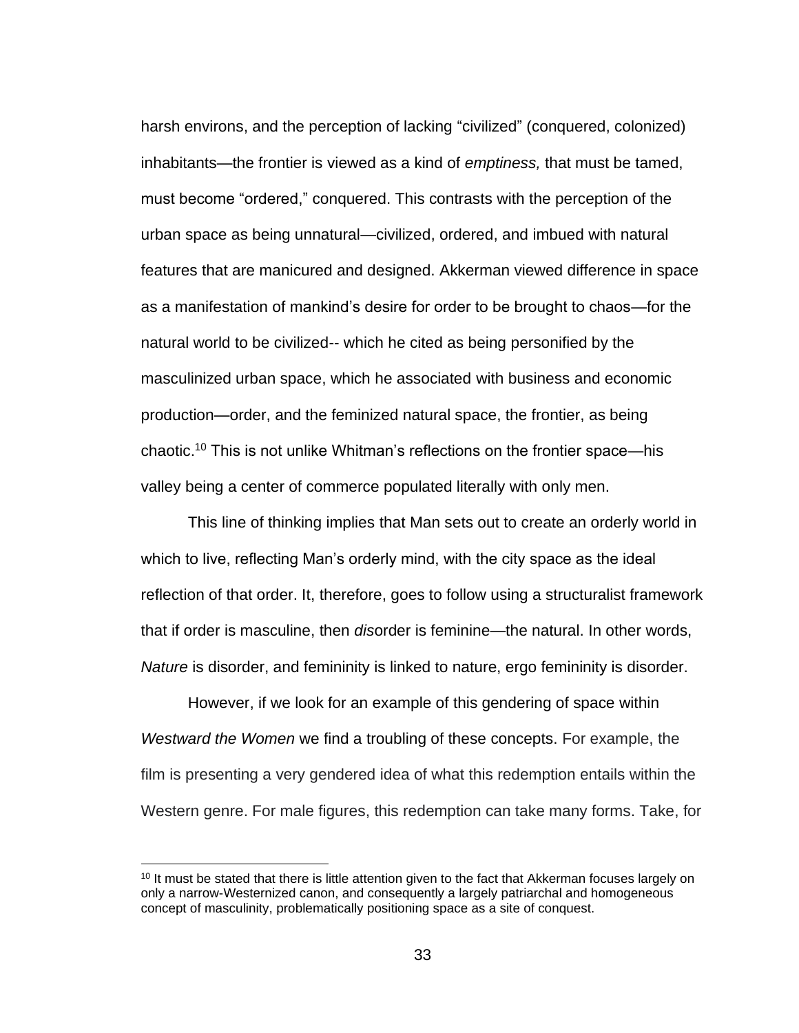harsh environs, and the perception of lacking "civilized" (conquered, colonized) inhabitants—the frontier is viewed as a kind of *emptiness,* that must be tamed, must become "ordered," conquered. This contrasts with the perception of the urban space as being unnatural—civilized, ordered, and imbued with natural features that are manicured and designed. Akkerman viewed difference in space as a manifestation of mankind's desire for order to be brought to chaos—for the natural world to be civilized-- which he cited as being personified by the masculinized urban space, which he associated with business and economic production—order, and the feminized natural space, the frontier, as being chaotic.[10] This is not unlike Whitman's reflections on the frontier space—his valley being a center of commerce populated literally with only men.

This line of thinking implies that Man sets out to create an orderly world in which to live, reflecting Man's orderly mind, with the city space as the ideal reflection of that order. It, therefore, goes to follow using a structuralist framework that if order is masculine, then *dis*order is feminine—the natural. In other words, *Nature* is disorder, and femininity is linked to nature, ergo femininity is disorder.

However, if we look for an example of this gendering of space within *Westward the Women* we find a troubling of these concepts. For example, the film is presenting a very gendered idea of what this redemption entails within the Western genre. For male figures, this redemption can take many forms. Take, for

[10] It must be stated that there is little attention given to the fact that Akkerman focuses largely on only a narrow-Westernized canon, and consequently a largely patriarchal and homogeneous concept of masculinity, problematically positioning space as a site of conquest.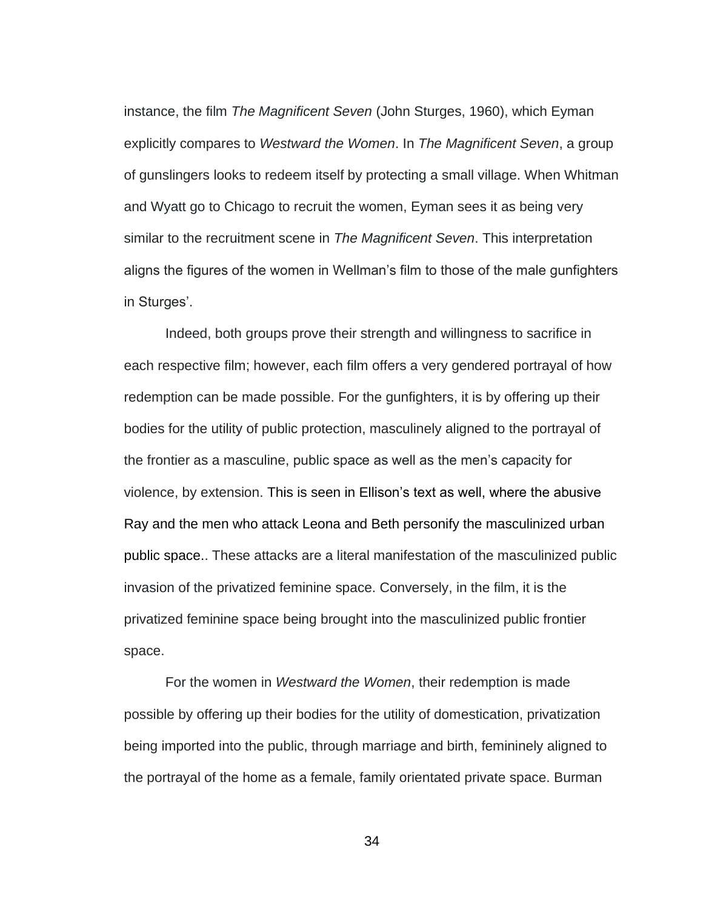instance, the film *The Magnificent Seven* (John Sturges, 1960), which Eyman explicitly compares to *Westward the Women*. In *The Magnificent Seven*, a group of gunslingers looks to redeem itself by protecting a small village. When Whitman and Wyatt go to Chicago to recruit the women, Eyman sees it as being very similar to the recruitment scene in *The Magnificent Seven*. This interpretation aligns the figures of the women in Wellman's film to those of the male gunfighters in Sturges'.

Indeed, both groups prove their strength and willingness to sacrifice in each respective film; however, each film offers a very gendered portrayal of how redemption can be made possible. For the gunfighters, it is by offering up their bodies for the utility of public protection, masculinely aligned to the portrayal of the frontier as a masculine, public space as well as the men's capacity for violence, by extension. This is seen in Ellison's text as well, where the abusive Ray and the men who attack Leona and Beth personify the masculinized urban public space.. These attacks are a literal manifestation of the masculinized public invasion of the privatized feminine space. Conversely, in the film, it is the privatized feminine space being brought into the masculinized public frontier space.

For the women in *Westward the Women*, their redemption is made possible by offering up their bodies for the utility of domestication, privatization being imported into the public, through marriage and birth, femininely aligned to the portrayal of the home as a female, family orientated private space. Burman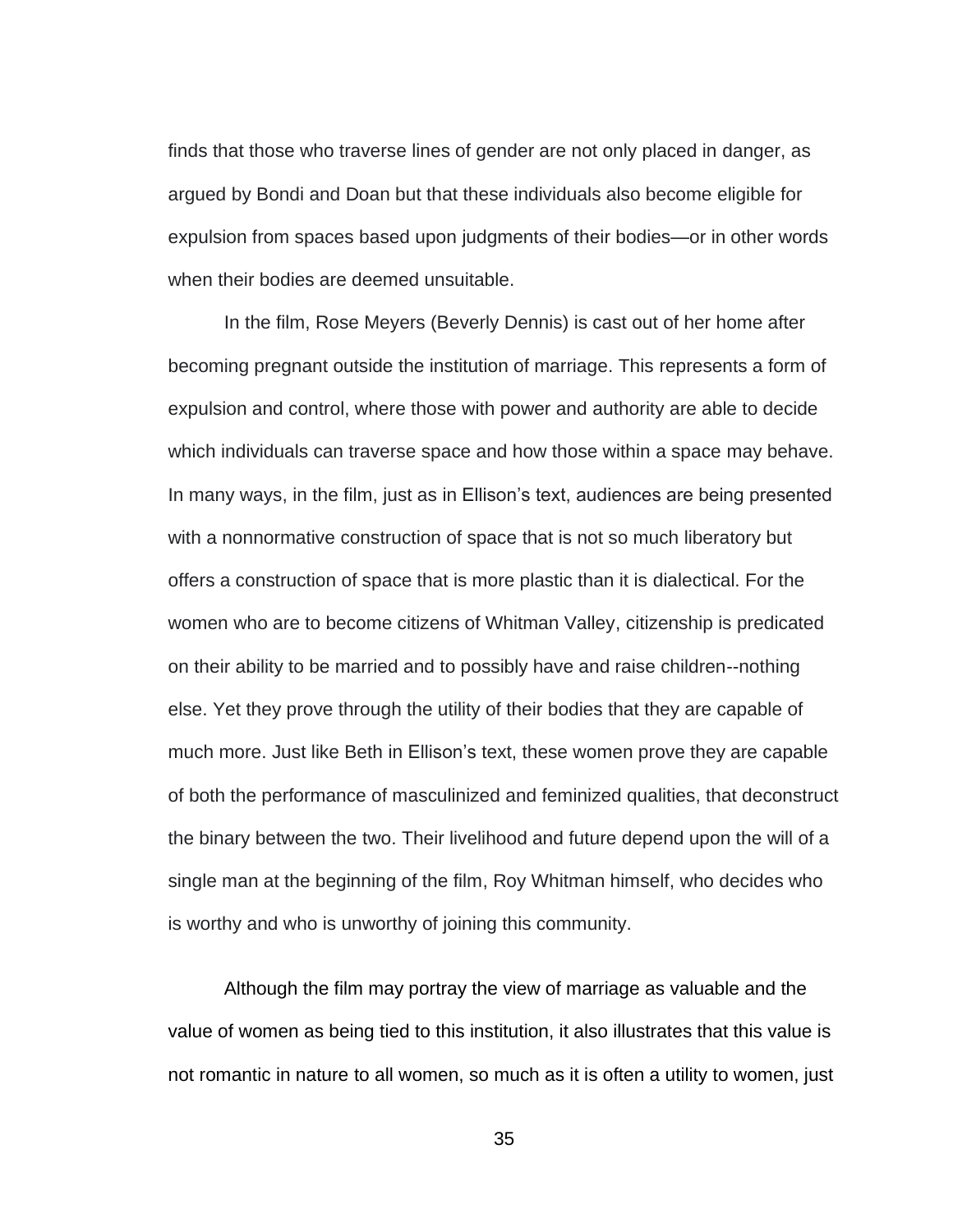finds that those who traverse lines of gender are not only placed in danger, as argued by Bondi and Doan but that these individuals also become eligible for expulsion from spaces based upon judgments of their bodies—or in other words when their bodies are deemed unsuitable.

In the film, Rose Meyers (Beverly Dennis) is cast out of her home after becoming pregnant outside the institution of marriage. This represents a form of expulsion and control, where those with power and authority are able to decide which individuals can traverse space and how those within a space may behave. In many ways, in the film, just as in Ellison's text, audiences are being presented with a nonnormative construction of space that is not so much liberatory but offers a construction of space that is more plastic than it is dialectical. For the women who are to become citizens of Whitman Valley, citizenship is predicated on their ability to be married and to possibly have and raise children--nothing else. Yet they prove through the utility of their bodies that they are capable of much more. Just like Beth in Ellison's text, these women prove they are capable of both the performance of masculinized and feminized qualities, that deconstruct the binary between the two. Their livelihood and future depend upon the will of a single man at the beginning of the film, Roy Whitman himself, who decides who is worthy and who is unworthy of joining this community.

Although the film may portray the view of marriage as valuable and the value of women as being tied to this institution, it also illustrates that this value is not romantic in nature to all women, so much as it is often a utility to women, just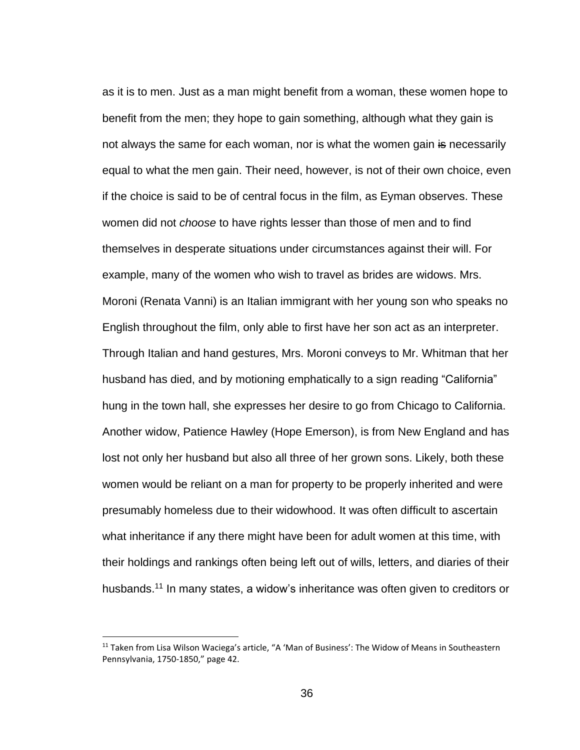as it is to men. Just as a man might benefit from a woman, these women hope to benefit from the men; they hope to gain something, although what they gain is not always the same for each woman, nor is what the women gain ~~is~~ necessarily equal to what the men gain. Their need, however, is not of their own choice, even if the choice is said to be of central focus in the film, as Eyman observes. These women did not *choose* to have rights lesser than those of men and to find themselves in desperate situations under circumstances against their will. For example, many of the women who wish to travel as brides are widows. Mrs. Moroni (Renata Vanni) is an Italian immigrant with her young son who speaks no English throughout the film, only able to first have her son act as an interpreter. Through Italian and hand gestures, Mrs. Moroni conveys to Mr. Whitman that her husband has died, and by motioning emphatically to a sign reading "California" hung in the town hall, she expresses her desire to go from Chicago to California. Another widow, Patience Hawley (Hope Emerson), is from New England and has lost not only her husband but also all three of her grown sons. Likely, both these women would be reliant on a man for property to be properly inherited and were presumably homeless due to their widowhood. It was often difficult to ascertain what inheritance if any there might have been for adult women at this time, with their holdings and rankings often being left out of wills, letters, and diaries of their husbands.[11] In many states, a widow's inheritance was often given to creditors or

[11] Taken from Lisa Wilson Waciega's article, "A 'Man of Business': The Widow of Means in Southeastern Pennsylvania, 1750-1850," page 42.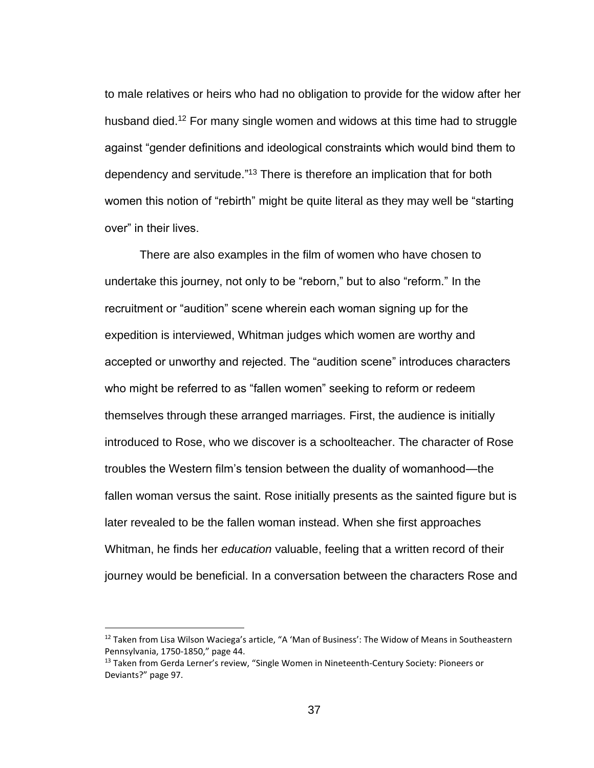to male relatives or heirs who had no obligation to provide for the widow after her husband died.[12] For many single women and widows at this time had to struggle against "gender definitions and ideological constraints which would bind them to dependency and servitude."[13] There is therefore an implication that for both women this notion of "rebirth" might be quite literal as they may well be "starting over" in their lives.

There are also examples in the film of women who have chosen to undertake this journey, not only to be "reborn," but to also "reform." In the recruitment or "audition" scene wherein each woman signing up for the expedition is interviewed, Whitman judges which women are worthy and accepted or unworthy and rejected. The "audition scene" introduces characters who might be referred to as "fallen women" seeking to reform or redeem themselves through these arranged marriages. First, the audience is initially introduced to Rose, who we discover is a schoolteacher. The character of Rose troubles the Western film's tension between the duality of womanhood—the fallen woman versus the saint. Rose initially presents as the sainted figure but is later revealed to be the fallen woman instead. When she first approaches Whitman, he finds her *education* valuable, feeling that a written record of their journey would be beneficial. In a conversation between the characters Rose and

---

[12] Taken from Lisa Wilson Waciega's article, "A 'Man of Business': The Widow of Means in Southeastern Pennsylvania, 1750-1850," page 44.

[13] Taken from Gerda Lerner's review, "Single Women in Nineteenth-Century Society: Pioneers or Deviants?" page 97.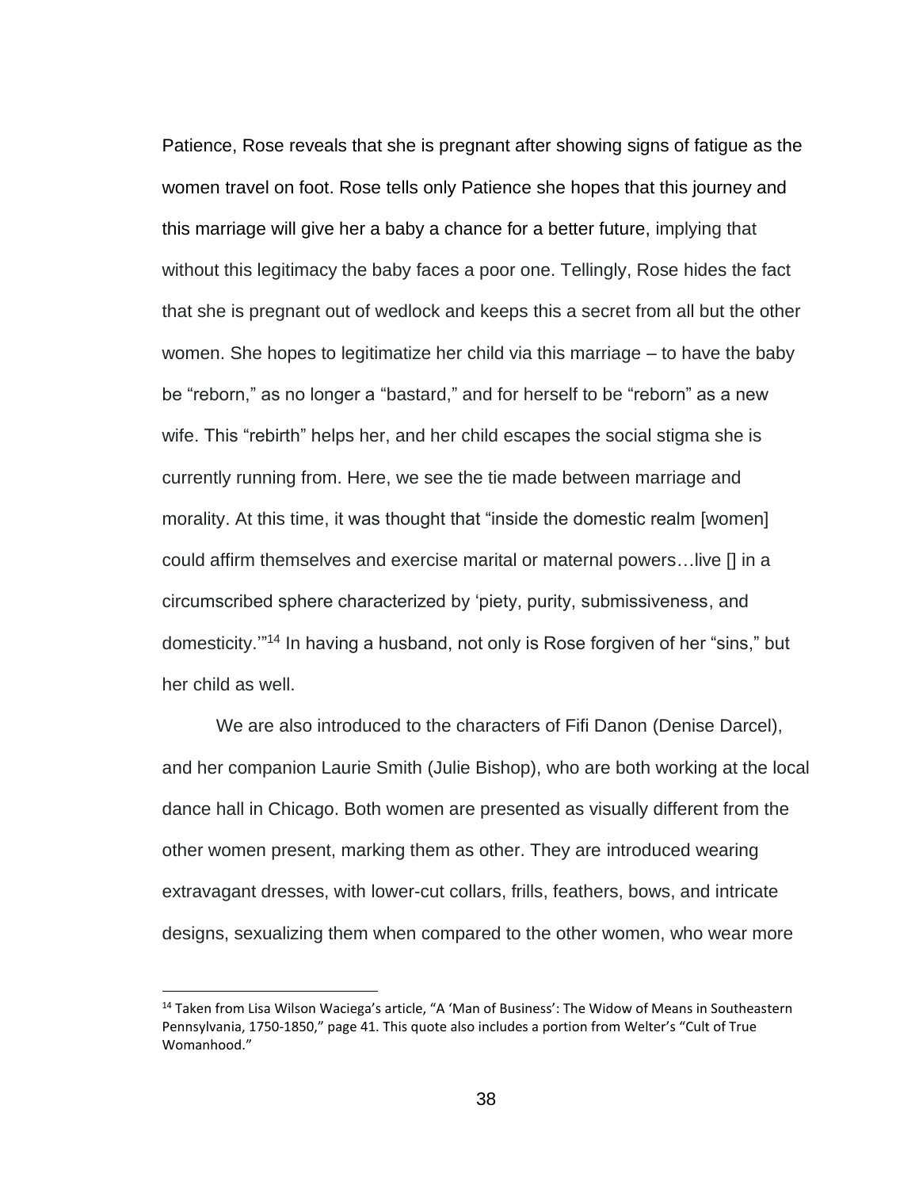Patience, Rose reveals that she is pregnant after showing signs of fatigue as the women travel on foot. Rose tells only Patience she hopes that this journey and this marriage will give her a baby a chance for a better future, implying that without this legitimacy the baby faces a poor one. Tellingly, Rose hides the fact that she is pregnant out of wedlock and keeps this a secret from all but the other women. She hopes to legitimatize her child via this marriage – to have the baby be "reborn," as no longer a "bastard," and for herself to be "reborn" as a new wife. This "rebirth" helps her, and her child escapes the social stigma she is currently running from. Here, we see the tie made between marriage and morality. At this time, it was thought that "inside the domestic realm [women] could affirm themselves and exercise marital or maternal powers…live [] in a circumscribed sphere characterized by 'piety, purity, submissiveness, and domesticity.'"[14] In having a husband, not only is Rose forgiven of her "sins," but her child as well.

We are also introduced to the characters of Fifi Danon (Denise Darcel), and her companion Laurie Smith (Julie Bishop), who are both working at the local dance hall in Chicago. Both women are presented as visually different from the other women present, marking them as other. They are introduced wearing extravagant dresses, with lower-cut collars, frills, feathers, bows, and intricate designs, sexualizing them when compared to the other women, who wear more

[14] Taken from Lisa Wilson Waciega's article, "A 'Man of Business': The Widow of Means in Southeastern Pennsylvania, 1750-1850," page 41. This quote also includes a portion from Welter's "Cult of True Womanhood."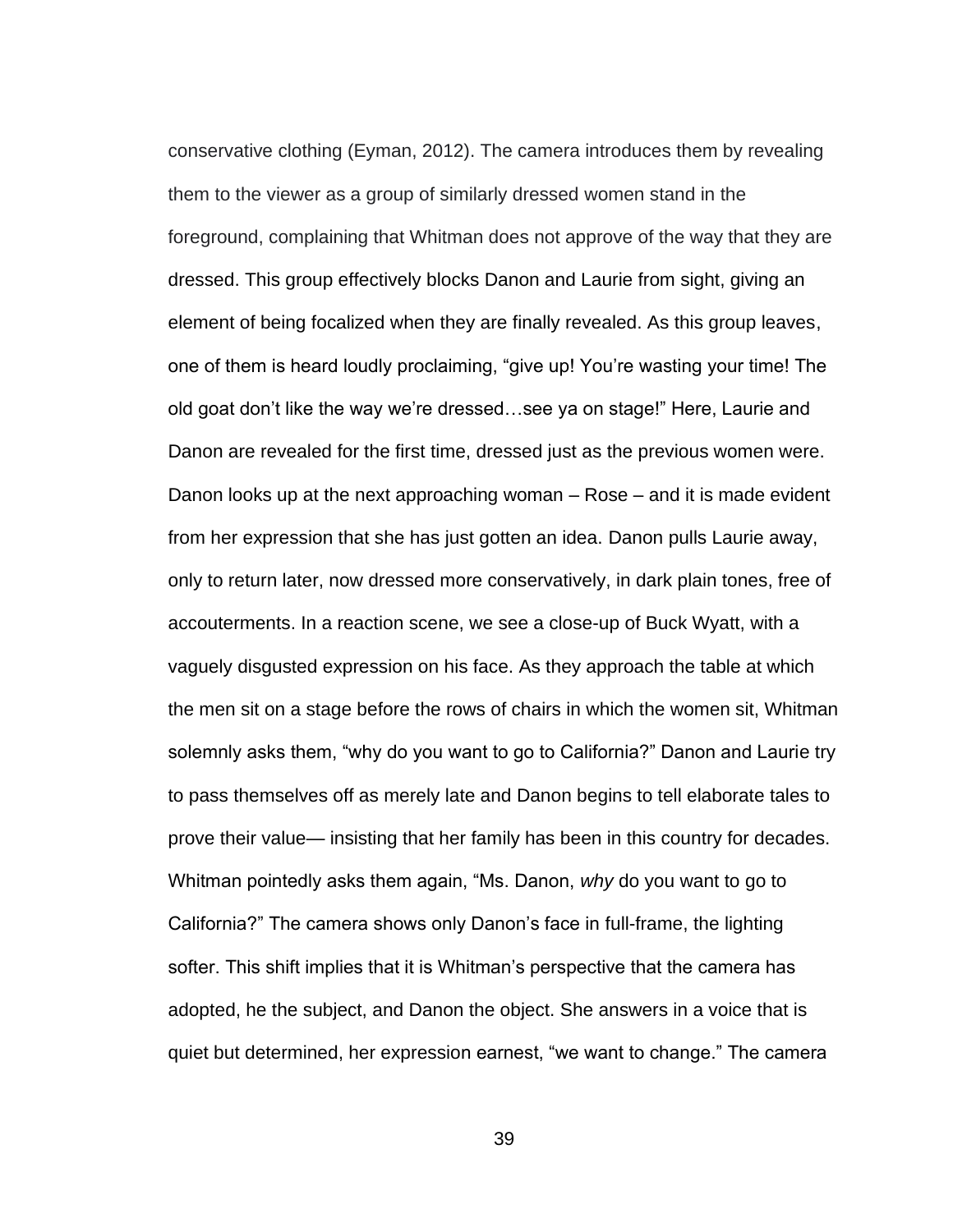conservative clothing (Eyman, 2012). The camera introduces them by revealing them to the viewer as a group of similarly dressed women stand in the foreground, complaining that Whitman does not approve of the way that they are dressed. This group effectively blocks Danon and Laurie from sight, giving an element of being focalized when they are finally revealed. As this group leaves, one of them is heard loudly proclaiming, "give up! You're wasting your time! The old goat don't like the way we're dressed…see ya on stage!" Here, Laurie and Danon are revealed for the first time, dressed just as the previous women were. Danon looks up at the next approaching woman – Rose – and it is made evident from her expression that she has just gotten an idea. Danon pulls Laurie away, only to return later, now dressed more conservatively, in dark plain tones, free of accouterments. In a reaction scene, we see a close-up of Buck Wyatt, with a vaguely disgusted expression on his face. As they approach the table at which the men sit on a stage before the rows of chairs in which the women sit, Whitman solemnly asks them, "why do you want to go to California?" Danon and Laurie try to pass themselves off as merely late and Danon begins to tell elaborate tales to prove their value— insisting that her family has been in this country for decades. Whitman pointedly asks them again, "Ms. Danon, *why* do you want to go to California?" The camera shows only Danon's face in full-frame, the lighting softer. This shift implies that it is Whitman's perspective that the camera has adopted, he the subject, and Danon the object. She answers in a voice that is quiet but determined, her expression earnest, "we want to change." The camera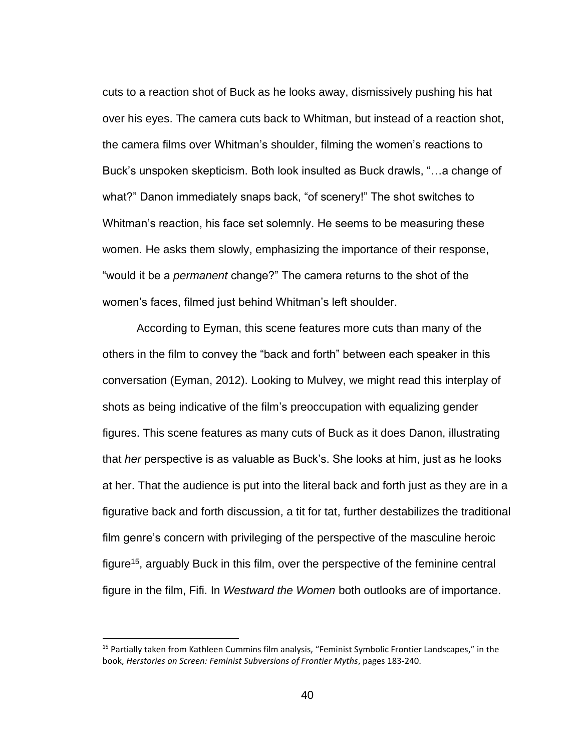cuts to a reaction shot of Buck as he looks away, dismissively pushing his hat over his eyes. The camera cuts back to Whitman, but instead of a reaction shot, the camera films over Whitman's shoulder, filming the women's reactions to Buck's unspoken skepticism. Both look insulted as Buck drawls, "…a change of what?" Danon immediately snaps back, "of scenery!" The shot switches to Whitman's reaction, his face set solemnly. He seems to be measuring these women. He asks them slowly, emphasizing the importance of their response, "would it be a *permanent* change?" The camera returns to the shot of the women's faces, filmed just behind Whitman's left shoulder.

According to Eyman, this scene features more cuts than many of the others in the film to convey the "back and forth" between each speaker in this conversation (Eyman, 2012). Looking to Mulvey, we might read this interplay of shots as being indicative of the film's preoccupation with equalizing gender figures. This scene features as many cuts of Buck as it does Danon, illustrating that *her* perspective is as valuable as Buck's. She looks at him, just as he looks at her. That the audience is put into the literal back and forth just as they are in a figurative back and forth discussion, a tit for tat, further destabilizes the traditional film genre's concern with privileging of the perspective of the masculine heroic figure[15], arguably Buck in this film, over the perspective of the feminine central figure in the film, Fifi. In *Westward the Women* both outlooks are of importance.

[15] Partially taken from Kathleen Cummins film analysis, "Feminist Symbolic Frontier Landscapes," in the book, *Herstories on Screen: Feminist Subversions of Frontier Myths*, pages 183-240.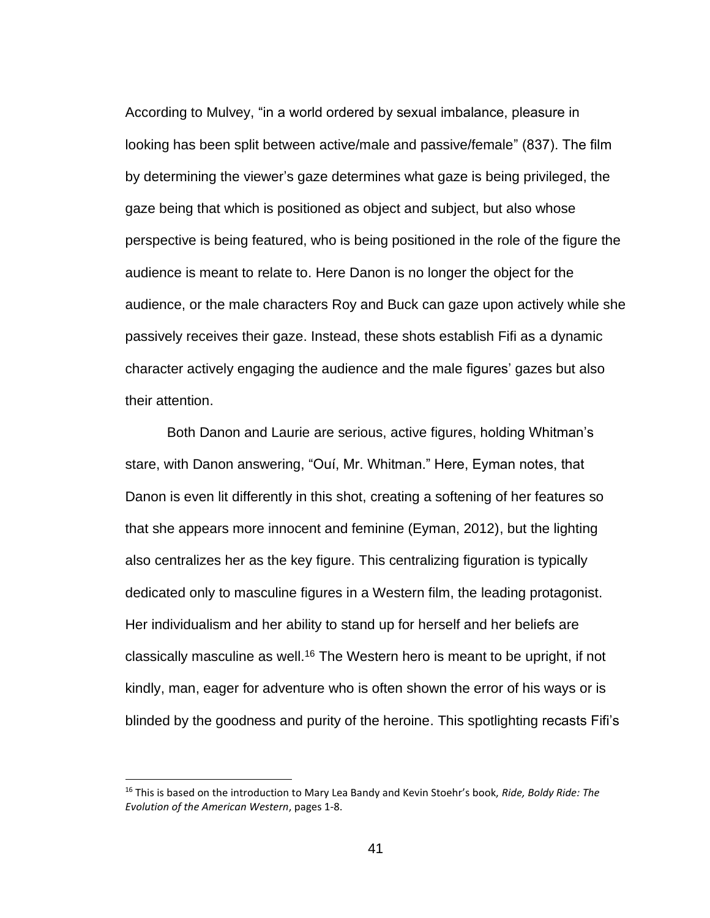According to Mulvey, “in a world ordered by sexual imbalance, pleasure in looking has been split between active/male and passive/female” (837). The film by determining the viewer’s gaze determines what gaze is being privileged, the gaze being that which is positioned as object and subject, but also whose perspective is being featured, who is being positioned in the role of the figure the audience is meant to relate to. Here Danon is no longer the object for the audience, or the male characters Roy and Buck can gaze upon actively while she passively receives their gaze. Instead, these shots establish Fifi as a dynamic character actively engaging the audience and the male figures’ gazes but also their attention.

Both Danon and Laurie are serious, active figures, holding Whitman’s stare, with Danon answering, “Ouí, Mr. Whitman.” Here, Eyman notes, that Danon is even lit differently in this shot, creating a softening of her features so that she appears more innocent and feminine (Eyman, 2012), but the lighting also centralizes her as the key figure. This centralizing figuration is typically dedicated only to masculine figures in a Western film, the leading protagonist. Her individualism and her ability to stand up for herself and her beliefs are classically masculine as well.[16] The Western hero is meant to be upright, if not kindly, man, eager for adventure who is often shown the error of his ways or is blinded by the goodness and purity of the heroine. This spotlighting recasts Fifi’s

[16] This is based on the introduction to Mary Lea Bandy and Kevin Stoehr’s book, *Ride, Boldy Ride: The Evolution of the American Western*, pages 1-8.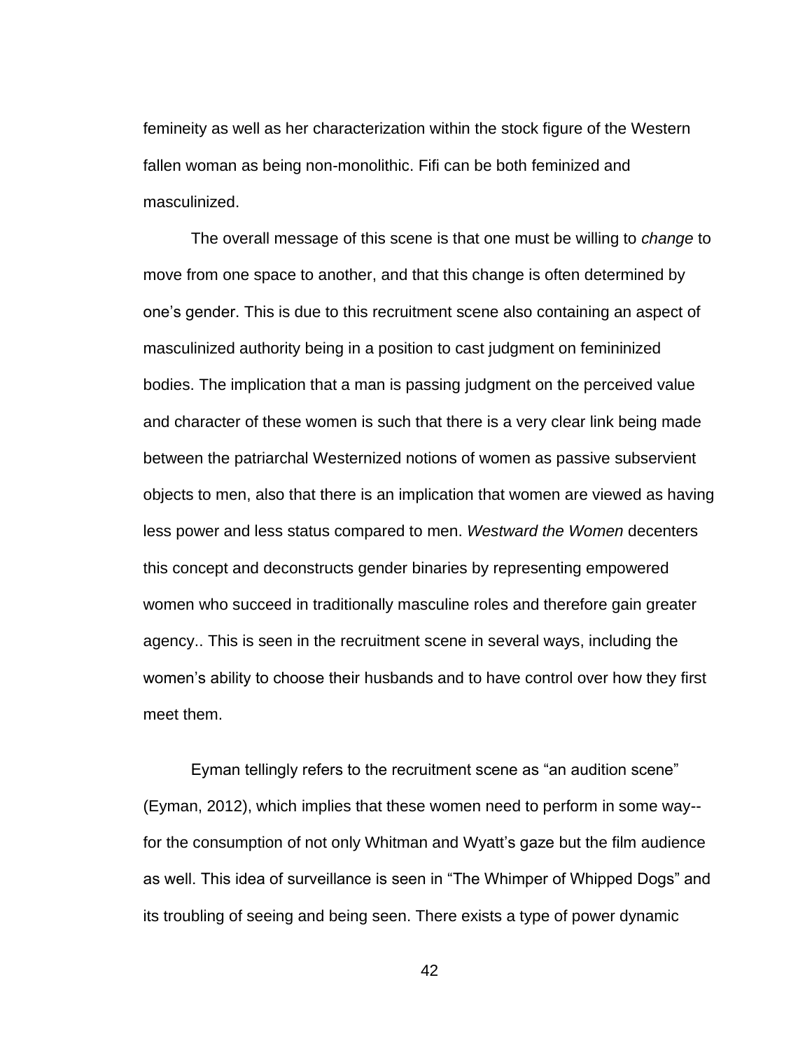femineity as well as her characterization within the stock figure of the Western fallen woman as being non-monolithic. Fifi can be both feminized and masculinized.

The overall message of this scene is that one must be willing to *change* to move from one space to another, and that this change is often determined by one's gender. This is due to this recruitment scene also containing an aspect of masculinized authority being in a position to cast judgment on femininized bodies. The implication that a man is passing judgment on the perceived value and character of these women is such that there is a very clear link being made between the patriarchal Westernized notions of women as passive subservient objects to men, also that there is an implication that women are viewed as having less power and less status compared to men. *Westward the Women* decenters this concept and deconstructs gender binaries by representing empowered women who succeed in traditionally masculine roles and therefore gain greater agency.. This is seen in the recruitment scene in several ways, including the women's ability to choose their husbands and to have control over how they first meet them.

Eyman tellingly refers to the recruitment scene as "an audition scene" (Eyman, 2012), which implies that these women need to perform in some way--for the consumption of not only Whitman and Wyatt's gaze but the film audience as well. This idea of surveillance is seen in "The Whimper of Whipped Dogs" and its troubling of seeing and being seen. There exists a type of power dynamic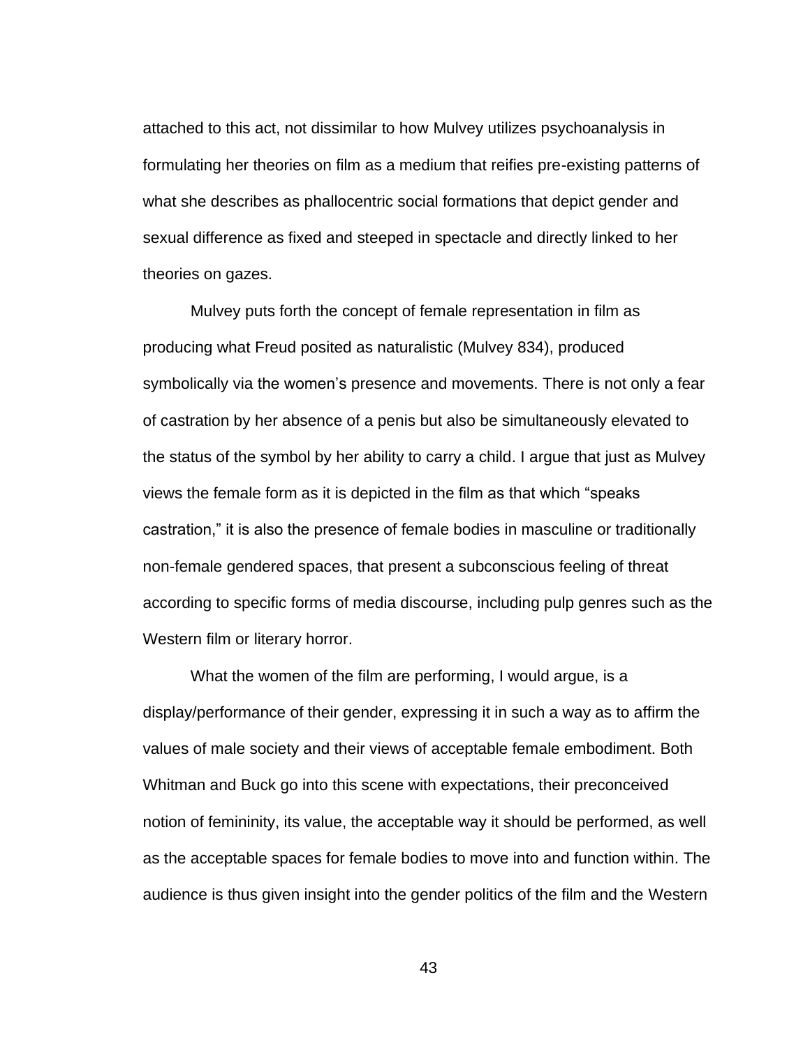attached to this act, not dissimilar to how Mulvey utilizes psychoanalysis in formulating her theories on film as a medium that reifies pre-existing patterns of what she describes as phallocentric social formations that depict gender and sexual difference as fixed and steeped in spectacle and directly linked to her theories on gazes.

Mulvey puts forth the concept of female representation in film as producing what Freud posited as naturalistic (Mulvey 834), produced symbolically via the women's presence and movements. There is not only a fear of castration by her absence of a penis but also be simultaneously elevated to the status of the symbol by her ability to carry a child. I argue that just as Mulvey views the female form as it is depicted in the film as that which "speaks castration," it is also the presence of female bodies in masculine or traditionally non-female gendered spaces, that present a subconscious feeling of threat according to specific forms of media discourse, including pulp genres such as the Western film or literary horror.

What the women of the film are performing, I would argue, is a display/performance of their gender, expressing it in such a way as to affirm the values of male society and their views of acceptable female embodiment. Both Whitman and Buck go into this scene with expectations, their preconceived notion of femininity, its value, the acceptable way it should be performed, as well as the acceptable spaces for female bodies to move into and function within. The audience is thus given insight into the gender politics of the film and the Western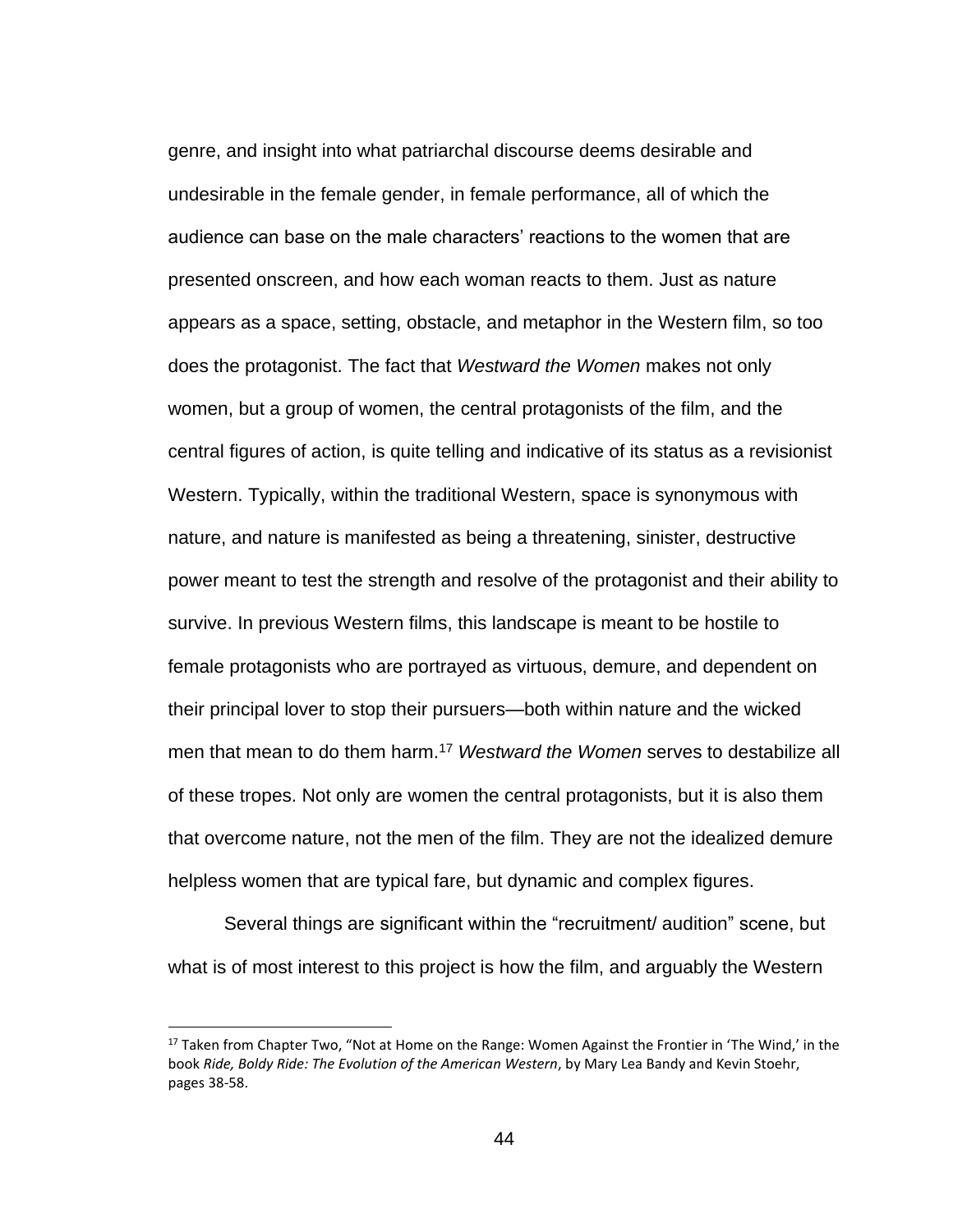genre, and insight into what patriarchal discourse deems desirable and undesirable in the female gender, in female performance, all of which the audience can base on the male characters' reactions to the women that are presented onscreen, and how each woman reacts to them. Just as nature appears as a space, setting, obstacle, and metaphor in the Western film, so too does the protagonist. The fact that *Westward the Women* makes not only women, but a group of women, the central protagonists of the film, and the central figures of action, is quite telling and indicative of its status as a revisionist Western. Typically, within the traditional Western, space is synonymous with nature, and nature is manifested as being a threatening, sinister, destructive power meant to test the strength and resolve of the protagonist and their ability to survive. In previous Western films, this landscape is meant to be hostile to female protagonists who are portrayed as virtuous, demure, and dependent on their principal lover to stop their pursuers—both within nature and the wicked men that mean to do them harm.[17] *Westward the Women* serves to destabilize all of these tropes. Not only are women the central protagonists, but it is also them that overcome nature, not the men of the film. They are not the idealized demure helpless women that are typical fare, but dynamic and complex figures.

Several things are significant within the "recruitment/ audition" scene, but what is of most interest to this project is how the film, and arguably the Western

---

[17] Taken from Chapter Two, "Not at Home on the Range: Women Against the Frontier in 'The Wind,' in the book *Ride, Boldy Ride: The Evolution of the American Western*, by Mary Lea Bandy and Kevin Stoehr, pages 38-58.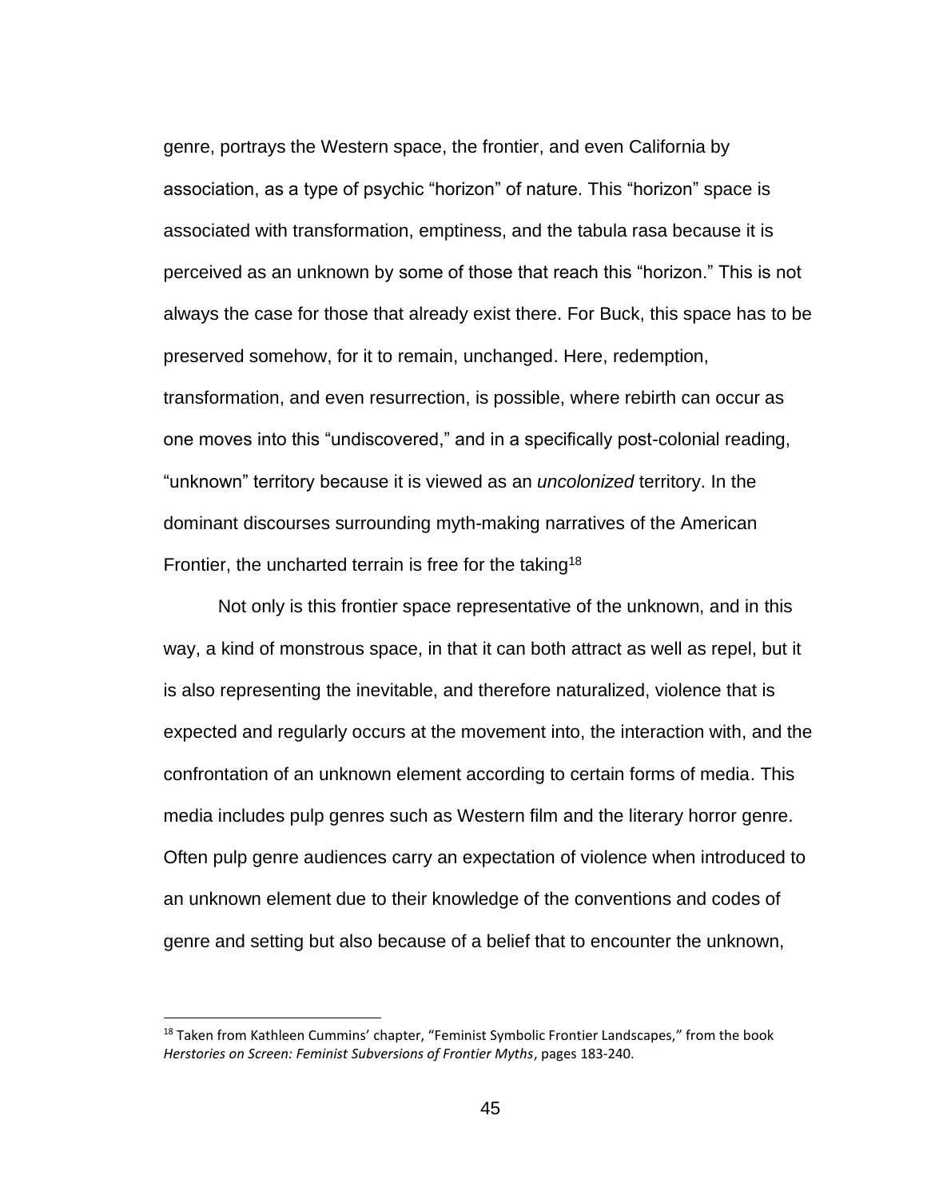genre, portrays the Western space, the frontier, and even California by association, as a type of psychic "horizon" of nature. This "horizon" space is associated with transformation, emptiness, and the tabula rasa because it is perceived as an unknown by some of those that reach this "horizon." This is not always the case for those that already exist there. For Buck, this space has to be preserved somehow, for it to remain, unchanged. Here, redemption, transformation, and even resurrection, is possible, where rebirth can occur as one moves into this "undiscovered," and in a specifically post-colonial reading, "unknown" territory because it is viewed as an *uncolonized* territory. In the dominant discourses surrounding myth-making narratives of the American Frontier, the uncharted terrain is free for the taking[18]

Not only is this frontier space representative of the unknown, and in this way, a kind of monstrous space, in that it can both attract as well as repel, but it is also representing the inevitable, and therefore naturalized, violence that is expected and regularly occurs at the movement into, the interaction with, and the confrontation of an unknown element according to certain forms of media. This media includes pulp genres such as Western film and the literary horror genre. Often pulp genre audiences carry an expectation of violence when introduced to an unknown element due to their knowledge of the conventions and codes of genre and setting but also because of a belief that to encounter the unknown,

---

[18] Taken from Kathleen Cummins' chapter, "Feminist Symbolic Frontier Landscapes," from the book *Herstories on Screen: Feminist Subversions of Frontier Myths*, pages 183-240.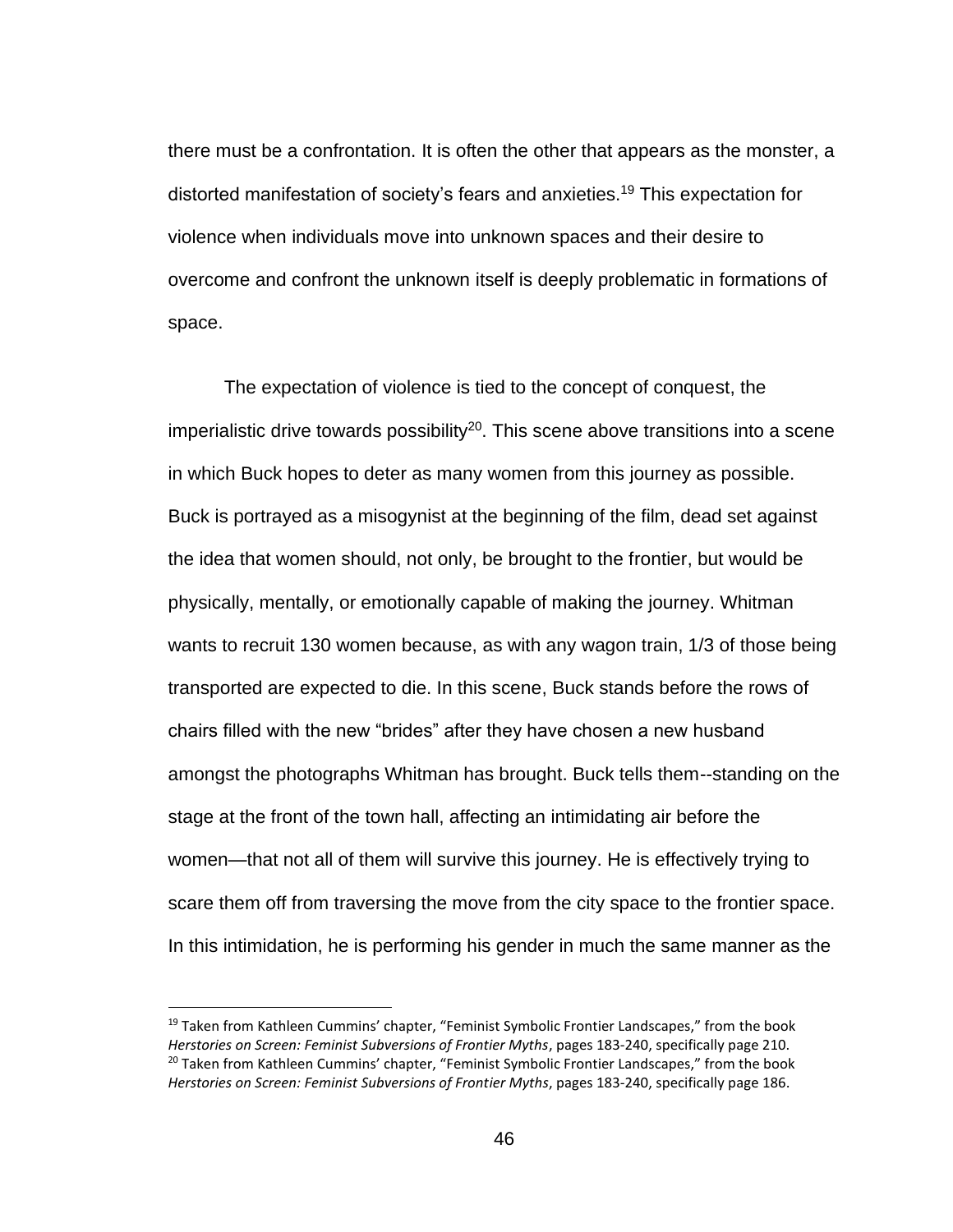there must be a confrontation. It is often the other that appears as the monster, a distorted manifestation of society's fears and anxieties.[19] This expectation for violence when individuals move into unknown spaces and their desire to overcome and confront the unknown itself is deeply problematic in formations of space.

The expectation of violence is tied to the concept of conquest, the imperialistic drive towards possibility[20]. This scene above transitions into a scene in which Buck hopes to deter as many women from this journey as possible. Buck is portrayed as a misogynist at the beginning of the film, dead set against the idea that women should, not only, be brought to the frontier, but would be physically, mentally, or emotionally capable of making the journey. Whitman wants to recruit 130 women because, as with any wagon train, 1/3 of those being transported are expected to die. In this scene, Buck stands before the rows of chairs filled with the new "brides" after they have chosen a new husband amongst the photographs Whitman has brought. Buck tells them--standing on the stage at the front of the town hall, affecting an intimidating air before the women—that not all of them will survive this journey. He is effectively trying to scare them off from traversing the move from the city space to the frontier space. In this intimidation, he is performing his gender in much the same manner as the

---

[19] Taken from Kathleen Cummins' chapter, "Feminist Symbolic Frontier Landscapes," from the book *Herstories on Screen: Feminist Subversions of Frontier Myths*, pages 183-240, specifically page 210.

[20] Taken from Kathleen Cummins' chapter, "Feminist Symbolic Frontier Landscapes," from the book *Herstories on Screen: Feminist Subversions of Frontier Myths*, pages 183-240, specifically page 186.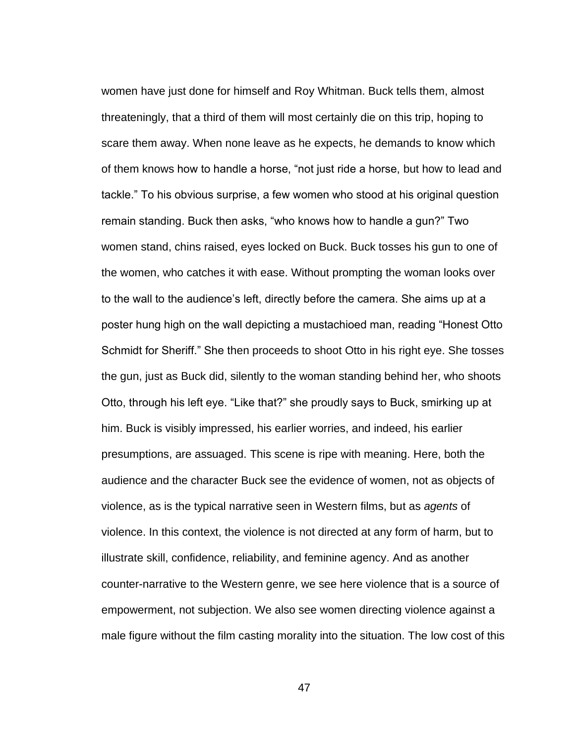women have just done for himself and Roy Whitman. Buck tells them, almost threateningly, that a third of them will most certainly die on this trip, hoping to scare them away. When none leave as he expects, he demands to know which of them knows how to handle a horse, "not just ride a horse, but how to lead and tackle." To his obvious surprise, a few women who stood at his original question remain standing. Buck then asks, "who knows how to handle a gun?" Two women stand, chins raised, eyes locked on Buck. Buck tosses his gun to one of the women, who catches it with ease. Without prompting the woman looks over to the wall to the audience's left, directly before the camera. She aims up at a poster hung high on the wall depicting a mustachioed man, reading "Honest Otto Schmidt for Sheriff." She then proceeds to shoot Otto in his right eye. She tosses the gun, just as Buck did, silently to the woman standing behind her, who shoots Otto, through his left eye. "Like that?" she proudly says to Buck, smirking up at him. Buck is visibly impressed, his earlier worries, and indeed, his earlier presumptions, are assuaged. This scene is ripe with meaning. Here, both the audience and the character Buck see the evidence of women, not as objects of violence, as is the typical narrative seen in Western films, but as *agents* of violence. In this context, the violence is not directed at any form of harm, but to illustrate skill, confidence, reliability, and feminine agency. And as another counter-narrative to the Western genre, we see here violence that is a source of empowerment, not subjection. We also see women directing violence against a male figure without the film casting morality into the situation. The low cost of this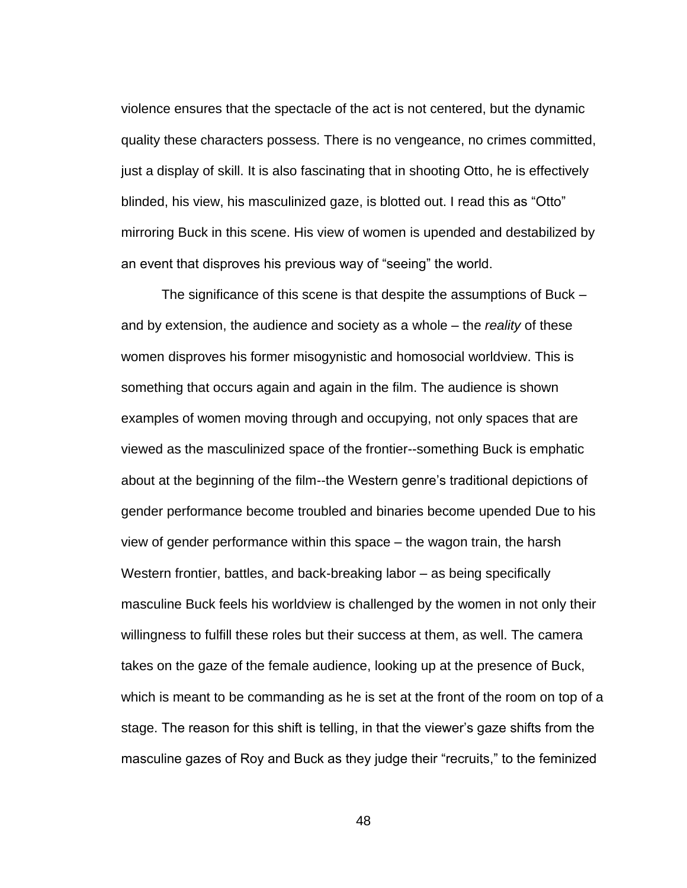violence ensures that the spectacle of the act is not centered, but the dynamic quality these characters possess. There is no vengeance, no crimes committed, just a display of skill. It is also fascinating that in shooting Otto, he is effectively blinded, his view, his masculinized gaze, is blotted out. I read this as "Otto" mirroring Buck in this scene. His view of women is upended and destabilized by an event that disproves his previous way of "seeing" the world.

The significance of this scene is that despite the assumptions of Buck – and by extension, the audience and society as a whole – the *reality* of these women disproves his former misogynistic and homosocial worldview. This is something that occurs again and again in the film. The audience is shown examples of women moving through and occupying, not only spaces that are viewed as the masculinized space of the frontier--something Buck is emphatic about at the beginning of the film--the Western genre's traditional depictions of gender performance become troubled and binaries become upended Due to his view of gender performance within this space – the wagon train, the harsh Western frontier, battles, and back-breaking labor – as being specifically masculine Buck feels his worldview is challenged by the women in not only their willingness to fulfill these roles but their success at them, as well. The camera takes on the gaze of the female audience, looking up at the presence of Buck, which is meant to be commanding as he is set at the front of the room on top of a stage. The reason for this shift is telling, in that the viewer's gaze shifts from the masculine gazes of Roy and Buck as they judge their "recruits," to the feminized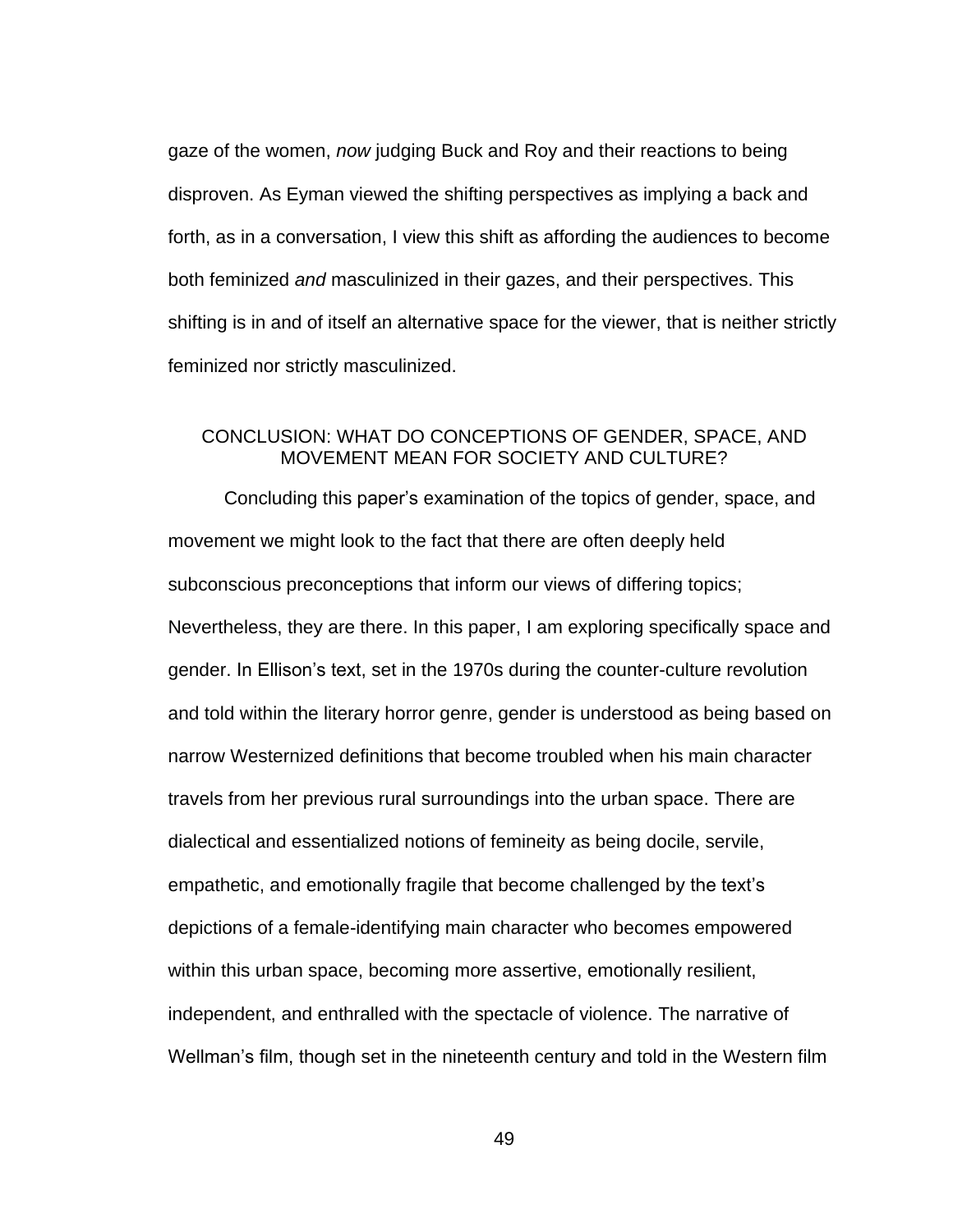gaze of the women, *now* judging Buck and Roy and their reactions to being disproven. As Eyman viewed the shifting perspectives as implying a back and forth, as in a conversation, I view this shift as affording the audiences to become both feminized *and* masculinized in their gazes, and their perspectives. This shifting is in and of itself an alternative space for the viewer, that is neither strictly feminized nor strictly masculinized.

## CONCLUSION: WHAT DO CONCEPTIONS OF GENDER, SPACE, AND MOVEMENT MEAN FOR SOCIETY AND CULTURE?

Concluding this paper's examination of the topics of gender, space, and movement we might look to the fact that there are often deeply held subconscious preconceptions that inform our views of differing topics; Nevertheless, they are there. In this paper, I am exploring specifically space and gender. In Ellison's text, set in the 1970s during the counter-culture revolution and told within the literary horror genre, gender is understood as being based on narrow Westernized definitions that become troubled when his main character travels from her previous rural surroundings into the urban space. There are dialectical and essentialized notions of femineity as being docile, servile, empathetic, and emotionally fragile that become challenged by the text's depictions of a female-identifying main character who becomes empowered within this urban space, becoming more assertive, emotionally resilient, independent, and enthralled with the spectacle of violence. The narrative of Wellman's film, though set in the nineteenth century and told in the Western film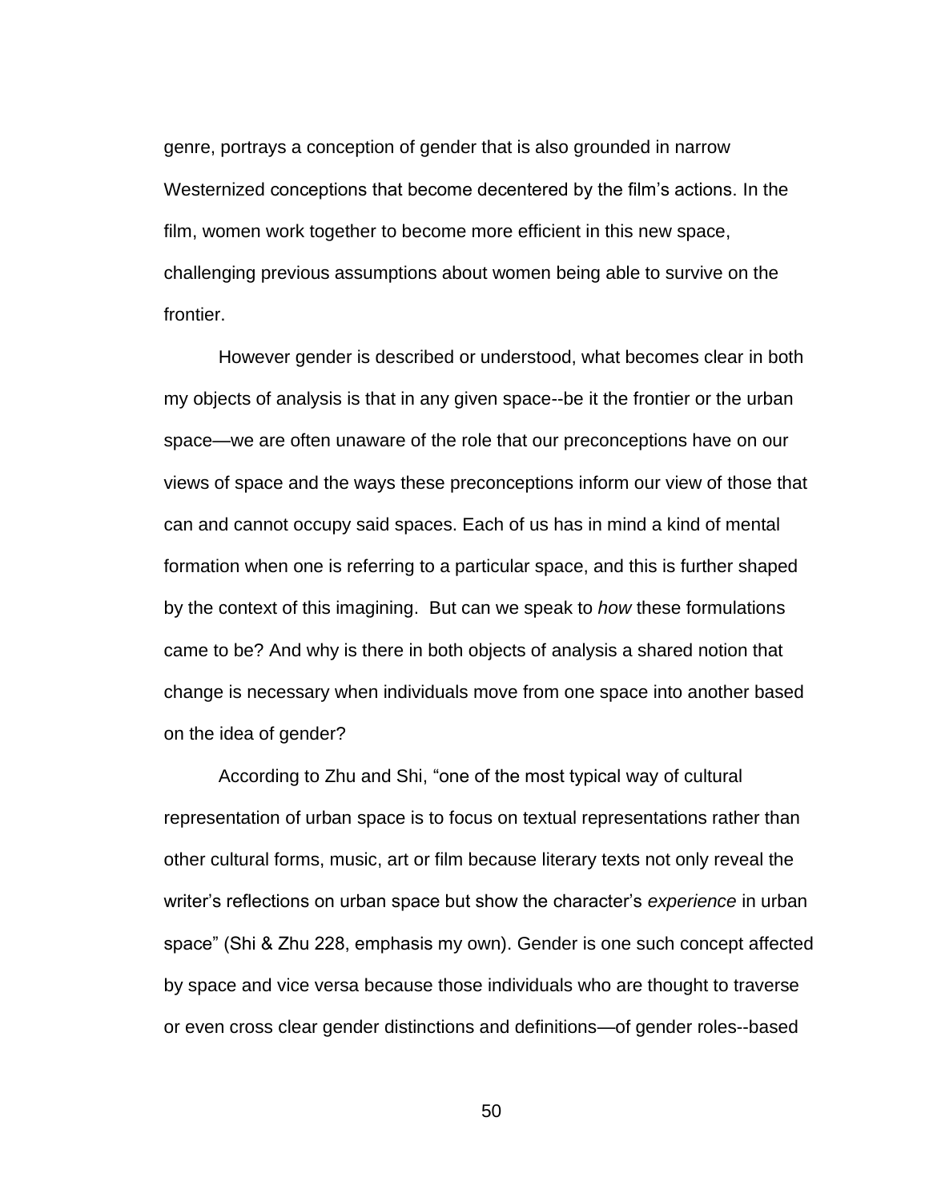genre, portrays a conception of gender that is also grounded in narrow Westernized conceptions that become decentered by the film's actions. In the film, women work together to become more efficient in this new space, challenging previous assumptions about women being able to survive on the frontier.

However gender is described or understood, what becomes clear in both my objects of analysis is that in any given space--be it the frontier or the urban space—we are often unaware of the role that our preconceptions have on our views of space and the ways these preconceptions inform our view of those that can and cannot occupy said spaces. Each of us has in mind a kind of mental formation when one is referring to a particular space, and this is further shaped by the context of this imagining. But can we speak to *how* these formulations came to be? And why is there in both objects of analysis a shared notion that change is necessary when individuals move from one space into another based on the idea of gender?

According to Zhu and Shi, "one of the most typical way of cultural representation of urban space is to focus on textual representations rather than other cultural forms, music, art or film because literary texts not only reveal the writer's reflections on urban space but show the character's *experience* in urban space" (Shi & Zhu 228, emphasis my own). Gender is one such concept affected by space and vice versa because those individuals who are thought to traverse or even cross clear gender distinctions and definitions—of gender roles--based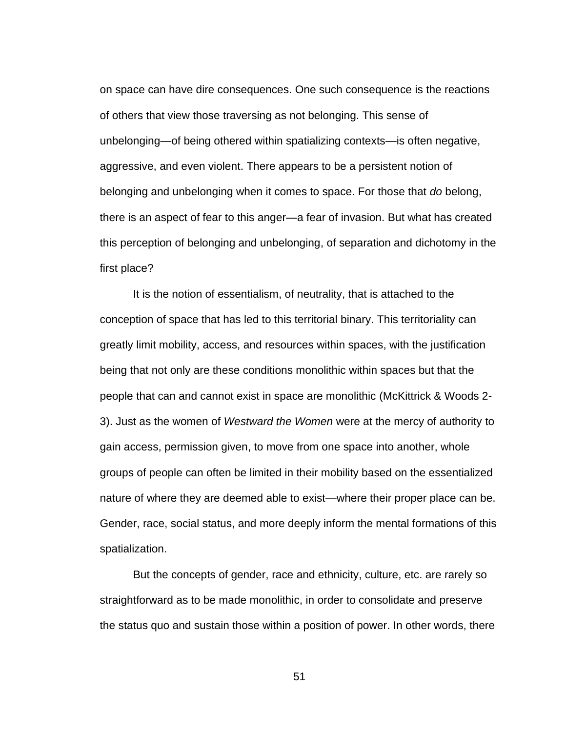on space can have dire consequences. One such consequence is the reactions of others that view those traversing as not belonging. This sense of unbelonging—of being othered within spatializing contexts—is often negative, aggressive, and even violent. There appears to be a persistent notion of belonging and unbelonging when it comes to space. For those that *do* belong, there is an aspect of fear to this anger—a fear of invasion. But what has created this perception of belonging and unbelonging, of separation and dichotomy in the first place?

It is the notion of essentialism, of neutrality, that is attached to the conception of space that has led to this territorial binary. This territoriality can greatly limit mobility, access, and resources within spaces, with the justification being that not only are these conditions monolithic within spaces but that the people that can and cannot exist in space are monolithic (McKittrick & Woods 2-3). Just as the women of *Westward the Women* were at the mercy of authority to gain access, permission given, to move from one space into another, whole groups of people can often be limited in their mobility based on the essentialized nature of where they are deemed able to exist—where their proper place can be. Gender, race, social status, and more deeply inform the mental formations of this spatialization.

But the concepts of gender, race and ethnicity, culture, etc. are rarely so straightforward as to be made monolithic, in order to consolidate and preserve the status quo and sustain those within a position of power. In other words, there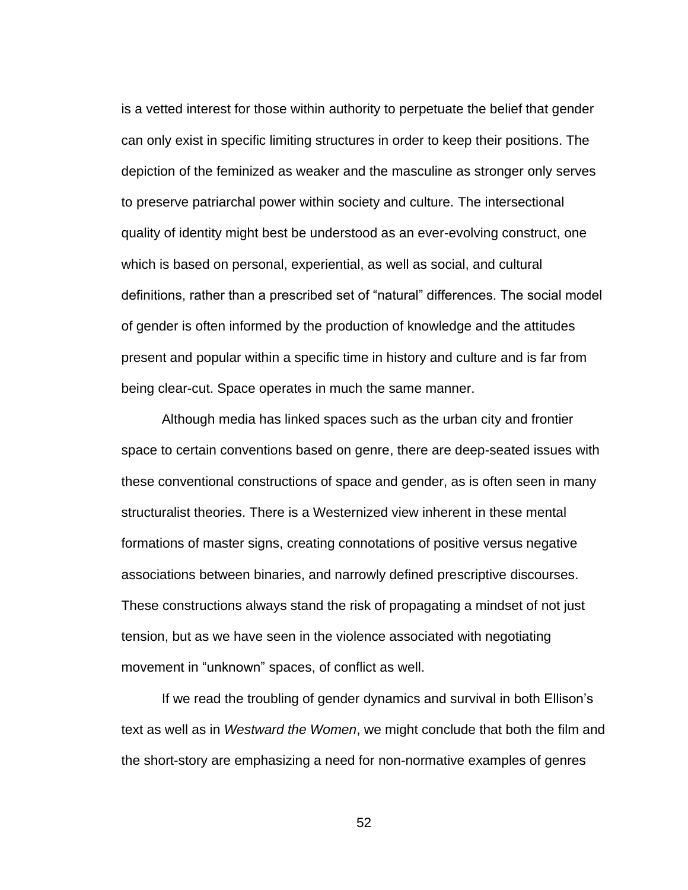is a vetted interest for those within authority to perpetuate the belief that gender can only exist in specific limiting structures in order to keep their positions. The depiction of the feminized as weaker and the masculine as stronger only serves to preserve patriarchal power within society and culture. The intersectional quality of identity might best be understood as an ever-evolving construct, one which is based on personal, experiential, as well as social, and cultural definitions, rather than a prescribed set of "natural" differences. The social model of gender is often informed by the production of knowledge and the attitudes present and popular within a specific time in history and culture and is far from being clear-cut. Space operates in much the same manner.

Although media has linked spaces such as the urban city and frontier space to certain conventions based on genre, there are deep-seated issues with these conventional constructions of space and gender, as is often seen in many structuralist theories. There is a Westernized view inherent in these mental formations of master signs, creating connotations of positive versus negative associations between binaries, and narrowly defined prescriptive discourses. These constructions always stand the risk of propagating a mindset of not just tension, but as we have seen in the violence associated with negotiating movement in "unknown" spaces, of conflict as well.

If we read the troubling of gender dynamics and survival in both Ellison's text as well as in *Westward the Women*, we might conclude that both the film and the short-story are emphasizing a need for non-normative examples of genres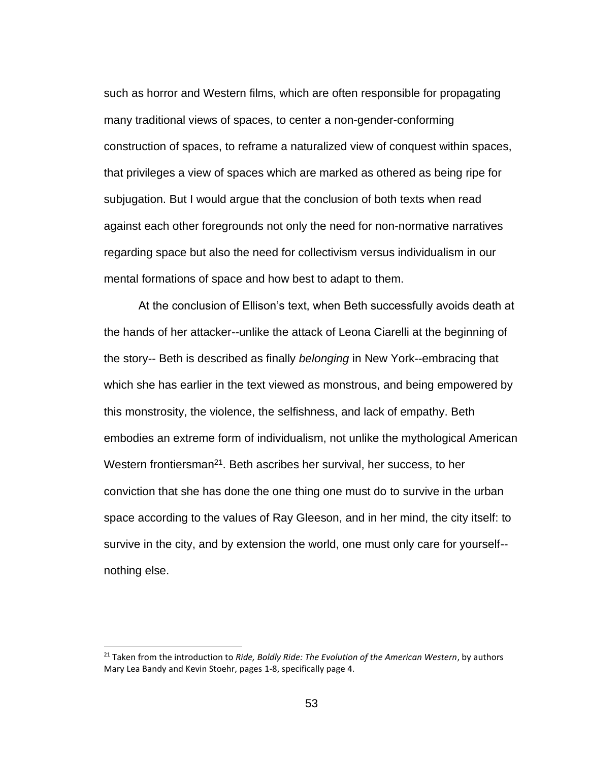such as horror and Western films, which are often responsible for propagating many traditional views of spaces, to center a non-gender-conforming construction of spaces, to reframe a naturalized view of conquest within spaces, that privileges a view of spaces which are marked as othered as being ripe for subjugation. But I would argue that the conclusion of both texts when read against each other foregrounds not only the need for non-normative narratives regarding space but also the need for collectivism versus individualism in our mental formations of space and how best to adapt to them.

At the conclusion of Ellison's text, when Beth successfully avoids death at the hands of her attacker--unlike the attack of Leona Ciarelli at the beginning of the story-- Beth is described as finally *belonging* in New York--embracing that which she has earlier in the text viewed as monstrous, and being empowered by this monstrosity, the violence, the selfishness, and lack of empathy. Beth embodies an extreme form of individualism, not unlike the mythological American Western frontiersman[21]. Beth ascribes her survival, her success, to her conviction that she has done the one thing one must do to survive in the urban space according to the values of Ray Gleeson, and in her mind, the city itself: to survive in the city, and by extension the world, one must only care for yourself--nothing else.

---

[21] Taken from the introduction to *Ride, Boldly Ride: The Evolution of the American Western*, by authors Mary Lea Bandy and Kevin Stoehr, pages 1-8, specifically page 4.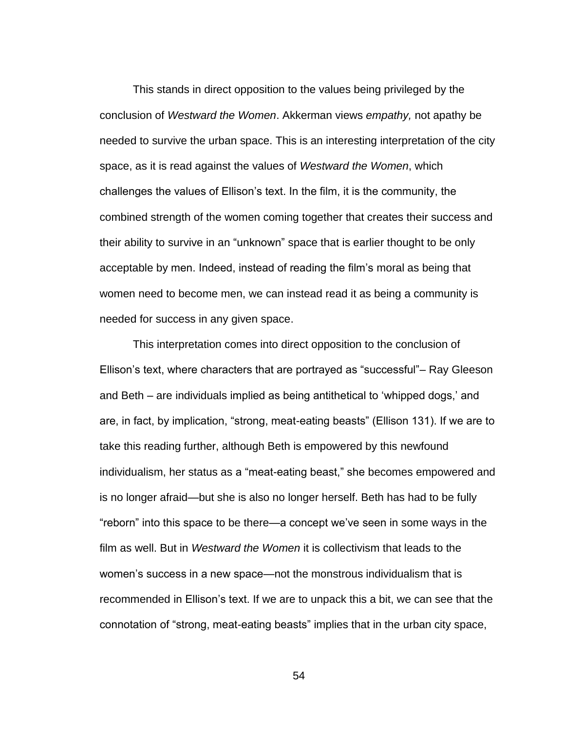This stands in direct opposition to the values being privileged by the conclusion of *Westward the Women*. Akkerman views *empathy,* not apathy be needed to survive the urban space. This is an interesting interpretation of the city space, as it is read against the values of *Westward the Women*, which challenges the values of Ellison's text. In the film, it is the community, the combined strength of the women coming together that creates their success and their ability to survive in an "unknown" space that is earlier thought to be only acceptable by men. Indeed, instead of reading the film's moral as being that women need to become men, we can instead read it as being a community is needed for success in any given space.

This interpretation comes into direct opposition to the conclusion of Ellison's text, where characters that are portrayed as "successful"– Ray Gleeson and Beth – are individuals implied as being antithetical to 'whipped dogs,' and are, in fact, by implication, "strong, meat-eating beasts" (Ellison 131). If we are to take this reading further, although Beth is empowered by this newfound individualism, her status as a "meat-eating beast," she becomes empowered and is no longer afraid—but she is also no longer herself. Beth has had to be fully "reborn" into this space to be there—a concept we've seen in some ways in the film as well. But in *Westward the Women* it is collectivism that leads to the women's success in a new space—not the monstrous individualism that is recommended in Ellison's text. If we are to unpack this a bit, we can see that the connotation of "strong, meat-eating beasts" implies that in the urban city space,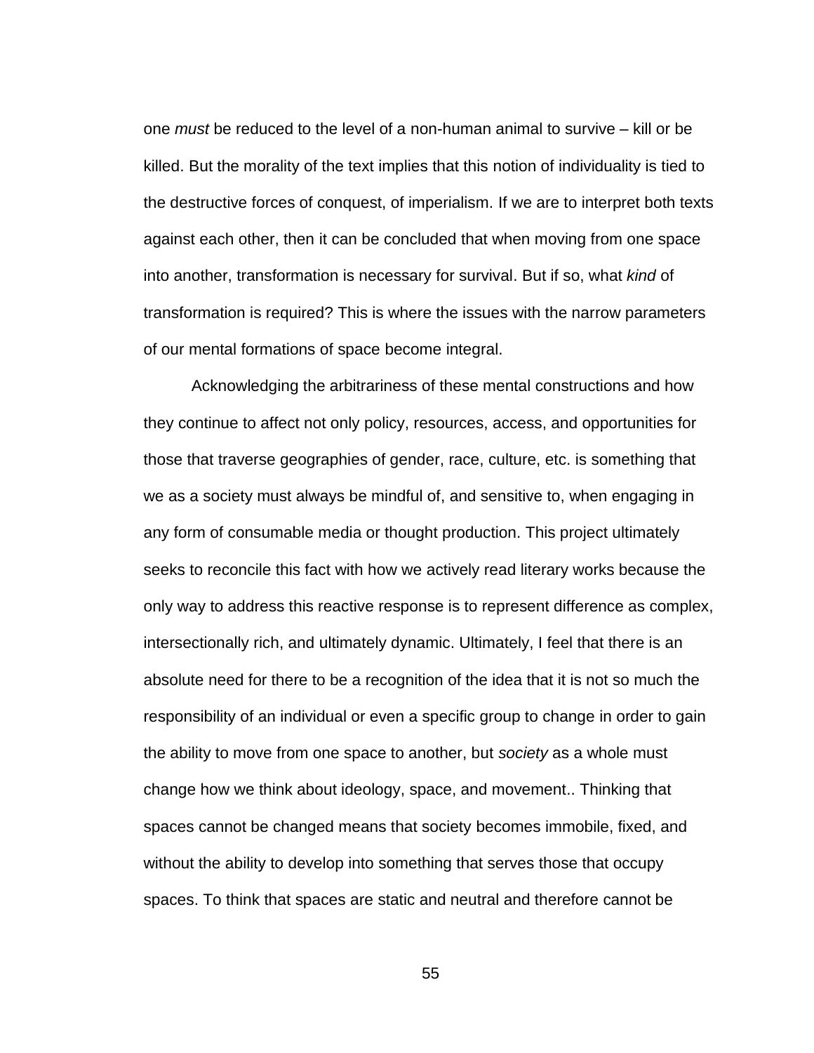one *must* be reduced to the level of a non-human animal to survive – kill or be killed. But the morality of the text implies that this notion of individuality is tied to the destructive forces of conquest, of imperialism. If we are to interpret both texts against each other, then it can be concluded that when moving from one space into another, transformation is necessary for survival. But if so, what *kind* of transformation is required? This is where the issues with the narrow parameters of our mental formations of space become integral.

Acknowledging the arbitrariness of these mental constructions and how they continue to affect not only policy, resources, access, and opportunities for those that traverse geographies of gender, race, culture, etc. is something that we as a society must always be mindful of, and sensitive to, when engaging in any form of consumable media or thought production. This project ultimately seeks to reconcile this fact with how we actively read literary works because the only way to address this reactive response is to represent difference as complex, intersectionally rich, and ultimately dynamic. Ultimately, I feel that there is an absolute need for there to be a recognition of the idea that it is not so much the responsibility of an individual or even a specific group to change in order to gain the ability to move from one space to another, but *society* as a whole must change how we think about ideology, space, and movement.. Thinking that spaces cannot be changed means that society becomes immobile, fixed, and without the ability to develop into something that serves those that occupy spaces. To think that spaces are static and neutral and therefore cannot be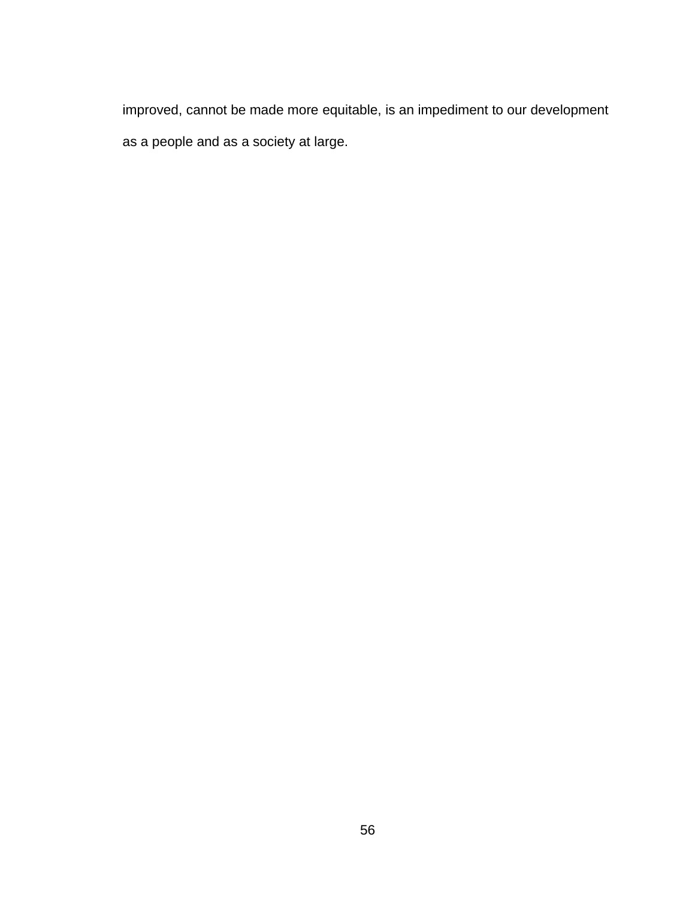improved, cannot be made more equitable, is an impediment to our development as a people and as a society at large.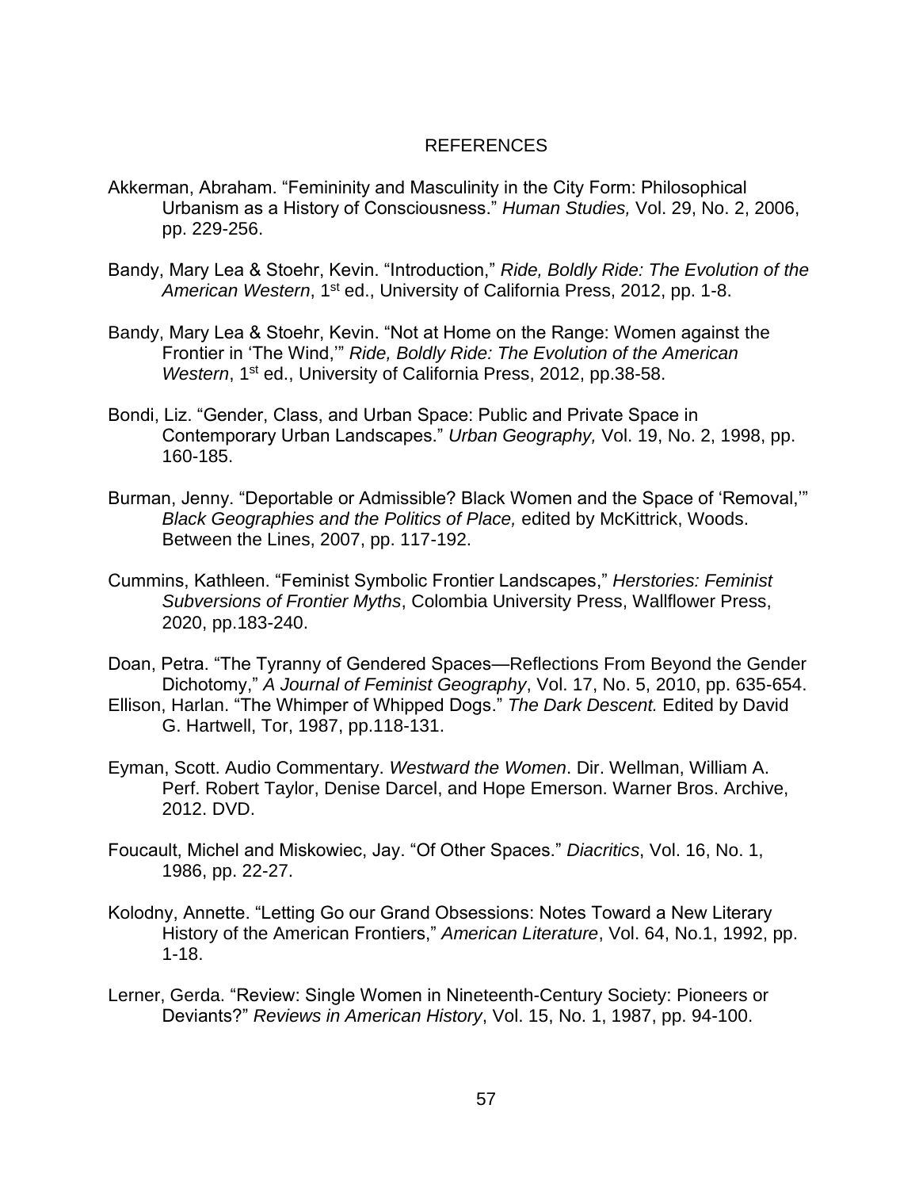# REFERENCES

Akkerman, Abraham. “Femininity and Masculinity in the City Form: Philosophical Urbanism as a History of Consciousness.” *Human Studies,* Vol. 29, No. 2, 2006, pp. 229-256.

Bandy, Mary Lea & Stoehr, Kevin. “Introduction,” *Ride, Boldly Ride: The Evolution of the American Western*, 1st ed., University of California Press, 2012, pp. 1-8.

Bandy, Mary Lea & Stoehr, Kevin. “Not at Home on the Range: Women against the Frontier in ‘The Wind,’” *Ride, Boldly Ride: The Evolution of the American Western*, 1st ed., University of California Press, 2012, pp.38-58.

Bondi, Liz. “Gender, Class, and Urban Space: Public and Private Space in Contemporary Urban Landscapes.” *Urban Geography,* Vol. 19, No. 2, 1998, pp. 160-185.

Burman, Jenny. “Deportable or Admissible? Black Women and the Space of ‘Removal,’” *Black Geographies and the Politics of Place,* edited by McKittrick, Woods. Between the Lines, 2007, pp. 117-192.

Cummins, Kathleen. “Feminist Symbolic Frontier Landscapes,” *Herstories: Feminist Subversions of Frontier Myths*, Colombia University Press, Wallflower Press, 2020, pp.183-240.

Doan, Petra. “The Tyranny of Gendered Spaces—Reflections From Beyond the Gender Dichotomy,” *A Journal of Feminist Geography*, Vol. 17, No. 5, 2010, pp. 635-654.

Ellison, Harlan. “The Whimper of Whipped Dogs.” *The Dark Descent.* Edited by David G. Hartwell, Tor, 1987, pp.118-131.

Eyman, Scott. Audio Commentary. *Westward the Women*. Dir. Wellman, William A. Perf. Robert Taylor, Denise Darcel, and Hope Emerson. Warner Bros. Archive, 2012. DVD.

Foucault, Michel and Miskowiec, Jay. “Of Other Spaces.” *Diacritics*, Vol. 16, No. 1, 1986, pp. 22-27.

Kolodny, Annette. “Letting Go our Grand Obsessions: Notes Toward a New Literary History of the American Frontiers,” *American Literature*, Vol. 64, No.1, 1992, pp. 1-18.

Lerner, Gerda. “Review: Single Women in Nineteenth-Century Society: Pioneers or Deviants?” *Reviews in American History*, Vol. 15, No. 1, 1987, pp. 94-100.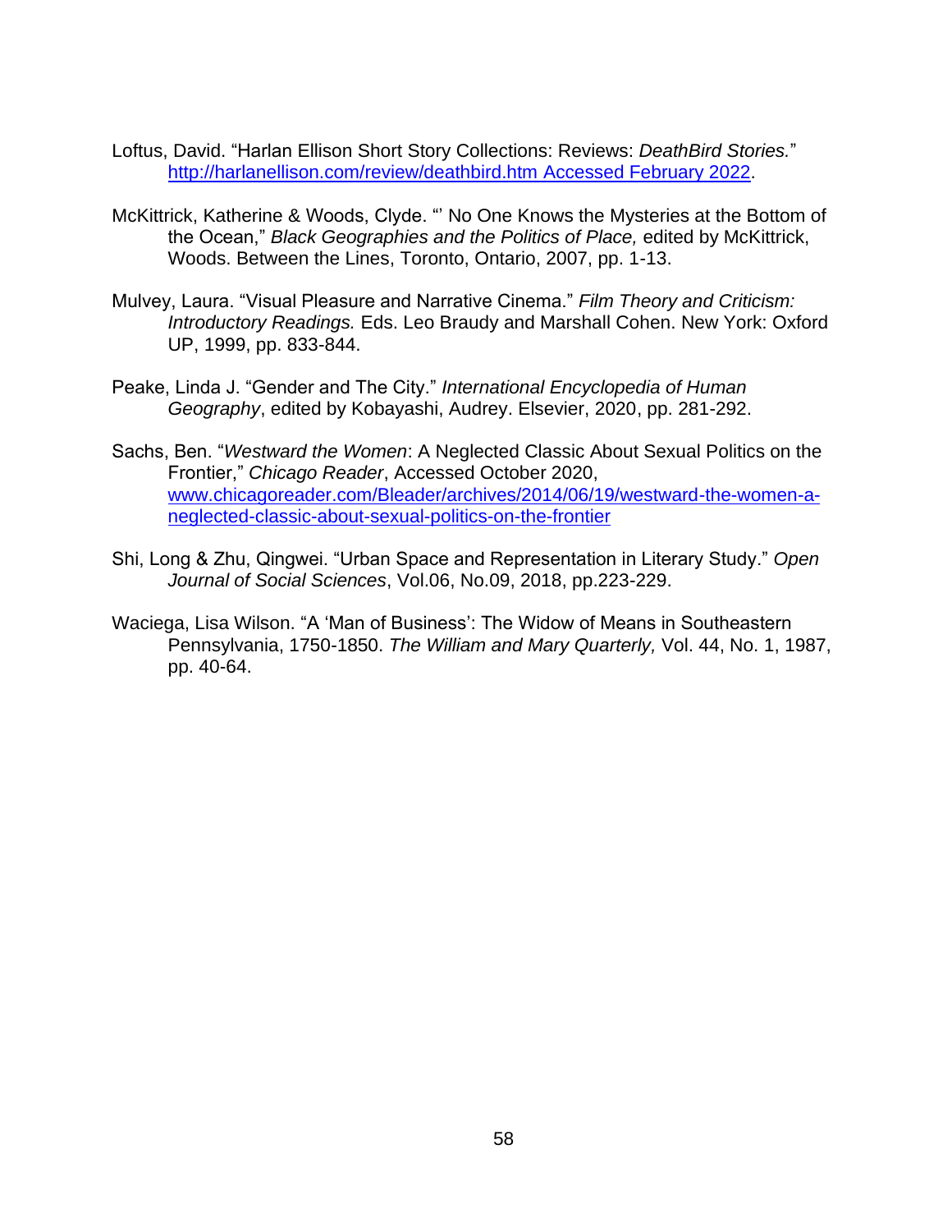Loftus, David. "Harlan Ellison Short Story Collections: Reviews: *DeathBird Stories.*" http://harlanellison.com/review/deathbird.htm Accessed February 2022.

McKittrick, Katherine & Woods, Clyde. "' No One Knows the Mysteries at the Bottom of the Ocean," *Black Geographies and the Politics of Place,* edited by McKittrick, Woods. Between the Lines, Toronto, Ontario, 2007, pp. 1-13.

Mulvey, Laura. "Visual Pleasure and Narrative Cinema." *Film Theory and Criticism: Introductory Readings.* Eds. Leo Braudy and Marshall Cohen. New York: Oxford UP, 1999, pp. 833-844.

Peake, Linda J. "Gender and The City." *International Encyclopedia of Human Geography*, edited by Kobayashi, Audrey. Elsevier, 2020, pp. 281-292.

Sachs, Ben. "*Westward the Women*: A Neglected Classic About Sexual Politics on the Frontier," *Chicago Reader*, Accessed October 2020, www.chicagoreader.com/Bleader/archives/2014/06/19/westward-the-women-a-neglected-classic-about-sexual-politics-on-the-frontier

Shi, Long & Zhu, Qingwei. "Urban Space and Representation in Literary Study." *Open Journal of Social Sciences*, Vol.06, No.09, 2018, pp.223-229.

Waciega, Lisa Wilson. "A 'Man of Business': The Widow of Means in Southeastern Pennsylvania, 1750-1850. *The William and Mary Quarterly,* Vol. 44, No. 1, 1987, pp. 40-64.